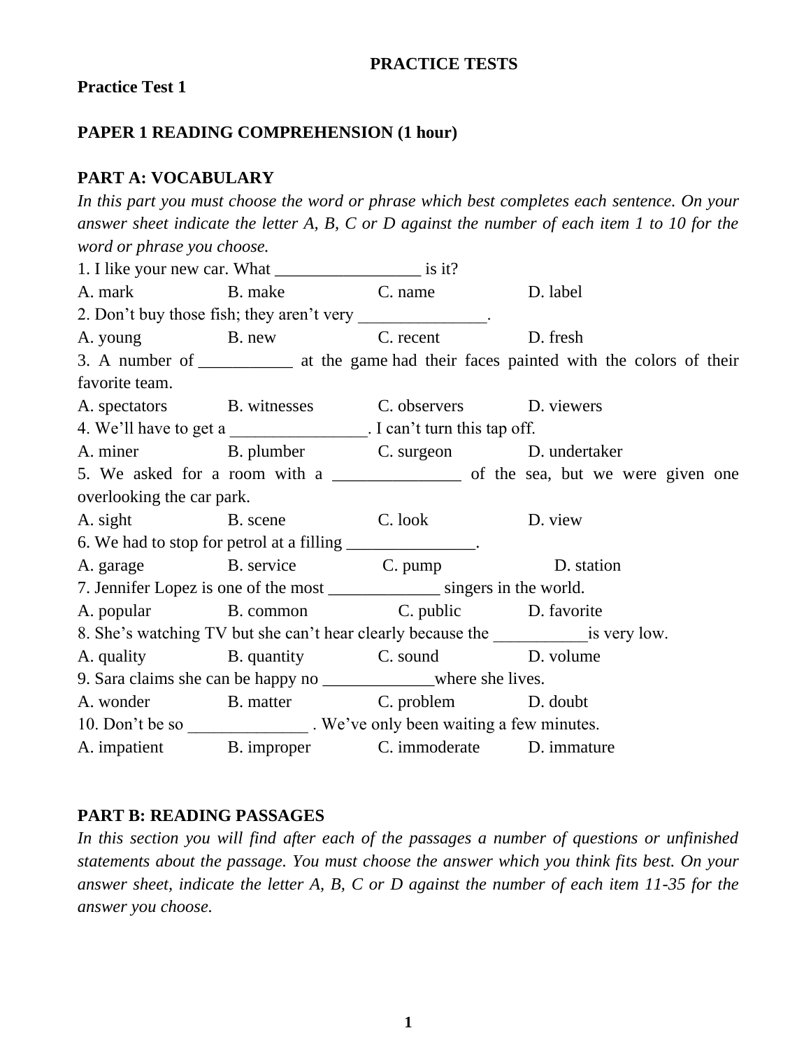# PRACTICE TESTS

## Practice Test 1

### PAPER 1 READING COMPREHENSION (1 hour)

### PART A: VOCABULARY

*In this part you must choose the word or phrase which best completes each sentence. On your answer sheet indicate the letter A, B, C or D against the number of each item 1 to 10 for the word or phrase you choose.*

1. I like your new car. What _________________ is it?

A. mark B. make C. name D. label

2. Don't buy those fish; they aren't very _______________.

A. young B. new C. recent D. fresh

3. A number of ___________ at the game had their faces painted with the colors of their favorite team.

A. spectators B. witnesses C. observers D. viewers

4. We'll have to get a ________________. I can't turn this tap off.

A. miner B. plumber C. surgeon D. undertaker

5. We asked for a room with a _______________ of the sea, but we were given one overlooking the car park.

A. sight B. scene C. look D. view

6. We had to stop for petrol at a filling _______________.

A. garage B. service C. pump D. station

7. Jennifer Lopez is one of the most _____________ singers in the world.

A. popular B. common C. public D. favorite

8. She's watching TV but she can't hear clearly because the ___________is very low.

A. quality B. quantity C. sound D. volume

9. Sara claims she can be happy no _____________where she lives.

A. wonder B. matter C. problem D. doubt

10. Don't be so ______________ . We've only been waiting a few minutes.

A. impatient B. improper C. immoderate D. immature

### PART B: READING PASSAGES

*In this section you will find after each of the passages a number of questions or unfinished statements about the passage. You must choose the answer which you think fits best. On your answer sheet, indicate the letter A, B, C or D against the number of each item 11-35 for the answer you choose.*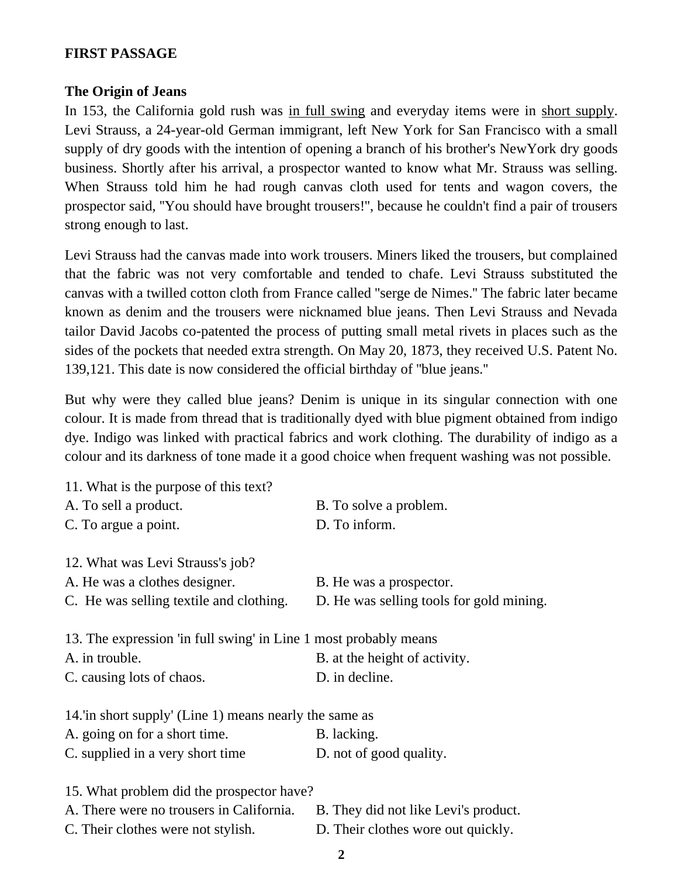**FIRST PASSAGE**

**The Origin of Jeans**

In 153, the California gold rush was <u>in full swing</u> and everyday items were in <u>short supply</u>. Levi Strauss, a 24-year-old German immigrant, left New York for San Francisco with a small supply of dry goods with the intention of opening a branch of his brother's NewYork dry goods business. Shortly after his arrival, a prospector wanted to know what Mr. Strauss was selling. When Strauss told him he had rough canvas cloth used for tents and wagon covers, the prospector said, "You should have brought trousers!", because he couldn't find a pair of trousers strong enough to last.

Levi Strauss had the canvas made into work trousers. Miners liked the trousers, but complained that the fabric was not very comfortable and tended to chafe. Levi Strauss substituted the canvas with a twilled cotton cloth from France called "serge de Nimes." The fabric later became known as denim and the trousers were nicknamed blue jeans. Then Levi Strauss and Nevada tailor David Jacobs co-patented the process of putting small metal rivets in places such as the sides of the pockets that needed extra strength. On May 20, 1873, they received U.S. Patent No. 139,121. This date is now considered the official birthday of "blue jeans."

But why were they called blue jeans? Denim is unique in its singular connection with one colour. It is made from thread that is traditionally dyed with blue pigment obtained from indigo dye. Indigo was linked with practical fabrics and work clothing. The durability of indigo as a colour and its darkness of tone made it a good choice when frequent washing was not possible.

11. What is the purpose of this text?
A. To sell a product.
B. To solve a problem.
C. To argue a point.
D. To inform.

12. What was Levi Strauss's job?
A. He was a clothes designer.
B. He was a prospector.
C. He was selling textile and clothing.
D. He was selling tools for gold mining.

13. The expression 'in full swing' in Line 1 most probably means
A. in trouble.
B. at the height of activity.
C. causing lots of chaos.
D. in decline.

14.'in short supply' (Line 1) means nearly the same as
A. going on for a short time.
B. lacking.
C. supplied in a very short time
D. not of good quality.

15. What problem did the prospector have?
A. There were no trousers in California.
B. They did not like Levi's product.
C. Their clothes were not stylish.
D. Their clothes wore out quickly.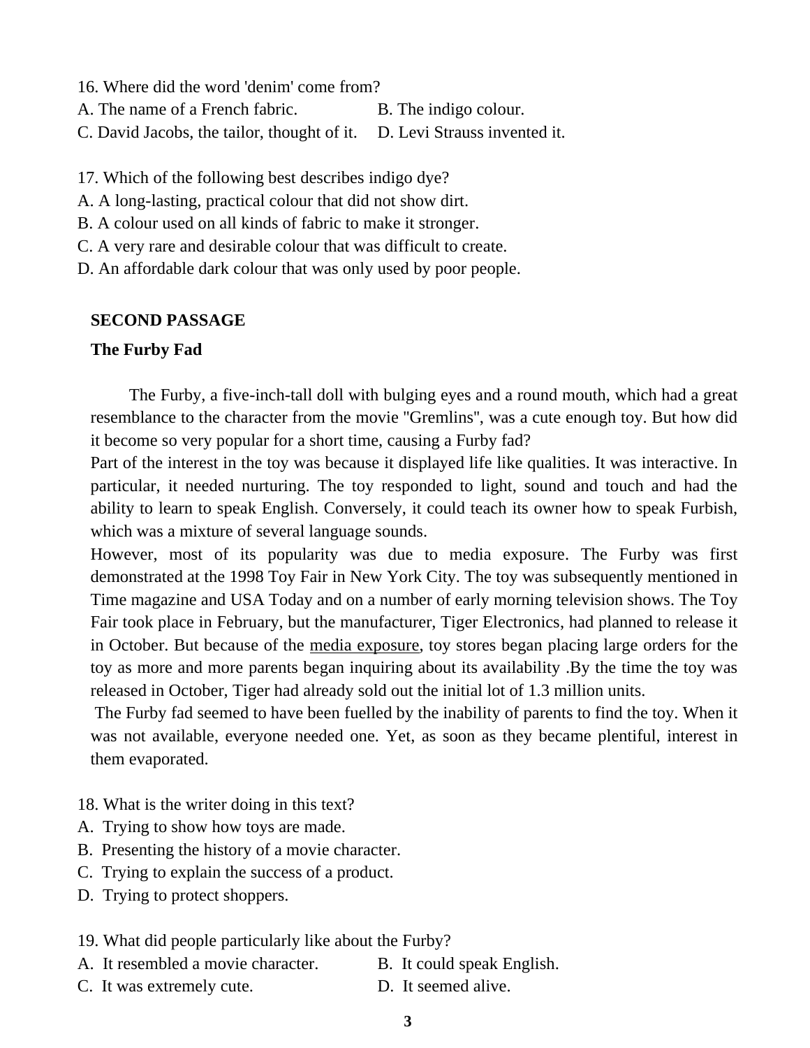16. Where did the word 'denim' come from?

A. The name of a French fabric.
B. The indigo colour.
C. David Jacobs, the tailor, thought of it.
D. Levi Strauss invented it.

17. Which of the following best describes indigo dye?

A. A long-lasting, practical colour that did not show dirt.
B. A colour used on all kinds of fabric to make it stronger.
C. A very rare and desirable colour that was difficult to create.
D. An affordable dark colour that was only used by poor people.

**SECOND PASSAGE**

**The Furby Fad**

The Furby, a five-inch-tall doll with bulging eyes and a round mouth, which had a great resemblance to the character from the movie "Gremlins", was a cute enough toy. But how did it become so very popular for a short time, causing a Furby fad?

Part of the interest in the toy was because it displayed life like qualities. It was interactive. In particular, it needed nurturing. The toy responded to light, sound and touch and had the ability to learn to speak English. Conversely, it could teach its owner how to speak Furbish, which was a mixture of several language sounds.

However, most of its popularity was due to media exposure. The Furby was first demonstrated at the 1998 Toy Fair in New York City. The toy was subsequently mentioned in Time magazine and USA Today and on a number of early morning television shows. The Toy Fair took place in February, but the manufacturer, Tiger Electronics, had planned to release it in October. But because of the <u>media exposure</u>, toy stores began placing large orders for the toy as more and more parents began inquiring about its availability .By the time the toy was released in October, Tiger had already sold out the initial lot of 1.3 million units.

The Furby fad seemed to have been fuelled by the inability of parents to find the toy. When it was not available, everyone needed one. Yet, as soon as they became plentiful, interest in them evaporated.

18. What is the writer doing in this text?

A. Trying to show how toys are made.
B. Presenting the history of a movie character.
C. Trying to explain the success of a product.
D. Trying to protect shoppers.

19. What did people particularly like about the Furby?

A. It resembled a movie character.
B. It could speak English.
C. It was extremely cute.
D. It seemed alive.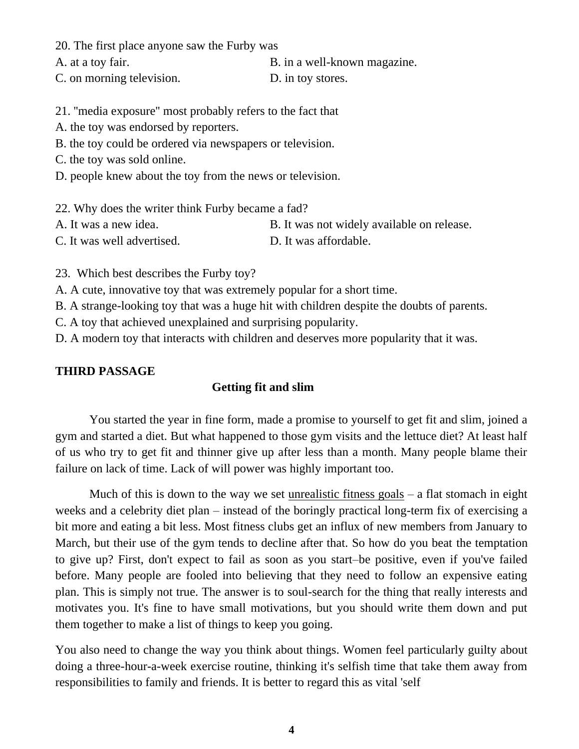20. The first place anyone saw the Furby was

A. at a toy fair.
B. in a well-known magazine.
C. on morning television.
D. in toy stores.

21. "media exposure" most probably refers to the fact that

A. the toy was endorsed by reporters.
B. the toy could be ordered via newspapers or television.
C. the toy was sold online.
D. people knew about the toy from the news or television.

22. Why does the writer think Furby became a fad?

A. It was a new idea.
B. It was not widely available on release.
C. It was well advertised.
D. It was affordable.

23. Which best describes the Furby toy?

A. A cute, innovative toy that was extremely popular for a short time.
B. A strange-looking toy that was a huge hit with children despite the doubts of parents.
C. A toy that achieved unexplained and surprising popularity.
D. A modern toy that interacts with children and deserves more popularity that it was.

**THIRD PASSAGE**

**Getting fit and slim**

You started the year in fine form, made a promise to yourself to get fit and slim, joined a gym and started a diet. But what happened to those gym visits and the lettuce diet? At least half of us who try to get fit and thinner give up after less than a month. Many people blame their failure on lack of time. Lack of will power was highly important too.

Much of this is down to the way we set <u>unrealistic fitness goals</u> – a flat stomach in eight weeks and a celebrity diet plan – instead of the boringly practical long-term fix of exercising a bit more and eating a bit less. Most fitness clubs get an influx of new members from January to March, but their use of the gym tends to decline after that. So how do you beat the temptation to give up? First, don't expect to fail as soon as you start–be positive, even if you've failed before. Many people are fooled into believing that they need to follow an expensive eating plan. This is simply not true. The answer is to soul-search for the thing that really interests and motivates you. It's fine to have small motivations, but you should write them down and put them together to make a list of things to keep you going.

You also need to change the way you think about things. Women feel particularly guilty about doing a three-hour-a-week exercise routine, thinking it's selfish time that take them away from responsibilities to family and friends. It is better to regard this as vital 'self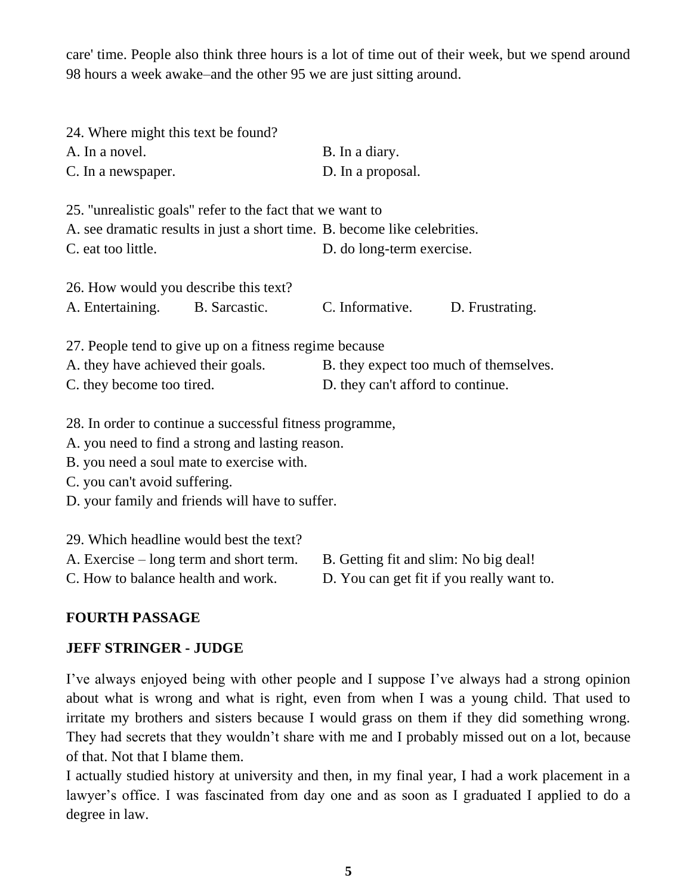care' time. People also think three hours is a lot of time out of their week, but we spend around 98 hours a week awake–and the other 95 we are just sitting around.

24. Where might this text be found?
A. In a novel.
B. In a diary.
C. In a newspaper.
D. In a proposal.

25. "unrealistic goals" refer to the fact that we want to
A. see dramatic results in just a short time.
B. become like celebrities.
C. eat too little.
D. do long-term exercise.

26. How would you describe this text?
A. Entertaining.
B. Sarcastic.
C. Informative.
D. Frustrating.

27. People tend to give up on a fitness regime because
A. they have achieved their goals.
B. they expect too much of themselves.
C. they become too tired.
D. they can't afford to continue.

28. In order to continue a successful fitness programme,
A. you need to find a strong and lasting reason.
B. you need a soul mate to exercise with.
C. you can't avoid suffering.
D. your family and friends will have to suffer.

29. Which headline would best the text?
A. Exercise – long term and short term.
B. Getting fit and slim: No big deal!
C. How to balance health and work.
D. You can get fit if you really want to.

**FOURTH PASSAGE**

**JEFF STRINGER - JUDGE**

I've always enjoyed being with other people and I suppose I've always had a strong opinion about what is wrong and what is right, even from when I was a young child. That used to irritate my brothers and sisters because I would grass on them if they did something wrong. They had secrets that they wouldn't share with me and I probably missed out on a lot, because of that. Not that I blame them.

I actually studied history at university and then, in my final year, I had a work placement in a lawyer's office. I was fascinated from day one and as soon as I graduated I applied to do a degree in law.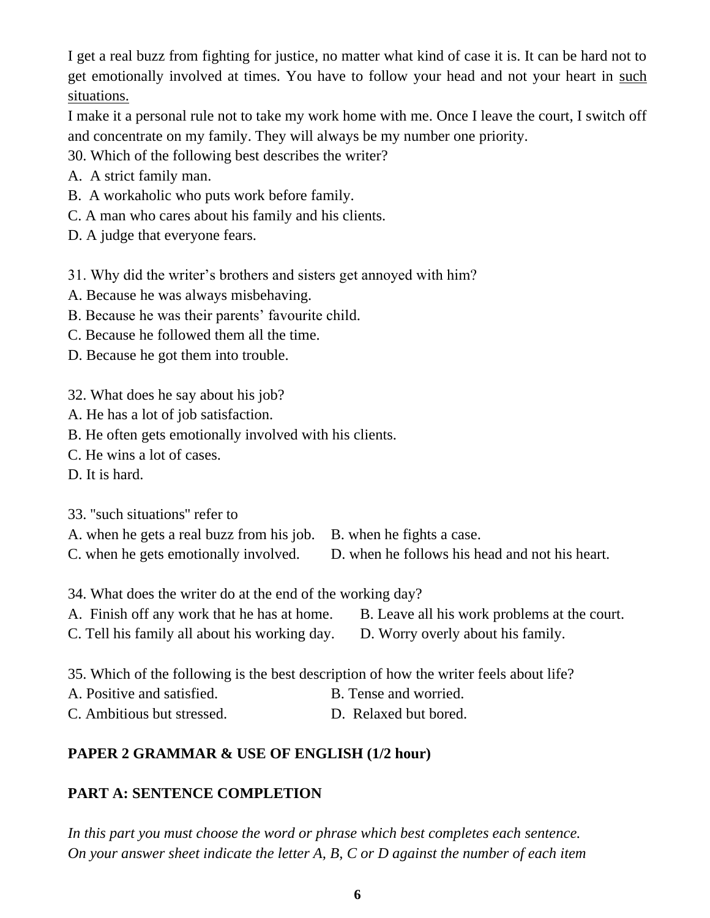I get a real buzz from fighting for justice, no matter what kind of case it is. It can be hard not to get emotionally involved at times. You have to follow your head and not your heart in <u>such situations.</u>

I make it a personal rule not to take my work home with me. Once I leave the court, I switch off and concentrate on my family. They will always be my number one priority.

30. Which of the following best describes the writer?

A. A strict family man.

B. A workaholic who puts work before family.

C. A man who cares about his family and his clients.

D. A judge that everyone fears.

31. Why did the writer's brothers and sisters get annoyed with him?

A. Because he was always misbehaving.

B. Because he was their parents' favourite child.

C. Because he followed them all the time.

D. Because he got them into trouble.

32. What does he say about his job?

A. He has a lot of job satisfaction.

B. He often gets emotionally involved with his clients.

C. He wins a lot of cases.

D. It is hard.

33. "such situations" refer to

A. when he gets a real buzz from his job.

B. when he fights a case.

C. when he gets emotionally involved.

D. when he follows his head and not his heart.

34. What does the writer do at the end of the working day?

A. Finish off any work that he has at home.

B. Leave all his work problems at the court.

C. Tell his family all about his working day.

D. Worry overly about his family.

35. Which of the following is the best description of how the writer feels about life?

A. Positive and satisfied.

B. Tense and worried.

C. Ambitious but stressed.

D. Relaxed but bored.

## PAPER 2 GRAMMAR & USE OF ENGLISH (1/2 hour)

### PART A: SENTENCE COMPLETION

*In this part you must choose the word or phrase which best completes each sentence.*
*On your answer sheet indicate the letter A, B, C or D against the number of each item*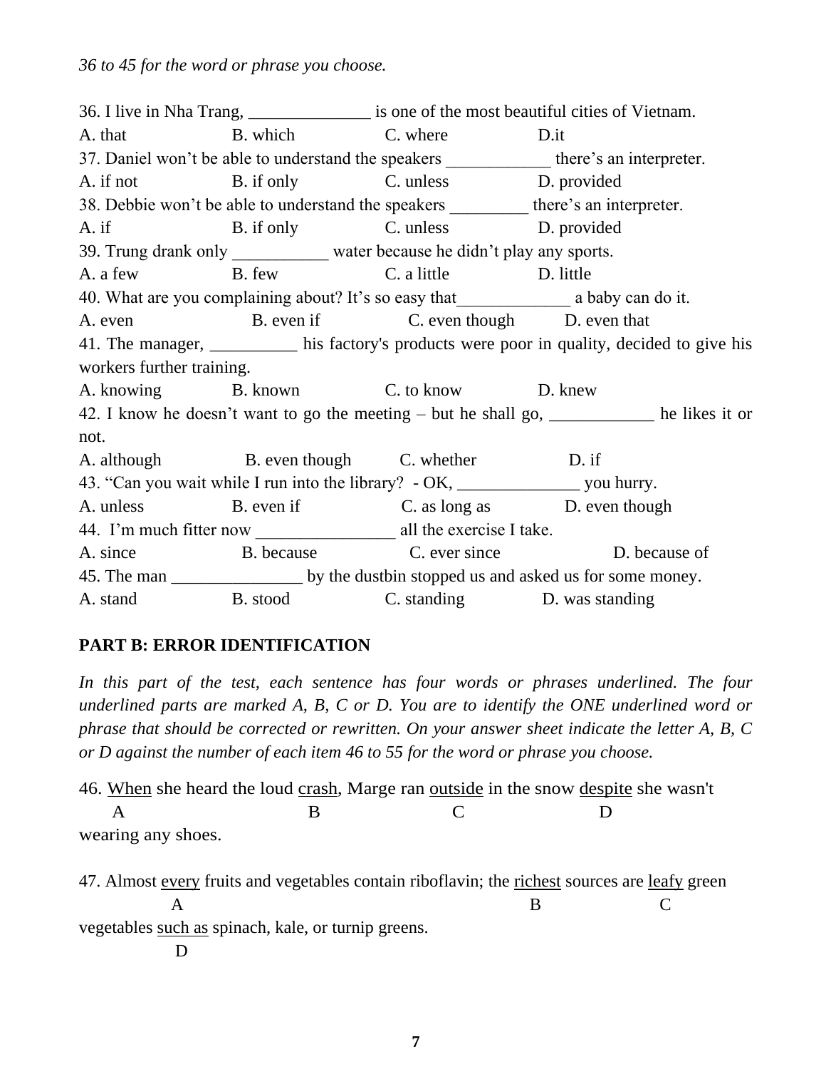*36 to 45 for the word or phrase you choose.*

36. I live in Nha Trang, ______________ is one of the most beautiful cities of Vietnam.
A. that B. which C. where D.it

37. Daniel won't be able to understand the speakers ____________ there's an interpreter.
A. if not B. if only C. unless D. provided

38. Debbie won't be able to understand the speakers _________ there's an interpreter.
A. if B. if only C. unless D. provided

39. Trung drank only ___________ water because he didn't play any sports.
A. a few B. few C. a little D. little

40. What are you complaining about? It's so easy that_____________ a baby can do it.
A. even B. even if C. even though D. even that

41. The manager, __________ his factory's products were poor in quality, decided to give his workers further training.
A. knowing B. known C. to know D. knew

42. I know he doesn't want to go the meeting – but he shall go, ____________ he likes it or not.
A. although B. even though C. whether D. if

43. "Can you wait while I run into the library? - OK, ______________ you hurry.
A. unless B. even if C. as long as D. even though

44. I'm much fitter now ________________ all the exercise I take.
A. since B. because C. ever since D. because of

45. The man _______________ by the dustbin stopped us and asked us for some money.
A. stand B. stood C. standing D. was standing

## PART B: ERROR IDENTIFICATION

*In this part of the test, each sentence has four words or phrases underlined. The four underlined parts are marked A, B, C or D. You are to identify the ONE underlined word or phrase that should be corrected or rewritten. On your answer sheet indicate the letter A, B, C or D against the number of each item 46 to 55 for the word or phrase you choose.*

46. <u>When</u> (A) she heard the loud <u>crash</u> (B), Marge ran <u>outside</u> (C) in the snow <u>despite</u> (D) she wasn't wearing any shoes.

47. Almost <u>every</u> (A) fruits and vegetables contain riboflavin; the <u>richest</u> (B) sources are <u>leafy</u> (C) green vegetables <u>such as</u> (D) spinach, kale, or turnip greens.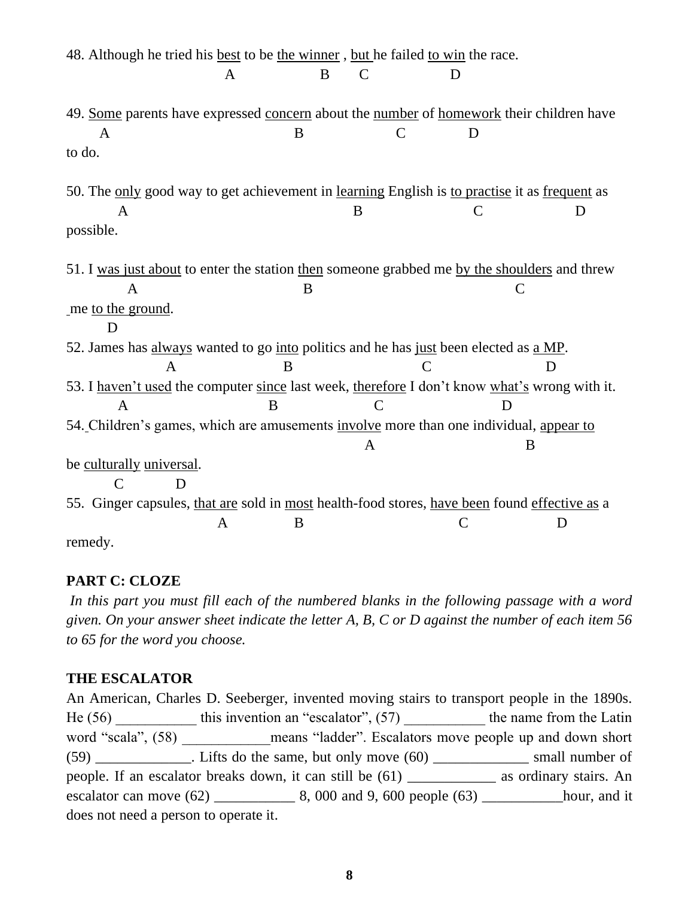48. Although he tried his <u>best</u> to be <u>the winner</u> , <u>but</u> he failed <u>to win</u> the race.
A B C D

49. <u>Some</u> parents have expressed <u>concern</u> about the <u>number</u> of <u>homework</u> their children have to do.
A B C D

50. The <u>only</u> good way to get achievement in <u>learning</u> English is <u>to practise</u> it as <u>frequent</u> as possible.
A B C D

51. I <u>was just about</u> to enter the station <u>then</u> someone grabbed me <u>by the shoulders</u> and threw me <u>to the ground</u>.
A B C D

52. James has <u>always</u> wanted to go <u>into</u> politics and he has <u>just</u> been elected as <u>a MP</u>.
A B C D

53. I <u>haven't used</u> the computer <u>since</u> last week, <u>therefore</u> I don't know <u>what's</u> wrong with it.
A B C D

54. Children's games, which are amusements <u>involve</u> more than one individual, <u>appear to</u> be <u>culturally</u> <u>universal</u>.
A B C D

55. Ginger capsules, <u>that are</u> sold in <u>most</u> health-food stores, <u>have been</u> found <u>effective as</u> a remedy.
A B C D

**PART C: CLOZE**

*In this part you must fill each of the numbered blanks in the following passage with a word given. On your answer sheet indicate the letter A, B, C or D against the number of each item 56 to 65 for the word you choose.*

**THE ESCALATOR**

An American, Charles D. Seeberger, invented moving stairs to transport people in the 1890s. He (56) ___________ this invention an "escalator", (57) ___________ the name from the Latin word "scala", (58) ____________means "ladder". Escalators move people up and down short (59) _____________. Lifts do the same, but only move (60) _____________ small number of people. If an escalator breaks down, it can still be (61) ____________ as ordinary stairs. An escalator can move (62) ___________ 8, 000 and 9, 600 people (63) ___________hour, and it does not need a person to operate it.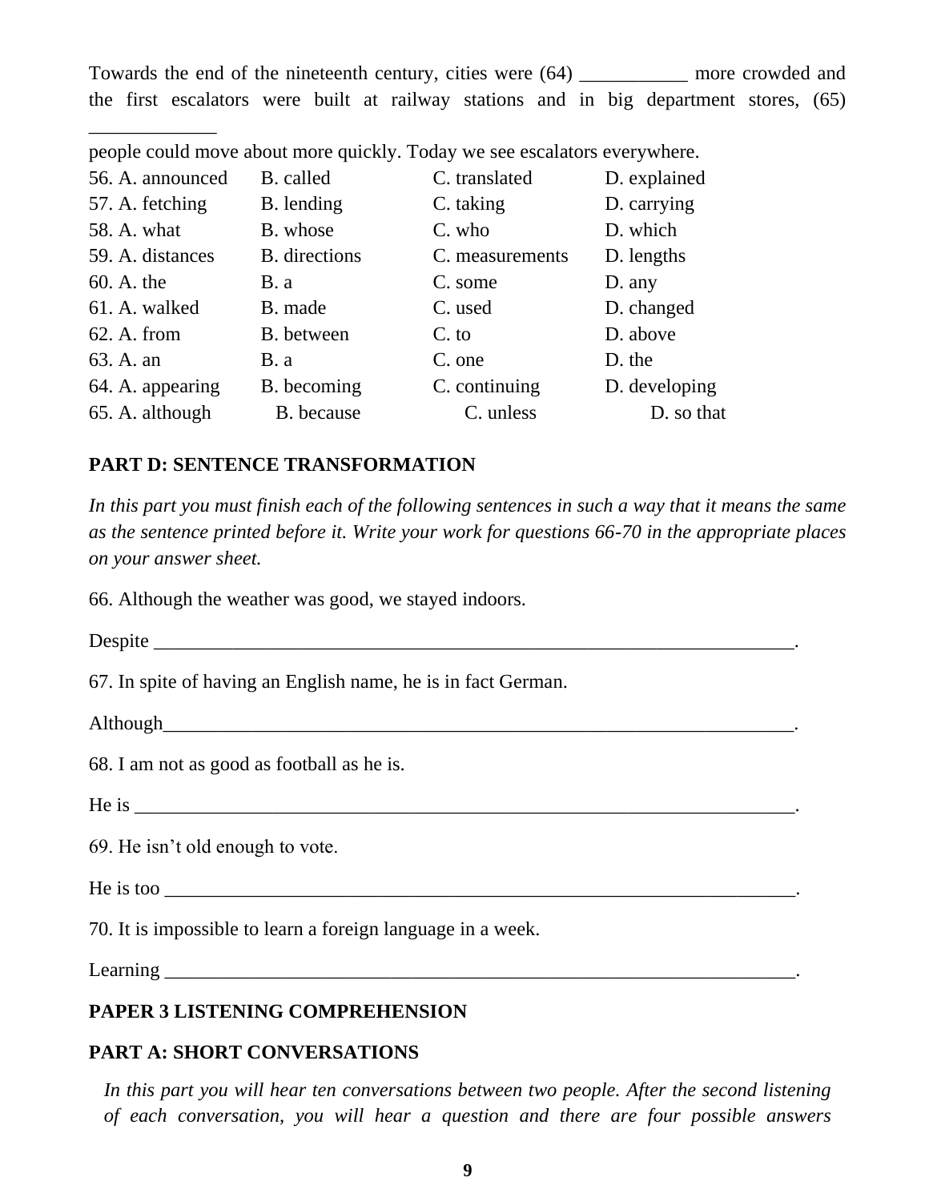Towards the end of the nineteenth century, cities were (64) ___________ more crowded and the first escalators were built at railway stations and in big department stores, (65) _____________ people could move about more quickly. Today we see escalators everywhere.

| | | | |
|---|---|---|---|
| 56. A. announced | B. called | C. translated | D. explained |
| 57. A. fetching | B. lending | C. taking | D. carrying |
| 58. A. what | B. whose | C. who | D. which |
| 59. A. distances | B. directions | C. measurements | D. lengths |
| 60. A. the | B. a | C. some | D. any |
| 61. A. walked | B. made | C. used | D. changed |
| 62. A. from | B. between | C. to | D. above |
| 63. A. an | B. a | C. one | D. the |
| 64. A. appearing | B. becoming | C. continuing | D. developing |
| 65. A. although | B. because | C. unless | D. so that |

**PART D: SENTENCE TRANSFORMATION**

*In this part you must finish each of the following sentences in such a way that it means the same as the sentence printed before it. Write your work for questions 66-70 in the appropriate places on your answer sheet.*

66. Although the weather was good, we stayed indoors.

Despite ______________________________________________________________________.

67. In spite of having an English name, he is in fact German.

Although______________________________________________________________________.

68. I am not as good as football as he is.

He is ________________________________________________________________________.

69. He isn't old enough to vote.

He is too _____________________________________________________________________.

70. It is impossible to learn a foreign language in a week.

Learning ______________________________________________________________________.

**PAPER 3 LISTENING COMPREHENSION**

**PART A: SHORT CONVERSATIONS**

*In this part you will hear ten conversations between two people. After the second listening of each conversation, you will hear a question and there are four possible answers*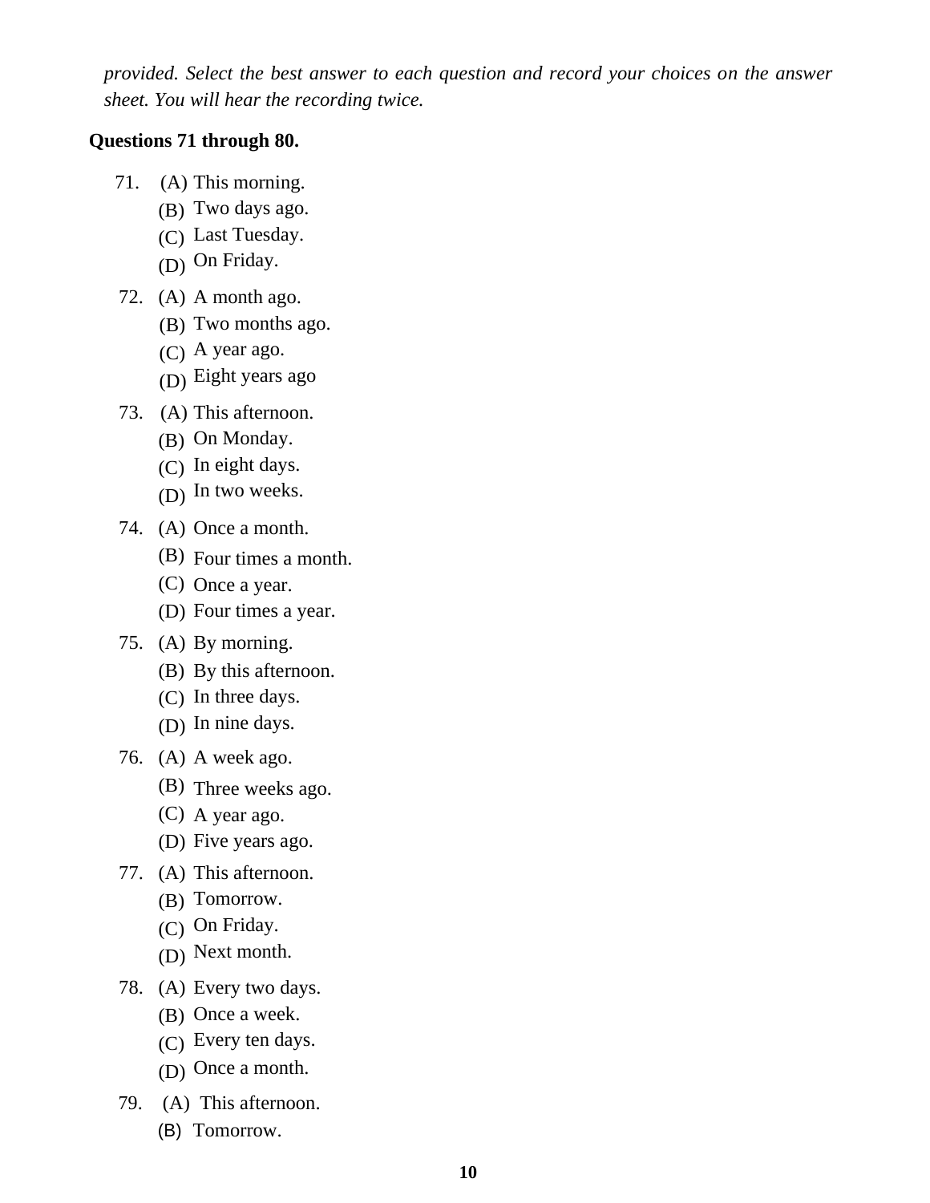*provided. Select the best answer to each question and record your choices on the answer sheet. You will hear the recording twice.*

**Questions 71 through 80.**

71. (A) This morning.
    (B) Two days ago.
    (C) Last Tuesday.
    (D) On Friday.

72. (A) A month ago.
    (B) Two months ago.
    (C) A year ago.
    (D) Eight years ago

73. (A) This afternoon.
    (B) On Monday.
    (C) In eight days.
    (D) In two weeks.

74. (A) Once a month.
    (B) Four times a month.
    (C) Once a year.
    (D) Four times a year.

75. (A) By morning.
    (B) By this afternoon.
    (C) In three days.
    (D) In nine days.

76. (A) A week ago.
    (B) Three weeks ago.
    (C) A year ago.
    (D) Five years ago.

77. (A) This afternoon.
    (B) Tomorrow.
    (C) On Friday.
    (D) Next month.

78. (A) Every two days.
    (B) Once a week.
    (C) Every ten days.
    (D) Once a month.

79. (A) This afternoon.
    (B) Tomorrow.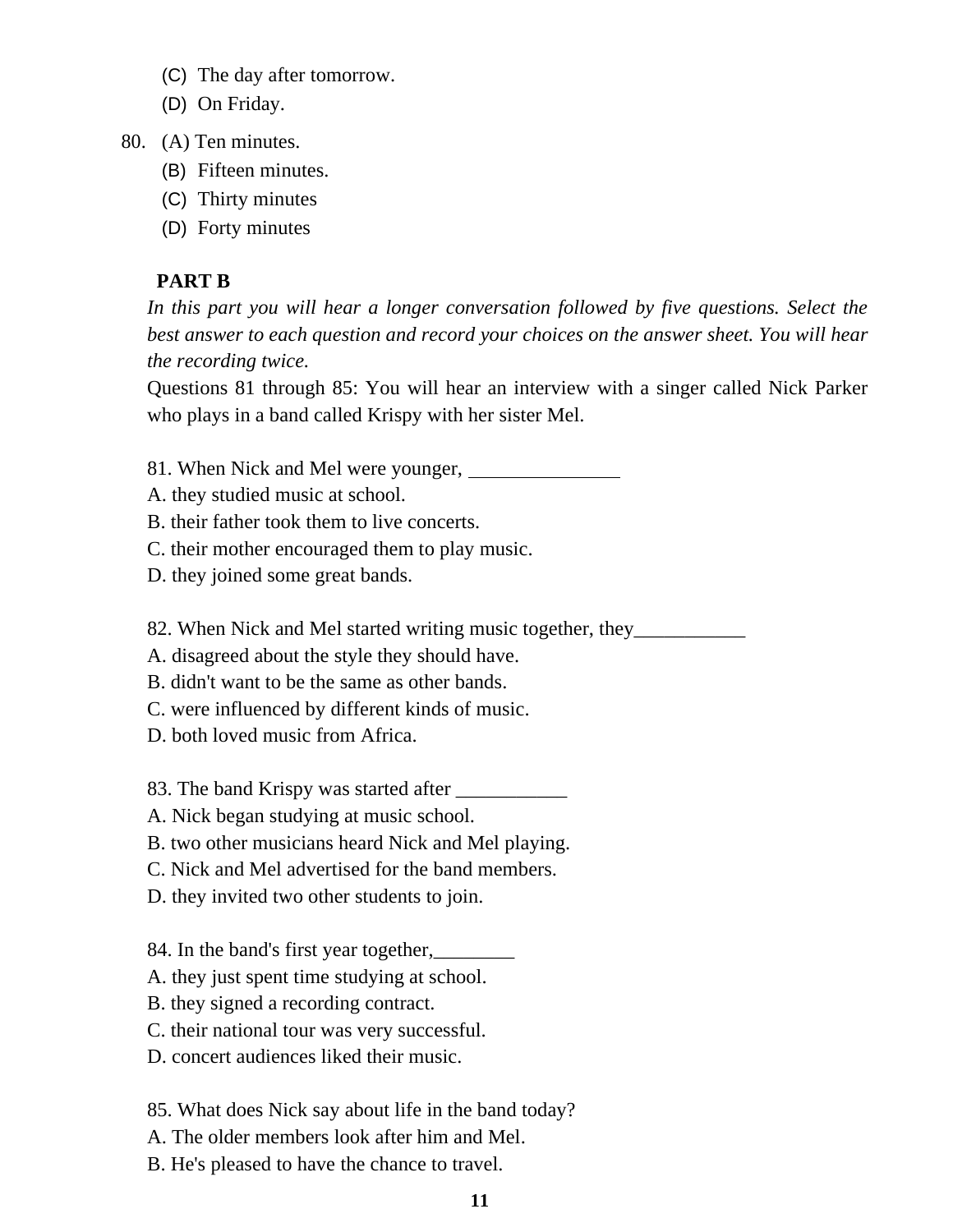(C) The day after tomorrow.
(D) On Friday.

80. (A) Ten minutes.
(B) Fifteen minutes.
(C) Thirty minutes
(D) Forty minutes

**PART B**

*In this part you will hear a longer conversation followed by five questions. Select the best answer to each question and record your choices on the answer sheet. You will hear the recording twice.*

Questions 81 through 85: You will hear an interview with a singer called Nick Parker who plays in a band called Krispy with her sister Mel.

81. When Nick and Mel were younger, _______________
A. they studied music at school.
B. their father took them to live concerts.
C. their mother encouraged them to play music.
D. they joined some great bands.

82. When Nick and Mel started writing music together, they___________
A. disagreed about the style they should have.
B. didn't want to be the same as other bands.
C. were influenced by different kinds of music.
D. both loved music from Africa.

83. The band Krispy was started after ___________
A. Nick began studying at music school.
B. two other musicians heard Nick and Mel playing.
C. Nick and Mel advertised for the band members.
D. they invited two other students to join.

84. In the band's first year together,________
A. they just spent time studying at school.
B. they signed a recording contract.
C. their national tour was very successful.
D. concert audiences liked their music.

85. What does Nick say about life in the band today?
A. The older members look after him and Mel.
B. He's pleased to have the chance to travel.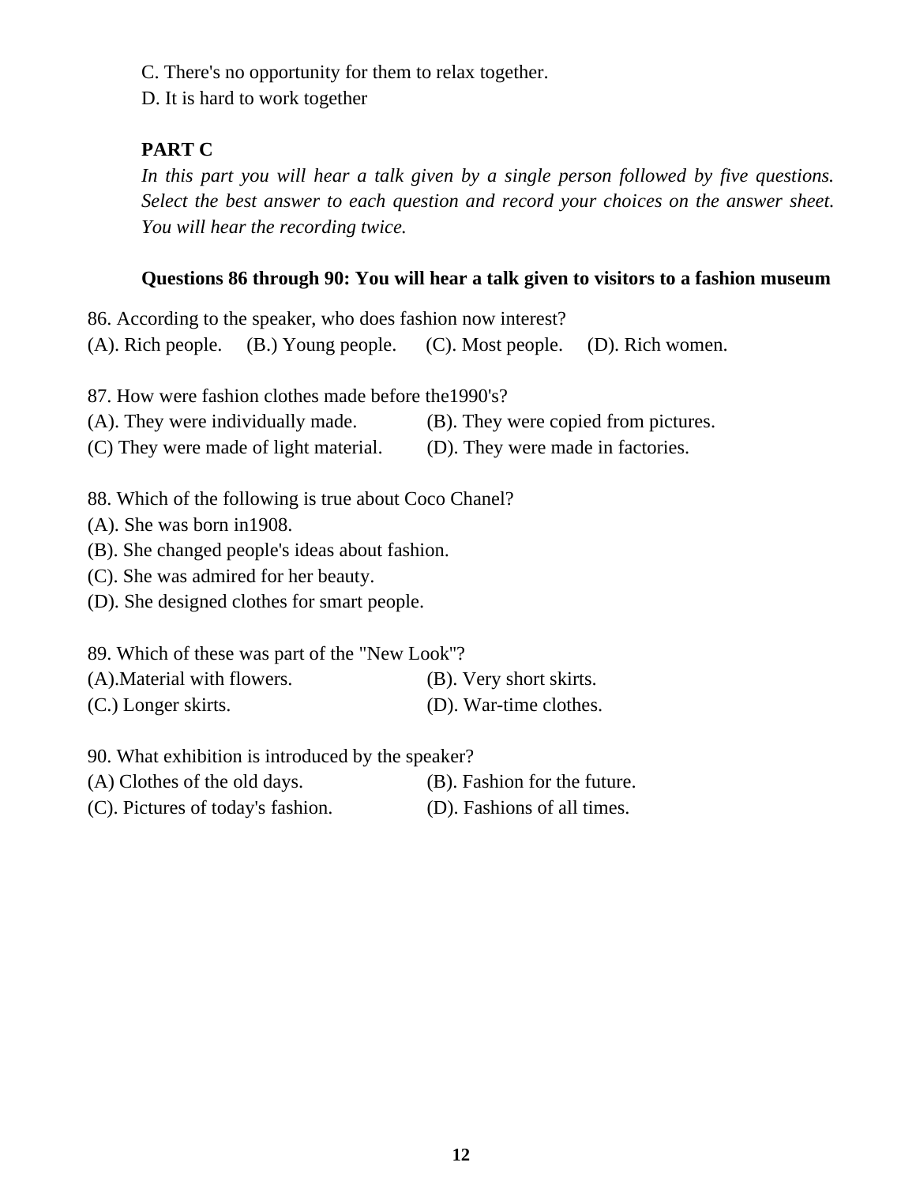C. There's no opportunity for them to relax together.

D. It is hard to work together

**PART C**

*In this part you will hear a talk given by a single person followed by five questions. Select the best answer to each question and record your choices on the answer sheet. You will hear the recording twice.*

**Questions 86 through 90: You will hear a talk given to visitors to a fashion museum**

86. According to the speaker, who does fashion now interest?

(A). Rich people. (B.) Young people. (C). Most people. (D). Rich women.

87. How were fashion clothes made before the1990's?

(A). They were individually made.

(B). They were copied from pictures.

(C) They were made of light material.

(D). They were made in factories.

88. Which of the following is true about Coco Chanel?

(A). She was born in1908.

(B). She changed people's ideas about fashion.

(C). She was admired for her beauty.

(D). She designed clothes for smart people.

89. Which of these was part of the "New Look"?

(A).Material with flowers.

(B). Very short skirts.

(C.) Longer skirts.

(D). War-time clothes.

90. What exhibition is introduced by the speaker?

(A) Clothes of the old days.

(B). Fashion for the future.

(C). Pictures of today's fashion.

(D). Fashions of all times.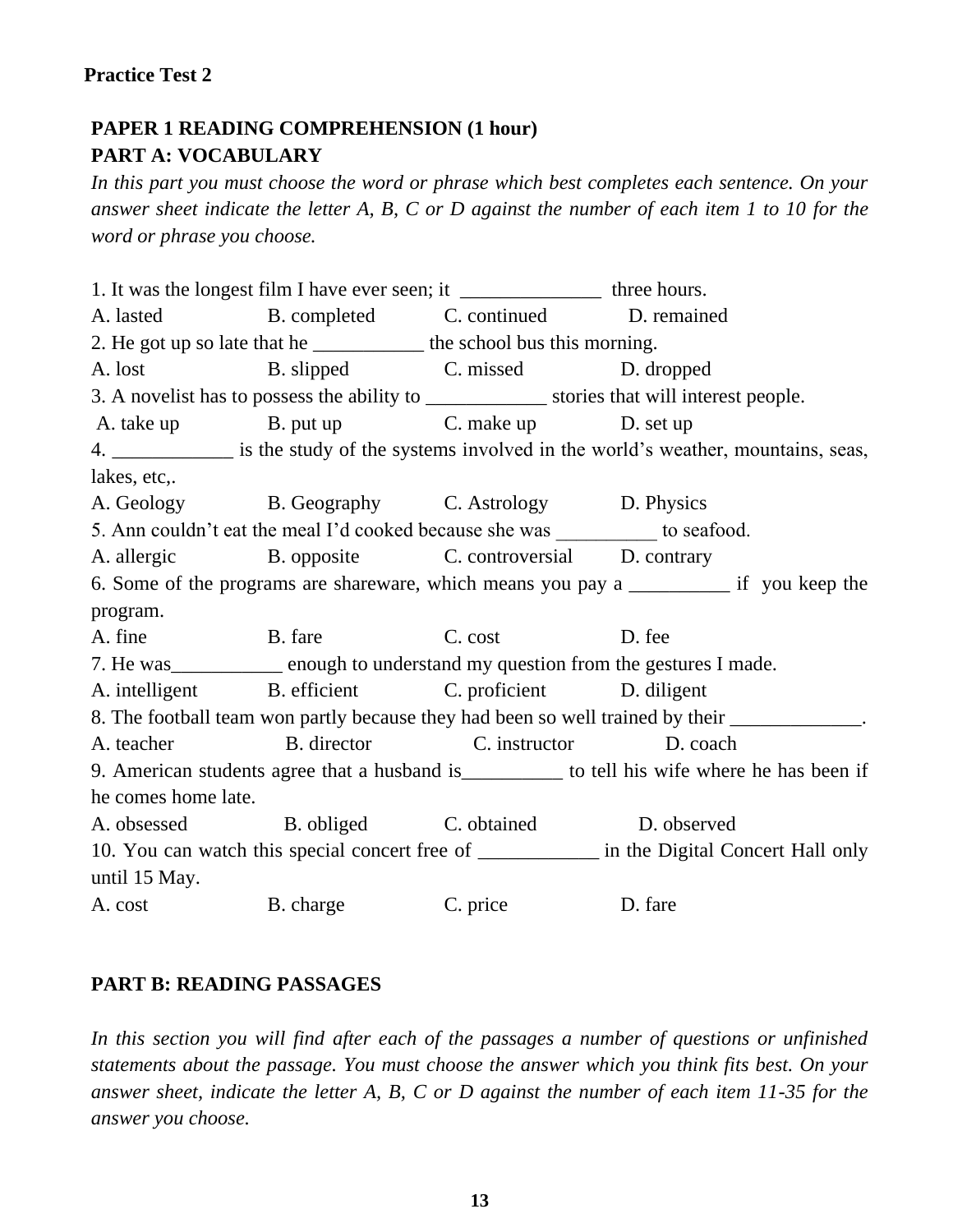**Practice Test 2**

## PAPER 1 READING COMPREHENSION (1 hour)

### PART A: VOCABULARY

*In this part you must choose the word or phrase which best completes each sentence. On your answer sheet indicate the letter A, B, C or D against the number of each item 1 to 10 for the word or phrase you choose.*

1. It was the longest film I have ever seen; it ______________ three hours.
A. lasted B. completed C. continued D. remained

2. He got up so late that he ___________ the school bus this morning.
A. lost B. slipped C. missed D. dropped

3. A novelist has to possess the ability to ____________ stories that will interest people.
A. take up B. put up C. make up D. set up

4. ____________ is the study of the systems involved in the world's weather, mountains, seas, lakes, etc,.
A. Geology B. Geography C. Astrology D. Physics

5. Ann couldn't eat the meal I'd cooked because she was __________ to seafood.
A. allergic B. opposite C. controversial D. contrary

6. Some of the programs are shareware, which means you pay a __________ if you keep the program.
A. fine B. fare C. cost D. fee

7. He was___________ enough to understand my question from the gestures I made.
A. intelligent B. efficient C. proficient D. diligent

8. The football team won partly because they had been so well trained by their _____________.
A. teacher B. director C. instructor D. coach

9. American students agree that a husband is__________ to tell his wife where he has been if he comes home late.
A. obsessed B. obliged C. obtained D. observed

10. You can watch this special concert free of ____________ in the Digital Concert Hall only until 15 May.
A. cost B. charge C. price D. fare

### PART B: READING PASSAGES

*In this section you will find after each of the passages a number of questions or unfinished statements about the passage. You must choose the answer which you think fits best. On your answer sheet, indicate the letter A, B, C or D against the number of each item 11-35 for the answer you choose.*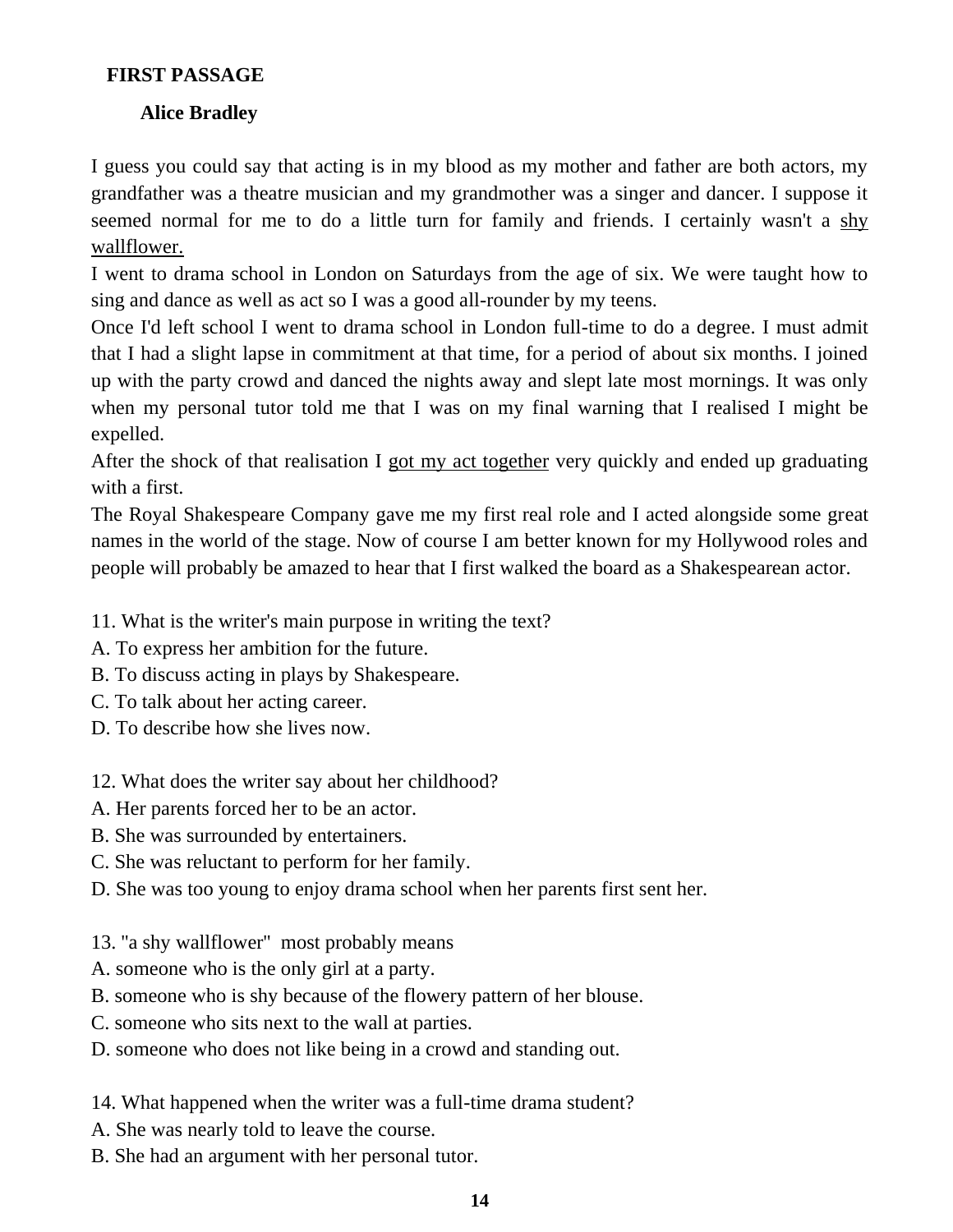**FIRST PASSAGE**

**Alice Bradley**

I guess you could say that acting is in my blood as my mother and father are both actors, my grandfather was a theatre musician and my grandmother was a singer and dancer. I suppose it seemed normal for me to do a little turn for family and friends. I certainly wasn't a <u>shy wallflower.</u>

I went to drama school in London on Saturdays from the age of six. We were taught how to sing and dance as well as act so I was a good all-rounder by my teens.

Once I'd left school I went to drama school in London full-time to do a degree. I must admit that I had a slight lapse in commitment at that time, for a period of about six months. I joined up with the party crowd and danced the nights away and slept late most mornings. It was only when my personal tutor told me that I was on my final warning that I realised I might be expelled.

After the shock of that realisation I <u>got my act together</u> very quickly and ended up graduating with a first.

The Royal Shakespeare Company gave me my first real role and I acted alongside some great names in the world of the stage. Now of course I am better known for my Hollywood roles and people will probably be amazed to hear that I first walked the board as a Shakespearean actor.

11. What is the writer's main purpose in writing the text?
A. To express her ambition for the future.
B. To discuss acting in plays by Shakespeare.
C. To talk about her acting career.
D. To describe how she lives now.

12. What does the writer say about her childhood?
A. Her parents forced her to be an actor.
B. She was surrounded by entertainers.
C. She was reluctant to perform for her family.
D. She was too young to enjoy drama school when her parents first sent her.

13. "a shy wallflower" most probably means
A. someone who is the only girl at a party.
B. someone who is shy because of the flowery pattern of her blouse.
C. someone who sits next to the wall at parties.
D. someone who does not like being in a crowd and standing out.

14. What happened when the writer was a full-time drama student?
A. She was nearly told to leave the course.
B. She had an argument with her personal tutor.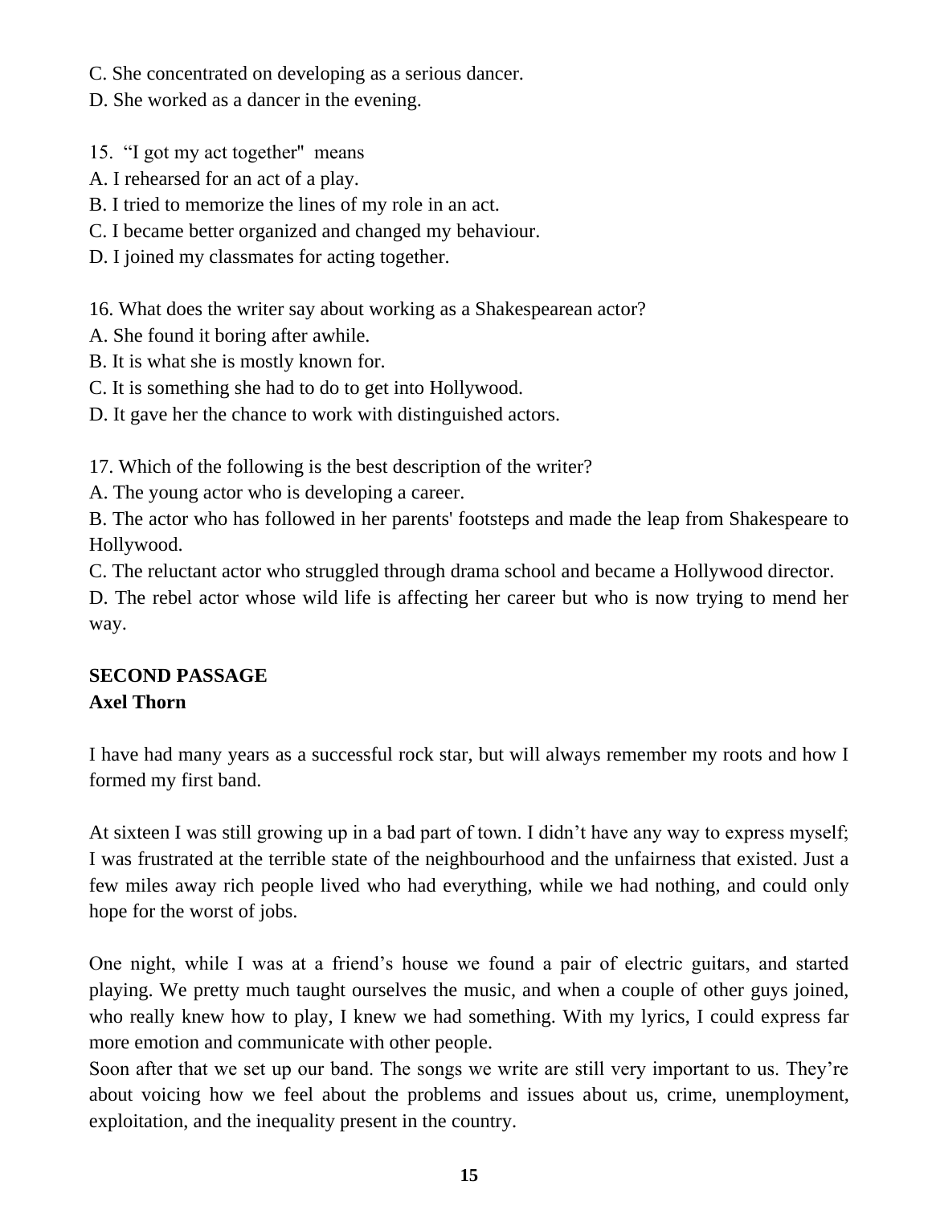C. She concentrated on developing as a serious dancer.
D. She worked as a dancer in the evening.

15. “I got my act together" means
A. I rehearsed for an act of a play.
B. I tried to memorize the lines of my role in an act.
C. I became better organized and changed my behaviour.
D. I joined my classmates for acting together.

16. What does the writer say about working as a Shakespearean actor?
A. She found it boring after awhile.
B. It is what she is mostly known for.
C. It is something she had to do to get into Hollywood.
D. It gave her the chance to work with distinguished actors.

17. Which of the following is the best description of the writer?
A. The young actor who is developing a career.
B. The actor who has followed in her parents' footsteps and made the leap from Shakespeare to Hollywood.
C. The reluctant actor who struggled through drama school and became a Hollywood director.
D. The rebel actor whose wild life is affecting her career but who is now trying to mend her way.

**SECOND PASSAGE**
**Axel Thorn**

I have had many years as a successful rock star, but will always remember my roots and how I formed my first band.

At sixteen I was still growing up in a bad part of town. I didn’t have any way to express myself; I was frustrated at the terrible state of the neighbourhood and the unfairness that existed. Just a few miles away rich people lived who had everything, while we had nothing, and could only hope for the worst of jobs.

One night, while I was at a friend’s house we found a pair of electric guitars, and started playing. We pretty much taught ourselves the music, and when a couple of other guys joined, who really knew how to play, I knew we had something. With my lyrics, I could express far more emotion and communicate with other people.
Soon after that we set up our band. The songs we write are still very important to us. They’re about voicing how we feel about the problems and issues about us, crime, unemployment, exploitation, and the inequality present in the country.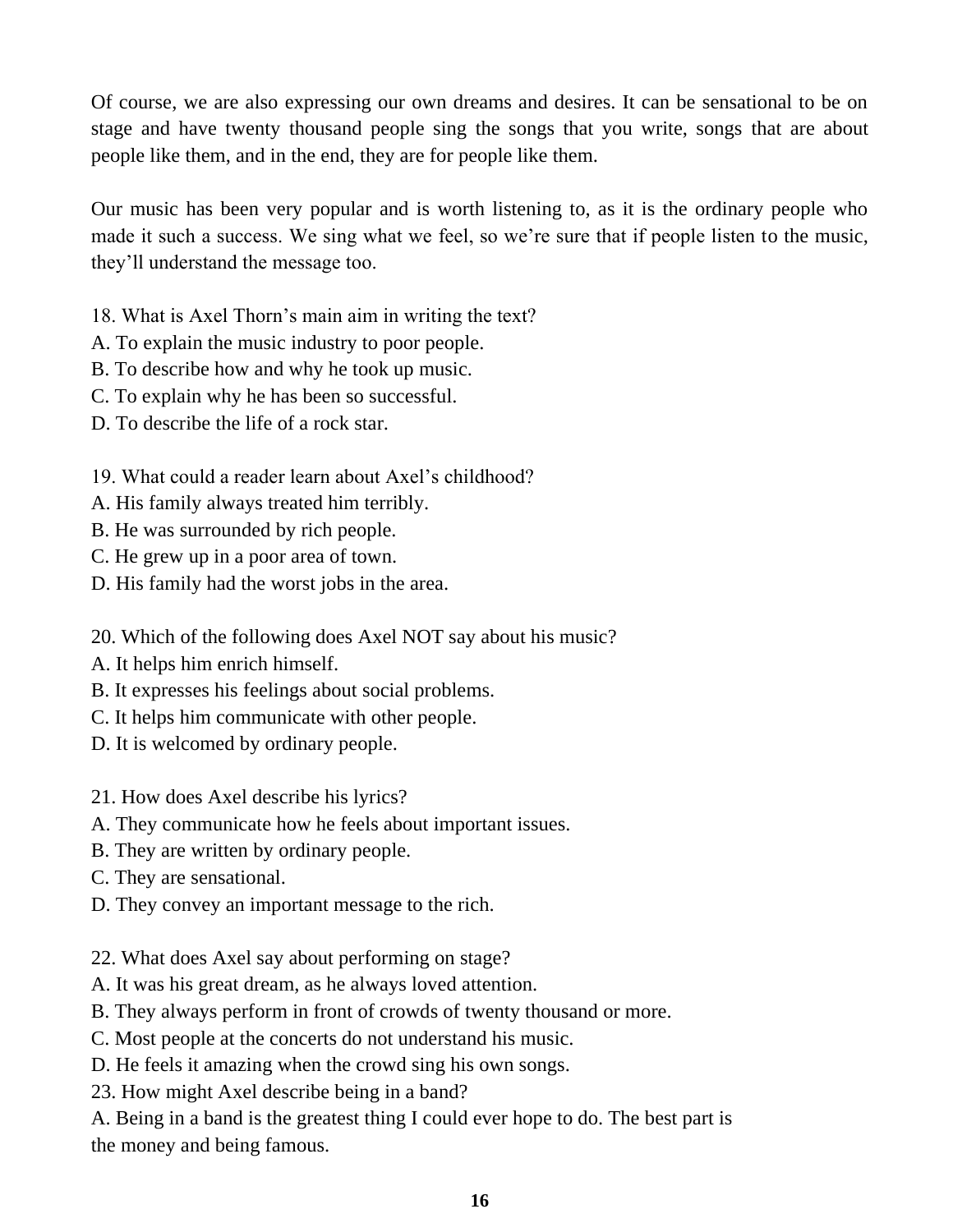Of course, we are also expressing our own dreams and desires. It can be sensational to be on stage and have twenty thousand people sing the songs that you write, songs that are about people like them, and in the end, they are for people like them.

Our music has been very popular and is worth listening to, as it is the ordinary people who made it such a success. We sing what we feel, so we're sure that if people listen to the music, they'll understand the message too.

18. What is Axel Thorn's main aim in writing the text?
A. To explain the music industry to poor people.
B. To describe how and why he took up music.
C. To explain why he has been so successful.
D. To describe the life of a rock star.

19. What could a reader learn about Axel's childhood?
A. His family always treated him terribly.
B. He was surrounded by rich people.
C. He grew up in a poor area of town.
D. His family had the worst jobs in the area.

20. Which of the following does Axel NOT say about his music?
A. It helps him enrich himself.
B. It expresses his feelings about social problems.
C. It helps him communicate with other people.
D. It is welcomed by ordinary people.

21. How does Axel describe his lyrics?
A. They communicate how he feels about important issues.
B. They are written by ordinary people.
C. They are sensational.
D. They convey an important message to the rich.

22. What does Axel say about performing on stage?
A. It was his great dream, as he always loved attention.
B. They always perform in front of crowds of twenty thousand or more.
C. Most people at the concerts do not understand his music.
D. He feels it amazing when the crowd sing his own songs.

23. How might Axel describe being in a band?
A. Being in a band is the greatest thing I could ever hope to do. The best part is the money and being famous.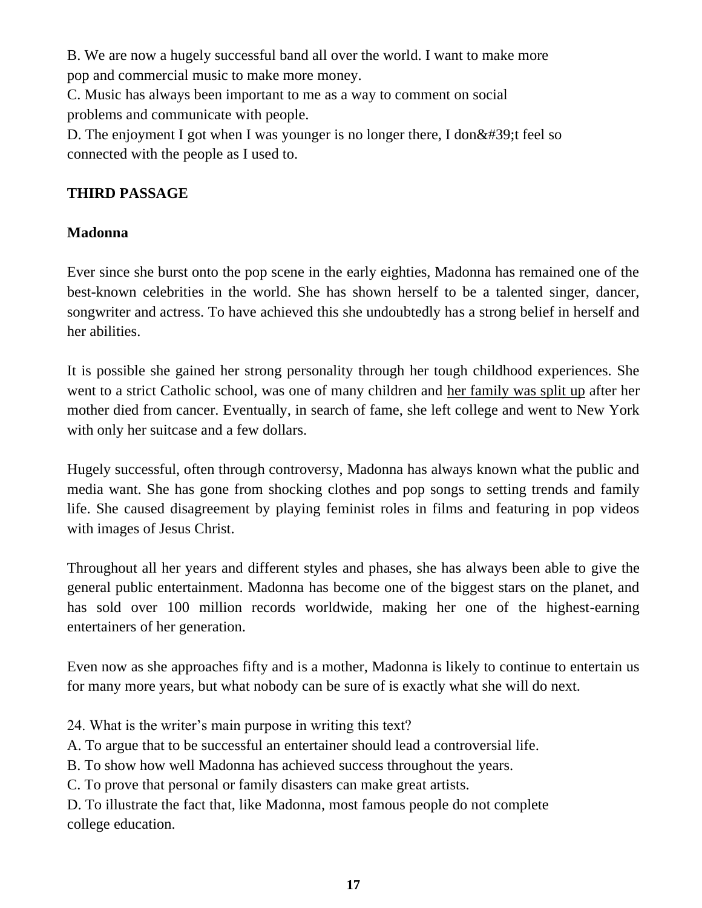B. We are now a hugely successful band all over the world. I want to make more pop and commercial music to make more money.
C. Music has always been important to me as a way to comment on social problems and communicate with people.
D. The enjoyment I got when I was younger is no longer there, I don&#39;t feel so connected with the people as I used to.

**THIRD PASSAGE**

**Madonna**

Ever since she burst onto the pop scene in the early eighties, Madonna has remained one of the best-known celebrities in the world. She has shown herself to be a talented singer, dancer, songwriter and actress. To have achieved this she undoubtedly has a strong belief in herself and her abilities.

It is possible she gained her strong personality through her tough childhood experiences. She went to a strict Catholic school, was one of many children and <u>her family was split up</u> after her mother died from cancer. Eventually, in search of fame, she left college and went to New York with only her suitcase and a few dollars.

Hugely successful, often through controversy, Madonna has always known what the public and media want. She has gone from shocking clothes and pop songs to setting trends and family life. She caused disagreement by playing feminist roles in films and featuring in pop videos with images of Jesus Christ.

Throughout all her years and different styles and phases, she has always been able to give the general public entertainment. Madonna has become one of the biggest stars on the planet, and has sold over 100 million records worldwide, making her one of the highest-earning entertainers of her generation.

Even now as she approaches fifty and is a mother, Madonna is likely to continue to entertain us for many more years, but what nobody can be sure of is exactly what she will do next.

24. What is the writer's main purpose in writing this text?
A. To argue that to be successful an entertainer should lead a controversial life.
B. To show how well Madonna has achieved success throughout the years.
C. To prove that personal or family disasters can make great artists.
D. To illustrate the fact that, like Madonna, most famous people do not complete college education.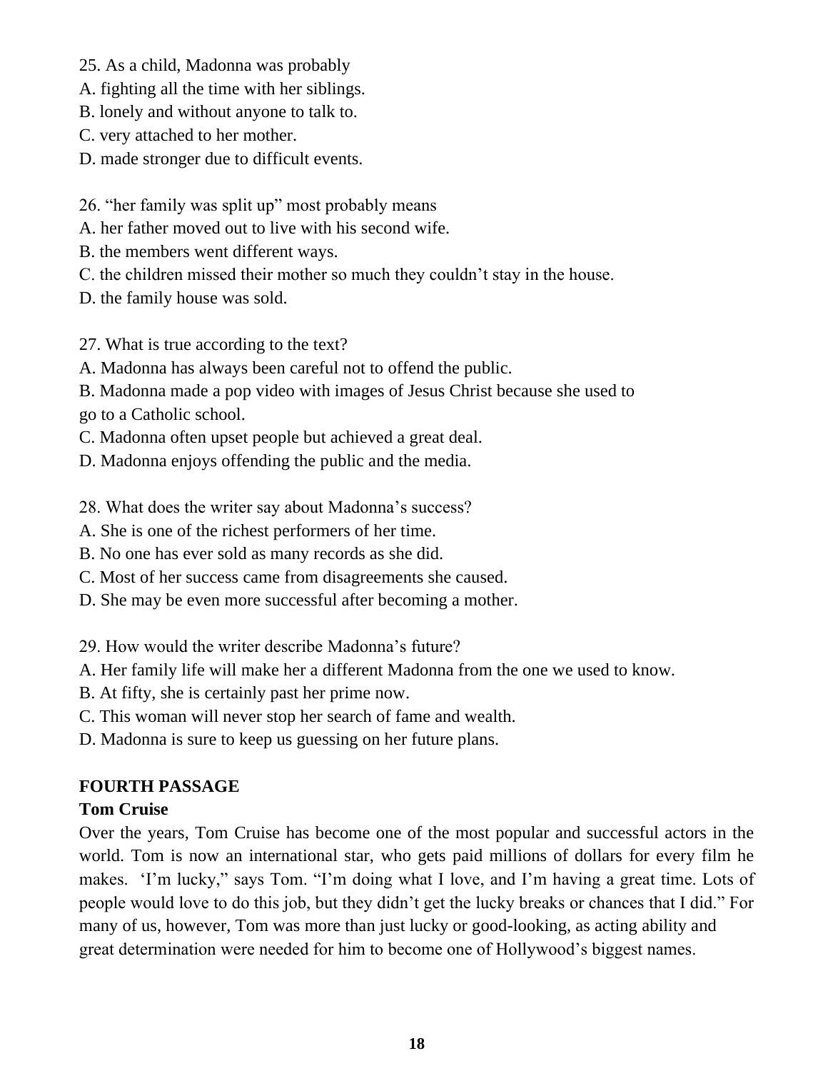25. As a child, Madonna was probably
A. fighting all the time with her siblings.
B. lonely and without anyone to talk to.
C. very attached to her mother.
D. made stronger due to difficult events.

26. "her family was split up" most probably means
A. her father moved out to live with his second wife.
B. the members went different ways.
C. the children missed their mother so much they couldn't stay in the house.
D. the family house was sold.

27. What is true according to the text?
A. Madonna has always been careful not to offend the public.
B. Madonna made a pop video with images of Jesus Christ because she used to go to a Catholic school.
C. Madonna often upset people but achieved a great deal.
D. Madonna enjoys offending the public and the media.

28. What does the writer say about Madonna's success?
A. She is one of the richest performers of her time.
B. No one has ever sold as many records as she did.
C. Most of her success came from disagreements she caused.
D. She may be even more successful after becoming a mother.

29. How would the writer describe Madonna's future?
A. Her family life will make her a different Madonna from the one we used to know.
B. At fifty, she is certainly past her prime now.
C. This woman will never stop her search of fame and wealth.
D. Madonna is sure to keep us guessing on her future plans.

**FOURTH PASSAGE**

**Tom Cruise**

Over the years, Tom Cruise has become one of the most popular and successful actors in the world. Tom is now an international star, who gets paid millions of dollars for every film he makes. 'I'm lucky," says Tom. "I'm doing what I love, and I'm having a great time. Lots of people would love to do this job, but they didn't get the lucky breaks or chances that I did." For many of us, however, Tom was more than just lucky or good-looking, as acting ability and great determination were needed for him to become one of Hollywood's biggest names.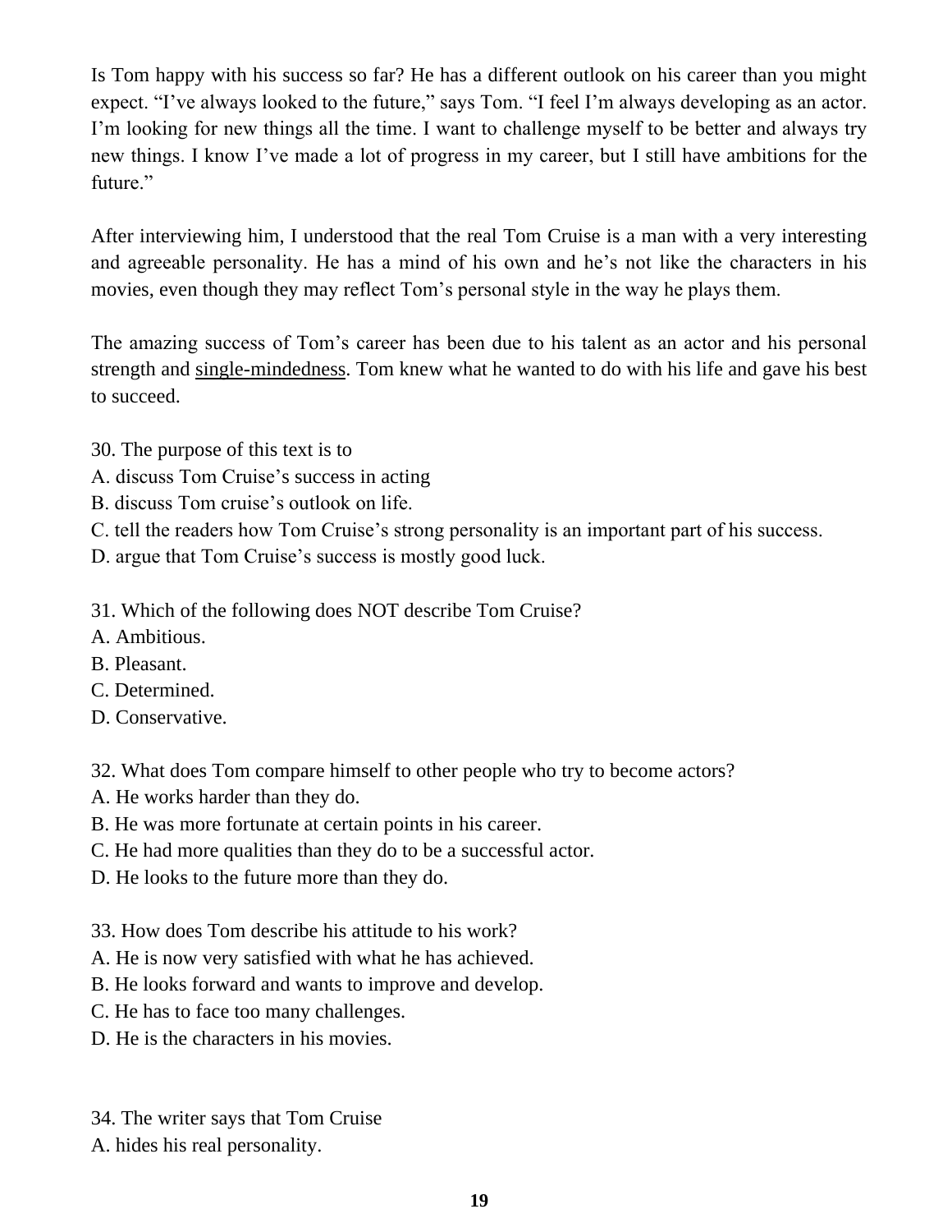Is Tom happy with his success so far? He has a different outlook on his career than you might expect. “I’ve always looked to the future,” says Tom. “I feel I’m always developing as an actor. I’m looking for new things all the time. I want to challenge myself to be better and always try new things. I know I’ve made a lot of progress in my career, but I still have ambitions for the future.”

After interviewing him, I understood that the real Tom Cruise is a man with a very interesting and agreeable personality. He has a mind of his own and he’s not like the characters in his movies, even though they may reflect Tom’s personal style in the way he plays them.

The amazing success of Tom’s career has been due to his talent as an actor and his personal strength and <u>single-mindedness</u>. Tom knew what he wanted to do with his life and gave his best to succeed.

30. The purpose of this text is to
A. discuss Tom Cruise’s success in acting
B. discuss Tom cruise’s outlook on life.
C. tell the readers how Tom Cruise’s strong personality is an important part of his success.
D. argue that Tom Cruise’s success is mostly good luck.

31. Which of the following does NOT describe Tom Cruise?
A. Ambitious.
B. Pleasant.
C. Determined.
D. Conservative.

32. What does Tom compare himself to other people who try to become actors?
A. He works harder than they do.
B. He was more fortunate at certain points in his career.
C. He had more qualities than they do to be a successful actor.
D. He looks to the future more than they do.

33. How does Tom describe his attitude to his work?
A. He is now very satisfied with what he has achieved.
B. He looks forward and wants to improve and develop.
C. He has to face too many challenges.
D. He is the characters in his movies.

34. The writer says that Tom Cruise
A. hides his real personality.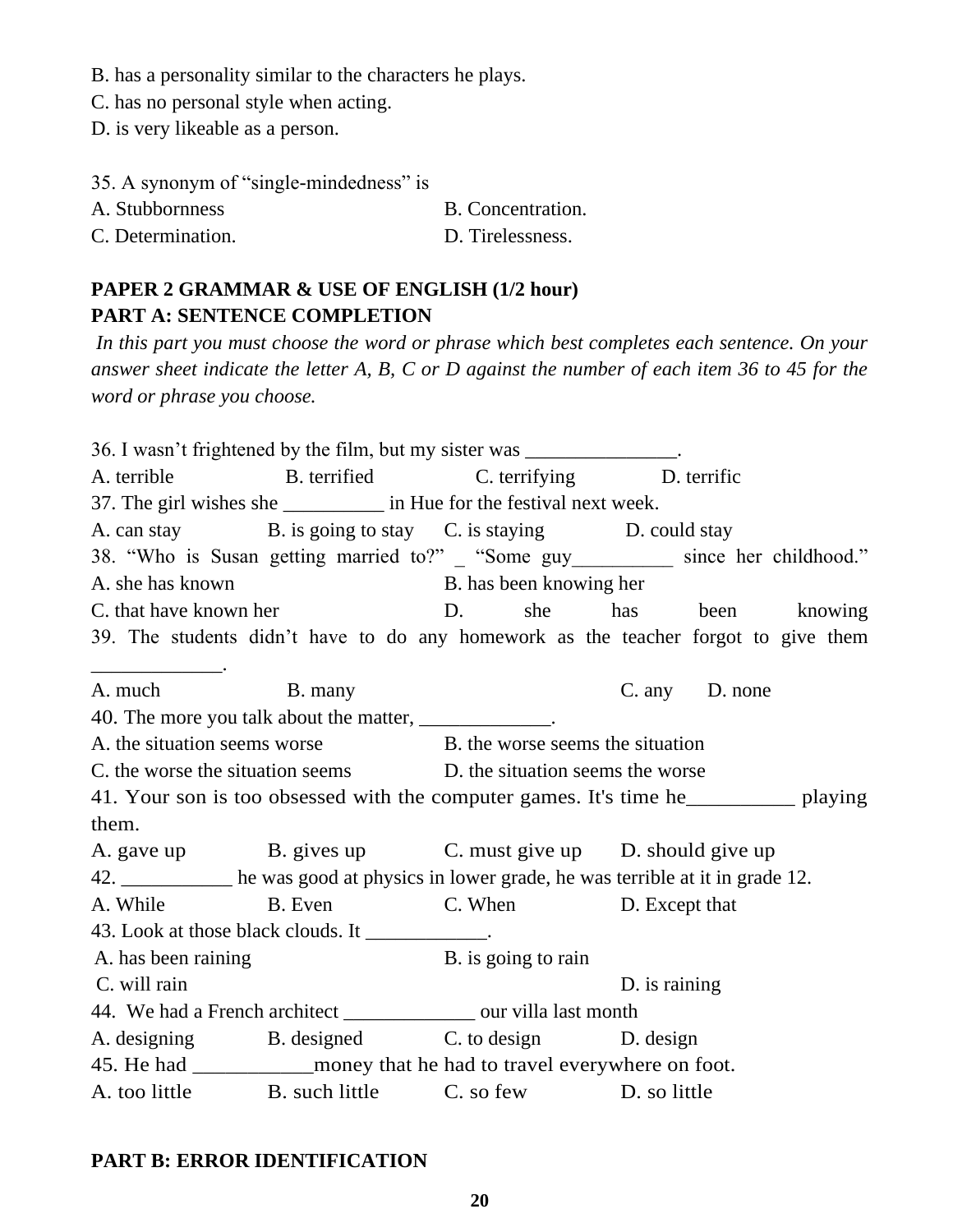B. has a personality similar to the characters he plays.

C. has no personal style when acting.

D. is very likeable as a person.

35. A synonym of “single-mindedness” is

A. Stubbornness　　B. Concentration.

C. Determination.　　D. Tirelessness.

**PAPER 2 GRAMMAR & USE OF ENGLISH (1/2 hour)**

**PART A: SENTENCE COMPLETION**

*In this part you must choose the word or phrase which best completes each sentence. On your answer sheet indicate the letter A, B, C or D against the number of each item 36 to 45 for the word or phrase you choose.*

36. I wasn’t frightened by the film, but my sister was _______________.

A. terrible　　B. terrified　　C. terrifying　　D. terrific

37. The girl wishes she __________ in Hue for the festival next week.

A. can stay　　B. is going to stay　　C. is staying　　D. could stay

38. “Who is Susan getting married to?” _ “Some guy__________ since her childhood.”

A. she has known　　B. has been knowing her

C. that have known her　　D. she has been knowing

39. The students didn’t have to do any homework as the teacher forgot to give them _____________.

A. much　　B. many　　C. any　　D. none

40. The more you talk about the matter, _____________.

A. the situation seems worse　　B. the worse seems the situation

C. the worse the situation seems　　D. the situation seems the worse

41. Your son is too obsessed with the computer games. It's time he__________ playing them.

A. gave up　　B. gives up　　C. must give up　　D. should give up

42. ___________ he was good at physics in lower grade, he was terrible at it in grade 12.

A. While　　B. Even　　C. When　　D. Except that

43. Look at those black clouds. It ____________.

A. has been raining　　B. is going to rain

C. will rain　　D. is raining

44. We had a French architect _____________ our villa last month

A. designing　　B. designed　　C. to design　　D. design

45. He had ___________money that he had to travel everywhere on foot.

A. too little　　B. such little　　C. so few　　D. so little

**PART B: ERROR IDENTIFICATION**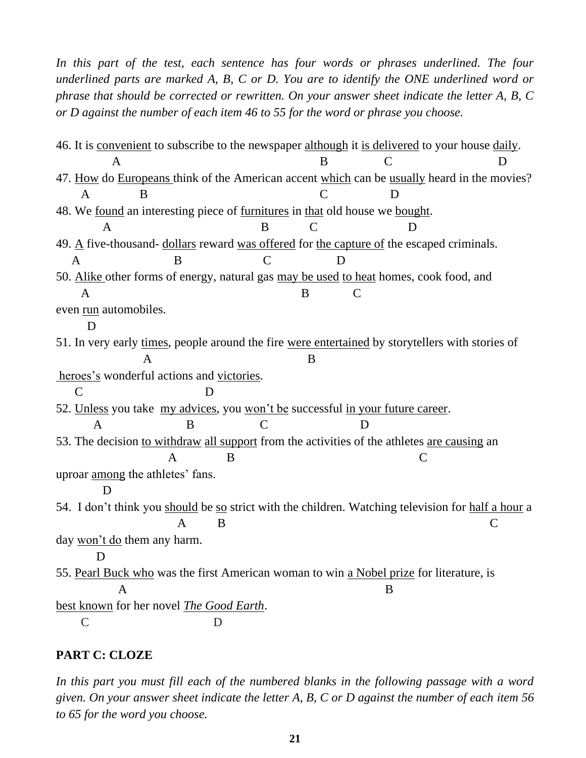*In this part of the test, each sentence has four words or phrases underlined. The four underlined parts are marked A, B, C or D. You are to identify the ONE underlined word or phrase that should be corrected or rewritten. On your answer sheet indicate the letter A, B, C or D against the number of each item 46 to 55 for the word or phrase you choose.*

46. It is <u>convenient</u> (A) to subscribe to the newspaper <u>although</u> (B) it <u>is delivered</u> (C) to your house <u>daily</u> (D).

47. <u>How</u> (A) do <u>Europeans</u> (B) think of the American accent <u>which</u> (C) can be <u>usually</u> (D) heard in the movies?

48. We <u>found</u> (A) an interesting piece of <u>furnitures</u> (B) in <u>that</u> (C) old house we <u>bought</u> (D).

49. <u>A</u> (A) five-thousand- <u>dollars</u> (B) reward <u>was offered</u> (C) for <u>the capture of</u> (D) the escaped criminals.

50. <u>Alike</u> (A) other forms of energy, natural gas <u>may be used</u> (B) <u>to heat</u> (C) homes, cook food, and even <u>run</u> (D) automobiles.

51. In very early <u>times</u> (A), people around the fire <u>were entertained</u> (B) by storytellers with stories of <u>heroes's</u> (C) wonderful actions and <u>victories</u> (D).

52. <u>Unless</u> (A) you take <u>my advices</u> (B), you <u>won't be</u> (C) successful <u>in your future career</u> (D).

53. The decision <u>to withdraw</u> (A) <u>all support</u> (B) from the activities of the athletes <u>are causing</u> (C) an uproar <u>among</u> (D) the athletes' fans.

54. I don't think you <u>should</u> (A) be <u>so</u> (B) strict with the children. Watching television for <u>half a hour</u> (C) a day <u>won't do</u> (D) them any harm.

55. <u>Pearl Buck who</u> (A) was the first American woman to win <u>a Nobel prize</u> (B) for literature, is <u>best known</u> (C) for her novel <u>*The Good Earth*</u> (D).

## PART C: CLOZE

*In this part you must fill each of the numbered blanks in the following passage with a word given. On your answer sheet indicate the letter A, B, C or D against the number of each item 56 to 65 for the word you choose.*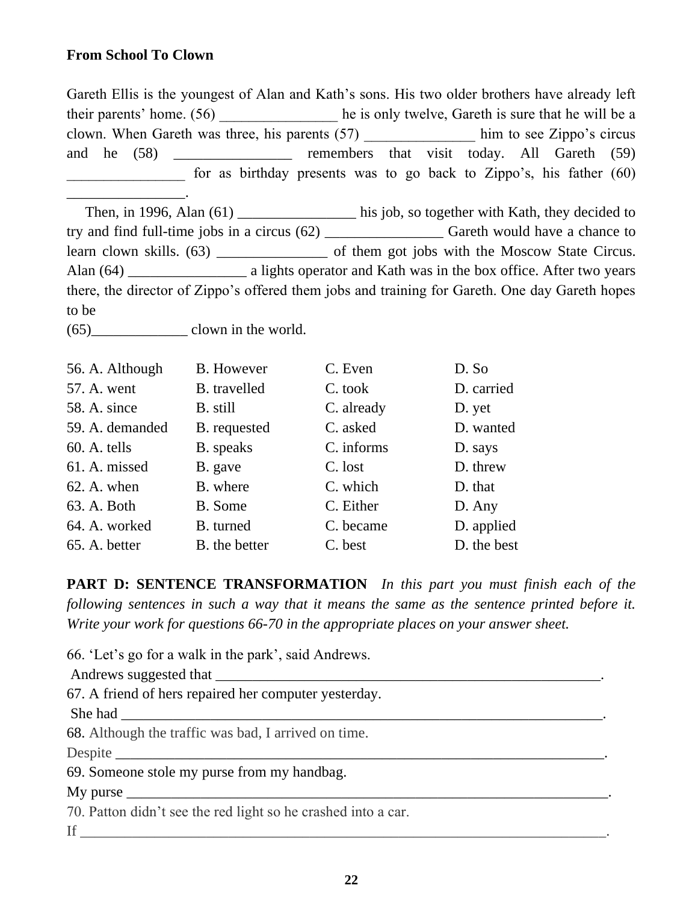**From School To Clown**

Gareth Ellis is the youngest of Alan and Kath's sons. His two older brothers have already left their parents' home. (56) ________________ he is only twelve, Gareth is sure that he will be a clown. When Gareth was three, his parents (57) _______________ him to see Zippo's circus and he (58) ________________ remembers that visit today. All Gareth (59) ________________ for as birthday presents was to go back to Zippo's, his father (60) ________________.

Then, in 1996, Alan (61) ________________ his job, so together with Kath, they decided to try and find full-time jobs in a circus (62) ________________ Gareth would have a chance to learn clown skills. (63) _______________ of them got jobs with the Moscow State Circus. Alan (64) ________________ a lights operator and Kath was in the box office. After two years there, the director of Zippo's offered them jobs and training for Gareth. One day Gareth hopes to be
(65)_____________ clown in the world.

| | | | |
|---|---|---|---|
| 56. A. Although | B. However | C. Even | D. So |
| 57. A. went | B. travelled | C. took | D. carried |
| 58. A. since | B. still | C. already | D. yet |
| 59. A. demanded | B. requested | C. asked | D. wanted |
| 60. A. tells | B. speaks | C. informs | D. says |
| 61. A. missed | B. gave | C. lost | D. threw |
| 62. A. when | B. where | C. which | D. that |
| 63. A. Both | B. Some | C. Either | D. Any |
| 64. A. worked | B. turned | C. became | D. applied |
| 65. A. better | B. the better | C. best | D. the best |

**PART D: SENTENCE TRANSFORMATION** *In this part you must finish each of the following sentences in such a way that it means the same as the sentence printed before it. Write your work for questions 66-70 in the appropriate places on your answer sheet.*

66. 'Let's go for a walk in the park', said Andrews.
Andrews suggested that ______________________________________________________.

67. A friend of hers repaired her computer yesterday.
She had ____________________________________________________________________.

68. Although the traffic was bad, I arrived on time.
Despite ____________________________________________________________________.

69. Someone stole my purse from my handbag.
My purse __________________________________________________________________.

70. Patton didn't see the red light so he crashed into a car.
If _________________________________________________________________________.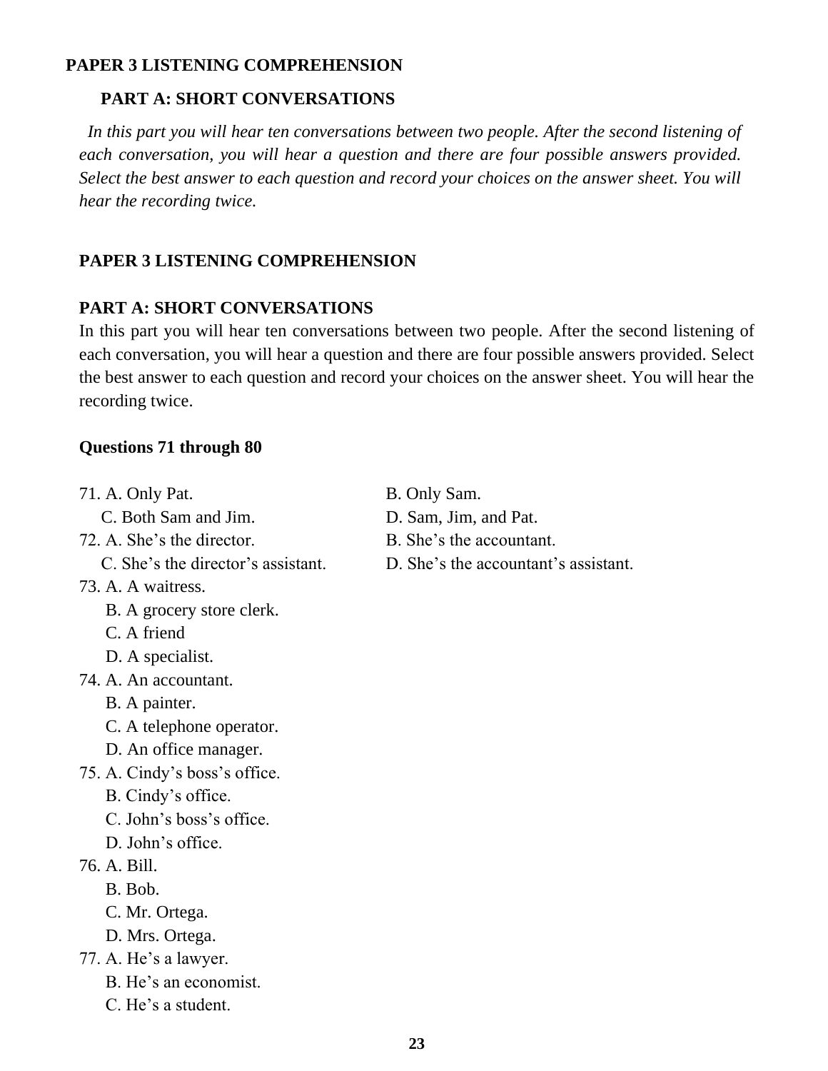**PAPER 3 LISTENING COMPREHENSION**

**PART A: SHORT CONVERSATIONS**

*In this part you will hear ten conversations between two people. After the second listening of each conversation, you will hear a question and there are four possible answers provided. Select the best answer to each question and record your choices on the answer sheet. You will hear the recording twice.*

**PAPER 3 LISTENING COMPREHENSION**

**PART A: SHORT CONVERSATIONS**

In this part you will hear ten conversations between two people. After the second listening of each conversation, you will hear a question and there are four possible answers provided. Select the best answer to each question and record your choices on the answer sheet. You will hear the recording twice.

**Questions 71 through 80**

71. A. Only Pat. B. Only Sam.
    C. Both Sam and Jim. D. Sam, Jim, and Pat.
72. A. She's the director. B. She's the accountant.
    C. She's the director's assistant. D. She's the accountant's assistant.
73. A. A waitress.
    B. A grocery store clerk.
    C. A friend
    D. A specialist.
74. A. An accountant.
    B. A painter.
    C. A telephone operator.
    D. An office manager.
75. A. Cindy's boss's office.
    B. Cindy's office.
    C. John's boss's office.
    D. John's office.
76. A. Bill.
    B. Bob.
    C. Mr. Ortega.
    D. Mrs. Ortega.
77. A. He's a lawyer.
    B. He's an economist.
    C. He's a student.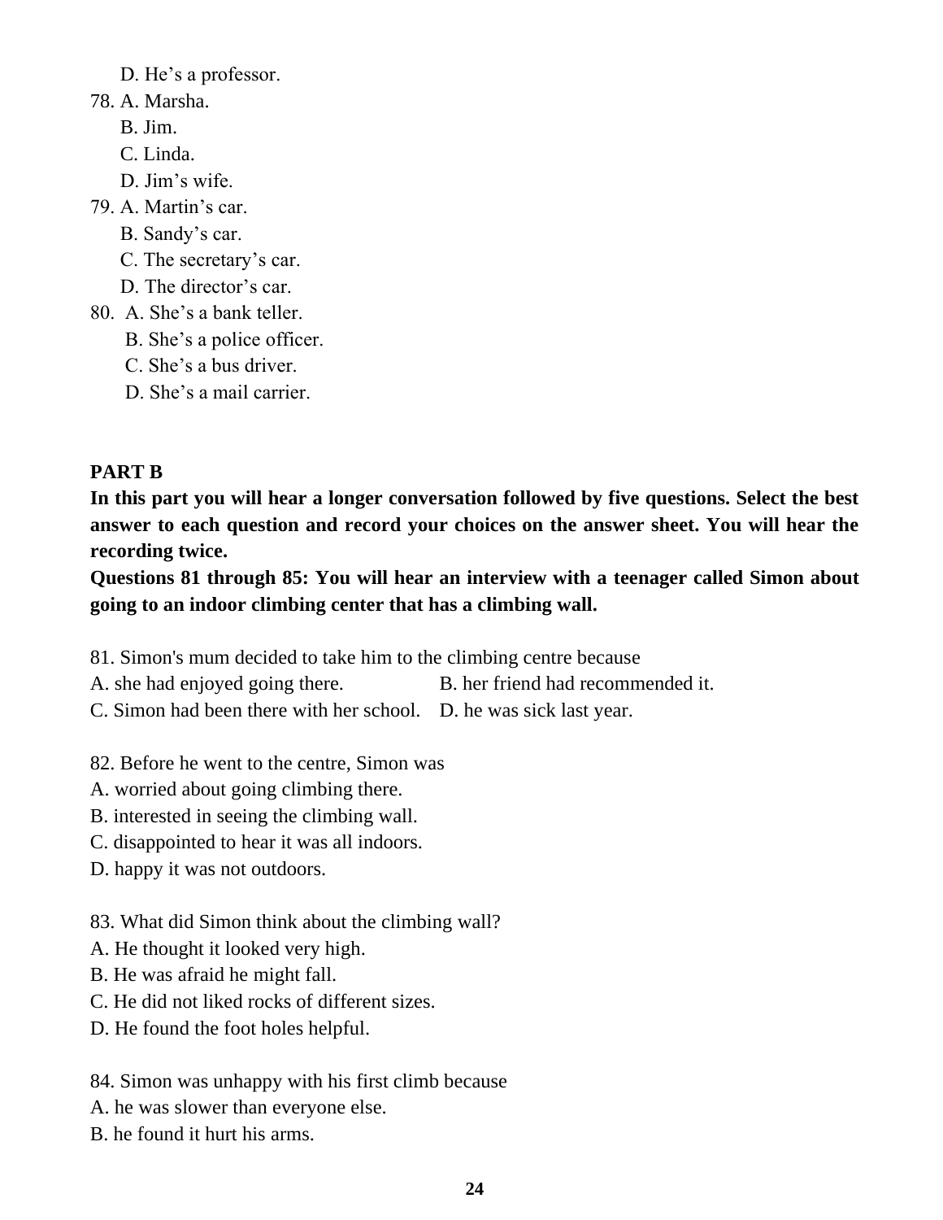D. He's a professor.

78. A. Marsha.
    B. Jim.
    C. Linda.
    D. Jim's wife.

79. A. Martin's car.
    B. Sandy's car.
    C. The secretary's car.
    D. The director's car.

80. A. She's a bank teller.
    B. She's a police officer.
    C. She's a bus driver.
    D. She's a mail carrier.

**PART B**

**In this part you will hear a longer conversation followed by five questions. Select the best answer to each question and record your choices on the answer sheet. You will hear the recording twice.**

**Questions 81 through 85: You will hear an interview with a teenager called Simon about going to an indoor climbing center that has a climbing wall.**

81. Simon's mum decided to take him to the climbing centre because

A. she had enjoyed going there. B. her friend had recommended it.

C. Simon had been there with her school. D. he was sick last year.

82. Before he went to the centre, Simon was

A. worried about going climbing there.

B. interested in seeing the climbing wall.

C. disappointed to hear it was all indoors.

D. happy it was not outdoors.

83. What did Simon think about the climbing wall?

A. He thought it looked very high.

B. He was afraid he might fall.

C. He did not liked rocks of different sizes.

D. He found the foot holes helpful.

84. Simon was unhappy with his first climb because

A. he was slower than everyone else.

B. he found it hurt his arms.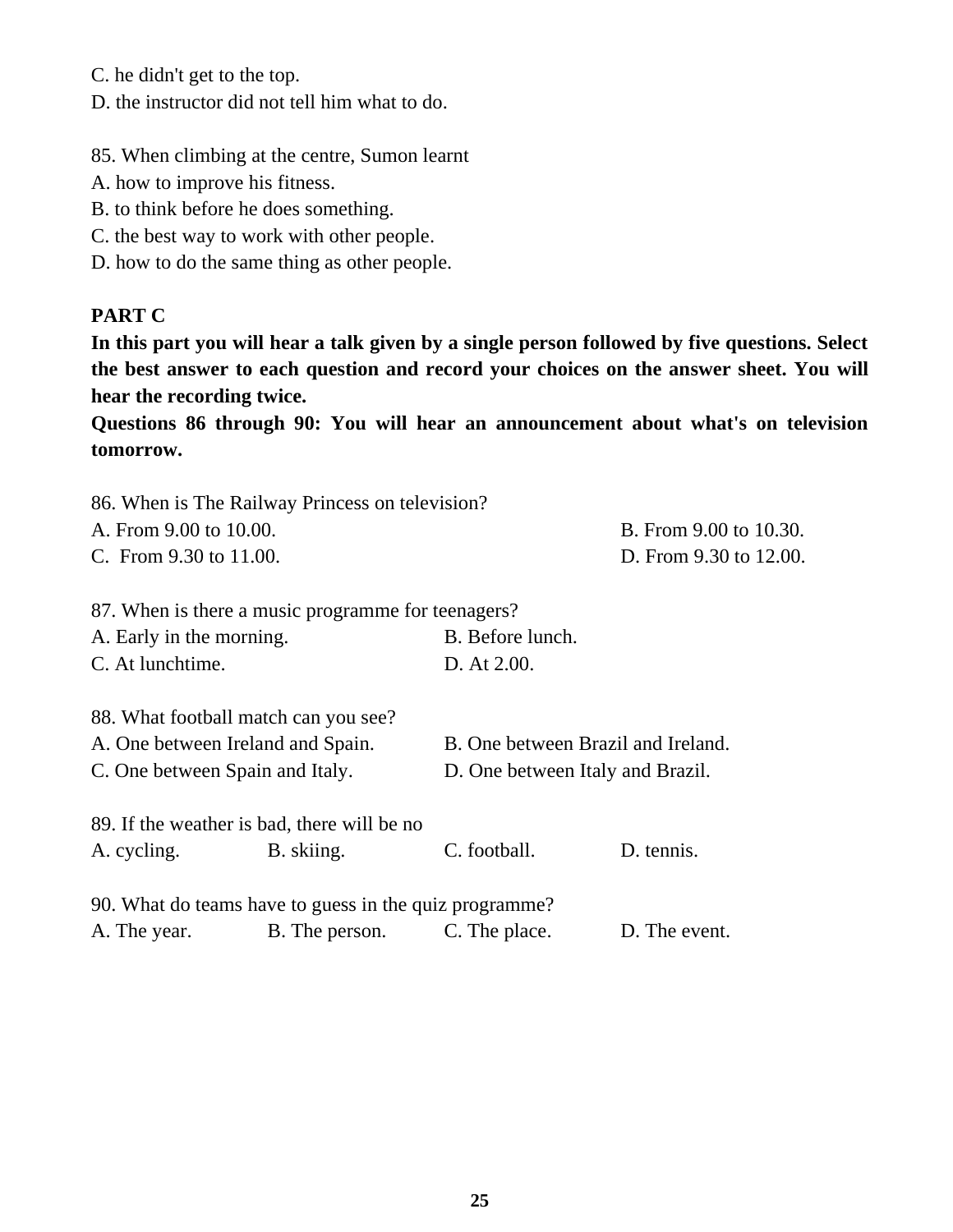C. he didn't get to the top.
D. the instructor did not tell him what to do.

85. When climbing at the centre, Sumon learnt
A. how to improve his fitness.
B. to think before he does something.
C. the best way to work with other people.
D. how to do the same thing as other people.

## PART C

**In this part you will hear a talk given by a single person followed by five questions. Select the best answer to each question and record your choices on the answer sheet. You will hear the recording twice.**

**Questions 86 through 90: You will hear an announcement about what's on television tomorrow.**

86. When is The Railway Princess on television?
A. From 9.00 to 10.00.
B. From 9.00 to 10.30.
C. From 9.30 to 11.00.
D. From 9.30 to 12.00.

87. When is there a music programme for teenagers?
A. Early in the morning.
B. Before lunch.
C. At lunchtime.
D. At 2.00.

88. What football match can you see?
A. One between Ireland and Spain.
B. One between Brazil and Ireland.
C. One between Spain and Italy.
D. One between Italy and Brazil.

89. If the weather is bad, there will be no
A. cycling.
B. skiing.
C. football.
D. tennis.

90. What do teams have to guess in the quiz programme?
A. The year.
B. The person.
C. The place.
D. The event.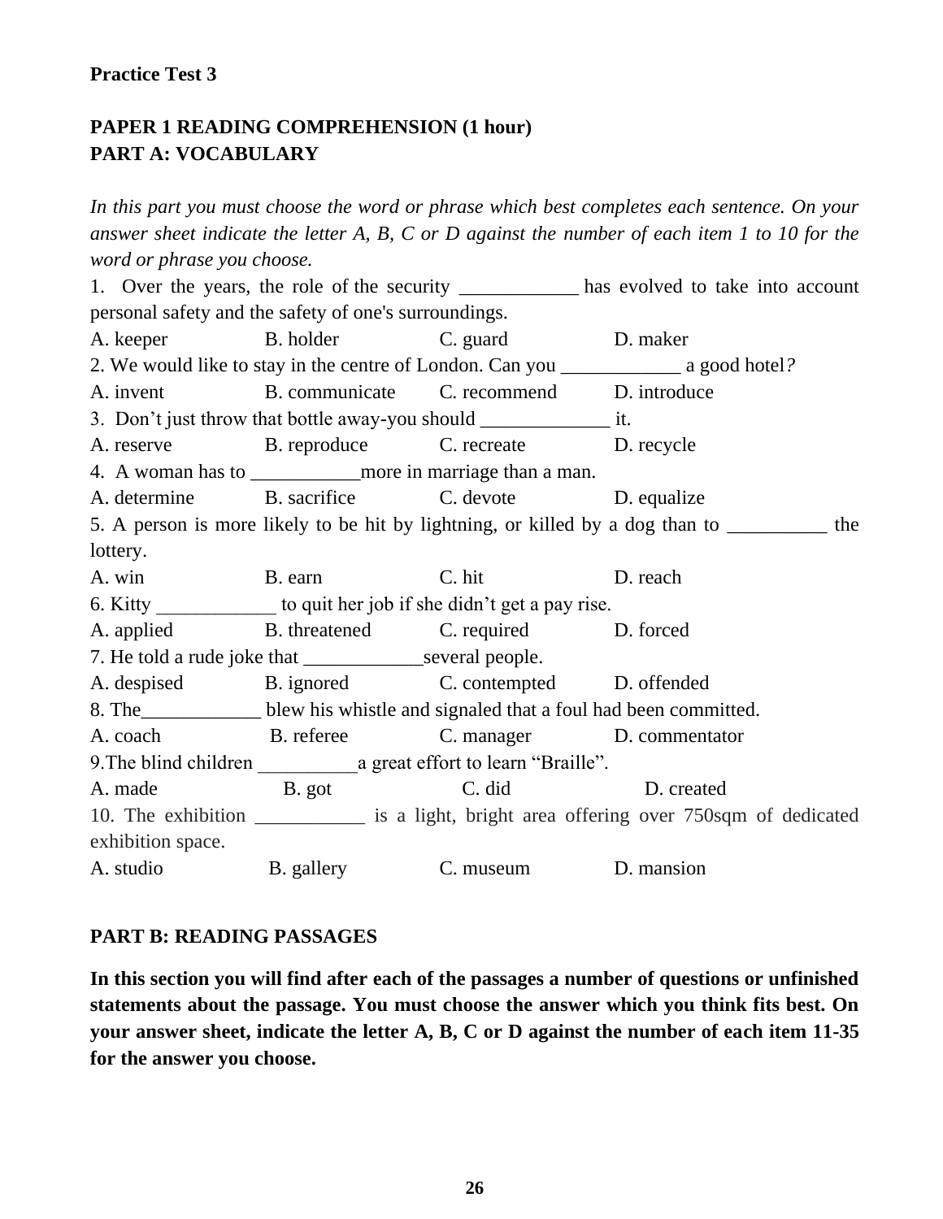**Practice Test 3**

## PAPER 1 READING COMPREHENSION (1 hour)
## PART A: VOCABULARY

*In this part you must choose the word or phrase which best completes each sentence. On your answer sheet indicate the letter A, B, C or D against the number of each item 1 to 10 for the word or phrase you choose.*

1. Over the years, the role of the security ____________ has evolved to take into account personal safety and the safety of one's surroundings.
A. keeper B. holder C. guard D. maker

2. We would like to stay in the centre of London. Can you ____________ a good hotel?
A. invent B. communicate C. recommend D. introduce

3. Don't just throw that bottle away-you should _____________ it.
A. reserve B. reproduce C. recreate D. recycle

4. A woman has to ___________more in marriage than a man.
A. determine B. sacrifice C. devote D. equalize

5. A person is more likely to be hit by lightning, or killed by a dog than to __________ the lottery.
A. win B. earn C. hit D. reach

6. Kitty ____________ to quit her job if she didn't get a pay rise.
A. applied B. threatened C. required D. forced

7. He told a rude joke that ____________several people.
A. despised B. ignored C. contempted D. offended

8. The____________ blew his whistle and signaled that a foul had been committed.
A. coach B. referee C. manager D. commentator

9. The blind children __________a great effort to learn "Braille".
A. made B. got C. did D. created

10. The exhibition ___________ is a light, bright area offering over 750sqm of dedicated exhibition space.
A. studio B. gallery C. museum D. mansion

## PART B: READING PASSAGES

**In this section you will find after each of the passages a number of questions or unfinished statements about the passage. You must choose the answer which you think fits best. On your answer sheet, indicate the letter A, B, C or D against the number of each item 11-35 for the answer you choose.**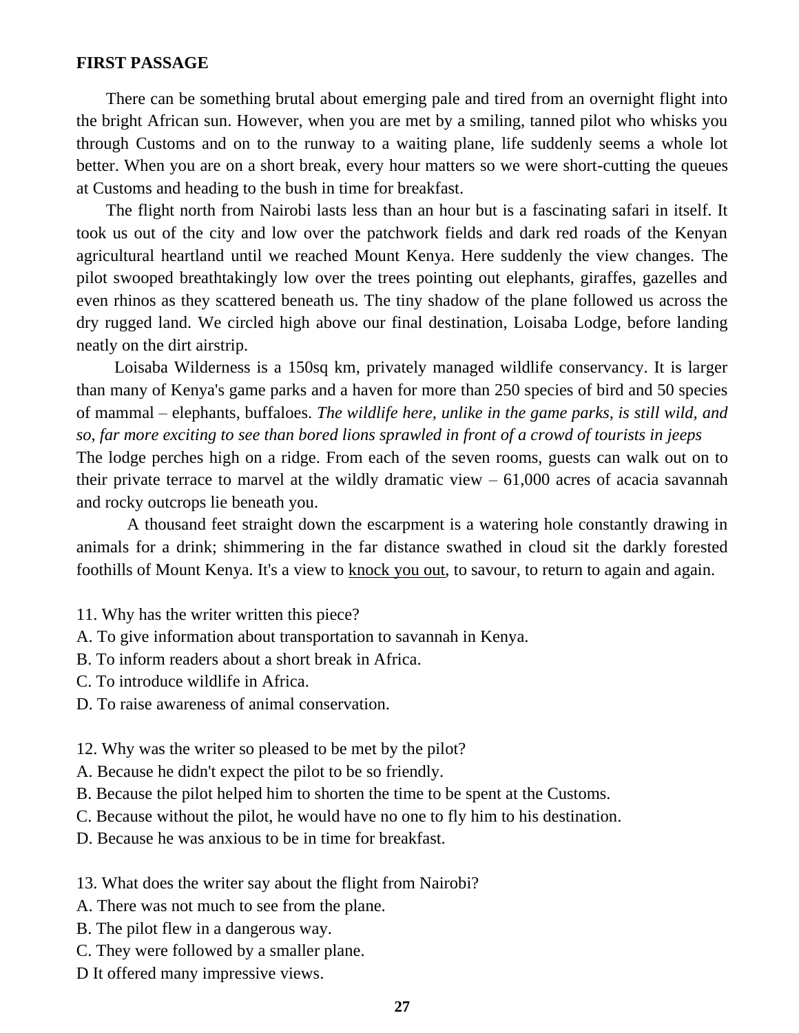**FIRST PASSAGE**

There can be something brutal about emerging pale and tired from an overnight flight into the bright African sun. However, when you are met by a smiling, tanned pilot who whisks you through Customs and on to the runway to a waiting plane, life suddenly seems a whole lot better. When you are on a short break, every hour matters so we were short-cutting the queues at Customs and heading to the bush in time for breakfast.

The flight north from Nairobi lasts less than an hour but is a fascinating safari in itself. It took us out of the city and low over the patchwork fields and dark red roads of the Kenyan agricultural heartland until we reached Mount Kenya. Here suddenly the view changes. The pilot swooped breathtakingly low over the trees pointing out elephants, giraffes, gazelles and even rhinos as they scattered beneath us. The tiny shadow of the plane followed us across the dry rugged land. We circled high above our final destination, Loisaba Lodge, before landing neatly on the dirt airstrip.

Loisaba Wilderness is a 150sq km, privately managed wildlife conservancy. It is larger than many of Kenya's game parks and a haven for more than 250 species of bird and 50 species of mammal – elephants, buffaloes. *The wildlife here, unlike in the game parks, is still wild, and so, far more exciting to see than bored lions sprawled in front of a crowd of tourists in jeeps*
The lodge perches high on a ridge. From each of the seven rooms, guests can walk out on to their private terrace to marvel at the wildly dramatic view – 61,000 acres of acacia savannah and rocky outcrops lie beneath you.

A thousand feet straight down the escarpment is a watering hole constantly drawing in animals for a drink; shimmering in the far distance swathed in cloud sit the darkly forested foothills of Mount Kenya. It's a view to <u>knock you out</u>, to savour, to return to again and again.

11. Why has the writer written this piece?
A. To give information about transportation to savannah in Kenya.
B. To inform readers about a short break in Africa.
C. To introduce wildlife in Africa.
D. To raise awareness of animal conservation.

12. Why was the writer so pleased to be met by the pilot?
A. Because he didn't expect the pilot to be so friendly.
B. Because the pilot helped him to shorten the time to be spent at the Customs.
C. Because without the pilot, he would have no one to fly him to his destination.
D. Because he was anxious to be in time for breakfast.

13. What does the writer say about the flight from Nairobi?
A. There was not much to see from the plane.
B. The pilot flew in a dangerous way.
C. They were followed by a smaller plane.
D It offered many impressive views.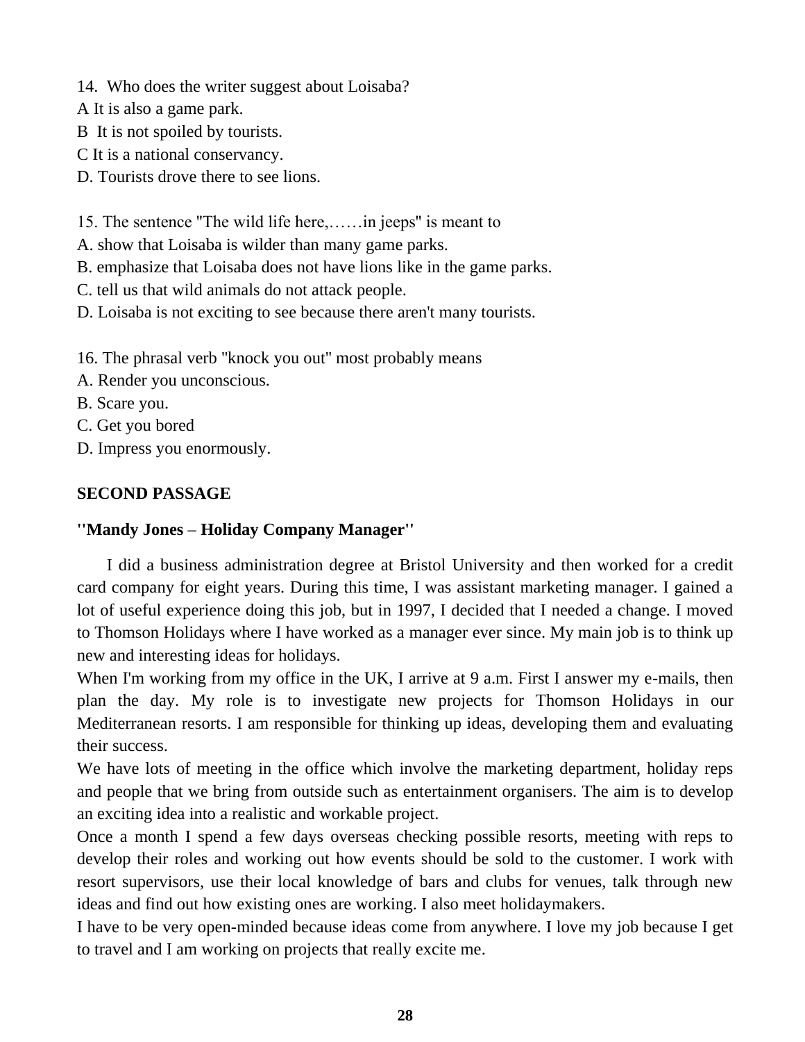14. Who does the writer suggest about Loisaba?
A It is also a game park.
B It is not spoiled by tourists.
C It is a national conservancy.
D. Tourists drove there to see lions.

15. The sentence "The wild life here,……in jeeps" is meant to
A. show that Loisaba is wilder than many game parks.
B. emphasize that Loisaba does not have lions like in the game parks.
C. tell us that wild animals do not attack people.
D. Loisaba is not exciting to see because there aren't many tourists.

16. The phrasal verb "knock you out" most probably means
A. Render you unconscious.
B. Scare you.
C. Get you bored
D. Impress you enormously.

**SECOND PASSAGE**

**"Mandy Jones – Holiday Company Manager"**

I did a business administration degree at Bristol University and then worked for a credit card company for eight years. During this time, I was assistant marketing manager. I gained a lot of useful experience doing this job, but in 1997, I decided that I needed a change. I moved to Thomson Holidays where I have worked as a manager ever since. My main job is to think up new and interesting ideas for holidays.

When I'm working from my office in the UK, I arrive at 9 a.m. First I answer my e-mails, then plan the day. My role is to investigate new projects for Thomson Holidays in our Mediterranean resorts. I am responsible for thinking up ideas, developing them and evaluating their success.

We have lots of meeting in the office which involve the marketing department, holiday reps and people that we bring from outside such as entertainment organisers. The aim is to develop an exciting idea into a realistic and workable project.

Once a month I spend a few days overseas checking possible resorts, meeting with reps to develop their roles and working out how events should be sold to the customer. I work with resort supervisors, use their local knowledge of bars and clubs for venues, talk through new ideas and find out how existing ones are working. I also meet holidaymakers.

I have to be very open-minded because ideas come from anywhere. I love my job because I get to travel and I am working on projects that really excite me.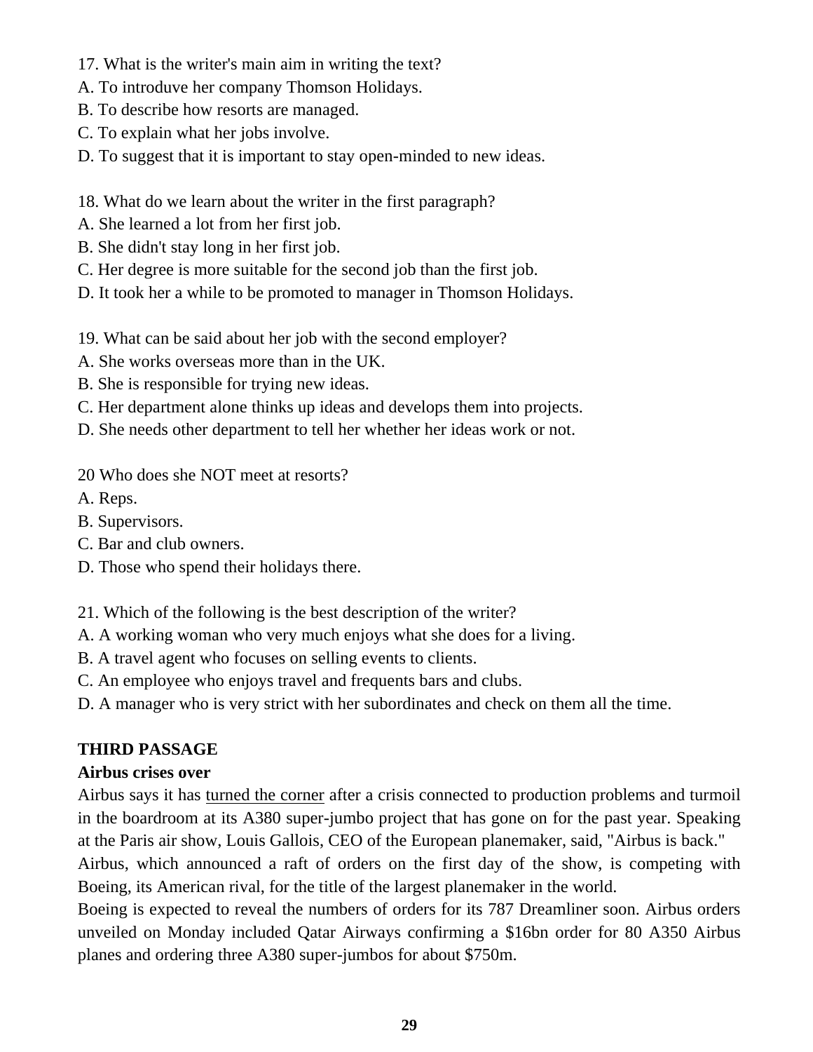17. What is the writer's main aim in writing the text?
A. To introduve her company Thomson Holidays.
B. To describe how resorts are managed.
C. To explain what her jobs involve.
D. To suggest that it is important to stay open-minded to new ideas.

18. What do we learn about the writer in the first paragraph?
A. She learned a lot from her first job.
B. She didn't stay long in her first job.
C. Her degree is more suitable for the second job than the first job.
D. It took her a while to be promoted to manager in Thomson Holidays.

19. What can be said about her job with the second employer?
A. She works overseas more than in the UK.
B. She is responsible for trying new ideas.
C. Her department alone thinks up ideas and develops them into projects.
D. She needs other department to tell her whether her ideas work or not.

20 Who does she NOT meet at resorts?
A. Reps.
B. Supervisors.
C. Bar and club owners.
D. Those who spend their holidays there.

21. Which of the following is the best description of the writer?
A. A working woman who very much enjoys what she does for a living.
B. A travel agent who focuses on selling events to clients.
C. An employee who enjoys travel and frequents bars and clubs.
D. A manager who is very strict with her subordinates and check on them all the time.

**THIRD PASSAGE**

**Airbus crises over**

Airbus says it has <u>turned the corner</u> after a crisis connected to production problems and turmoil in the boardroom at its A380 super-jumbo project that has gone on for the past year. Speaking at the Paris air show, Louis Gallois, CEO of the European planemaker, said, "Airbus is back."

Airbus, which announced a raft of orders on the first day of the show, is competing with Boeing, its American rival, for the title of the largest planemaker in the world.

Boeing is expected to reveal the numbers of orders for its 787 Dreamliner soon. Airbus orders unveiled on Monday included Qatar Airways confirming a $16bn order for 80 A350 Airbus planes and ordering three A380 super-jumbos for about $750m.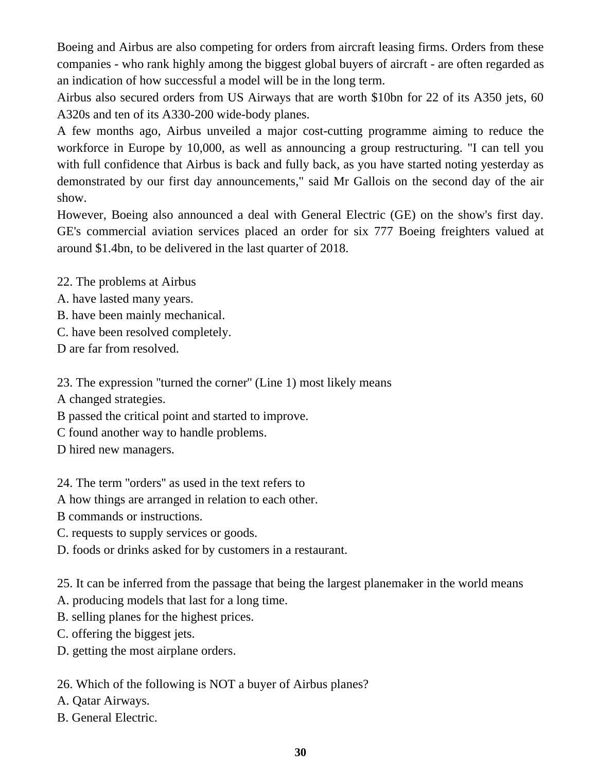Boeing and Airbus are also competing for orders from aircraft leasing firms. Orders from these companies - who rank highly among the biggest global buyers of aircraft - are often regarded as an indication of how successful a model will be in the long term.

Airbus also secured orders from US Airways that are worth $10bn for 22 of its A350 jets, 60 A320s and ten of its A330-200 wide-body planes.

A few months ago, Airbus unveiled a major cost-cutting programme aiming to reduce the workforce in Europe by 10,000, as well as announcing a group restructuring. "I can tell you with full confidence that Airbus is back and fully back, as you have started noting yesterday as demonstrated by our first day announcements," said Mr Gallois on the second day of the air show.

However, Boeing also announced a deal with General Electric (GE) on the show's first day. GE's commercial aviation services placed an order for six 777 Boeing freighters valued at around $1.4bn, to be delivered in the last quarter of 2018.

22. The problems at Airbus

A. have lasted many years.

B. have been mainly mechanical.

C. have been resolved completely.

D are far from resolved.

23. The expression "turned the corner" (Line 1) most likely means

A changed strategies.

B passed the critical point and started to improve.

C found another way to handle problems.

D hired new managers.

24. The term "orders" as used in the text refers to

A how things are arranged in relation to each other.

B commands or instructions.

C. requests to supply services or goods.

D. foods or drinks asked for by customers in a restaurant.

25. It can be inferred from the passage that being the largest planemaker in the world means

A. producing models that last for a long time.

B. selling planes for the highest prices.

C. offering the biggest jets.

D. getting the most airplane orders.

26. Which of the following is NOT a buyer of Airbus planes?

A. Qatar Airways.

B. General Electric.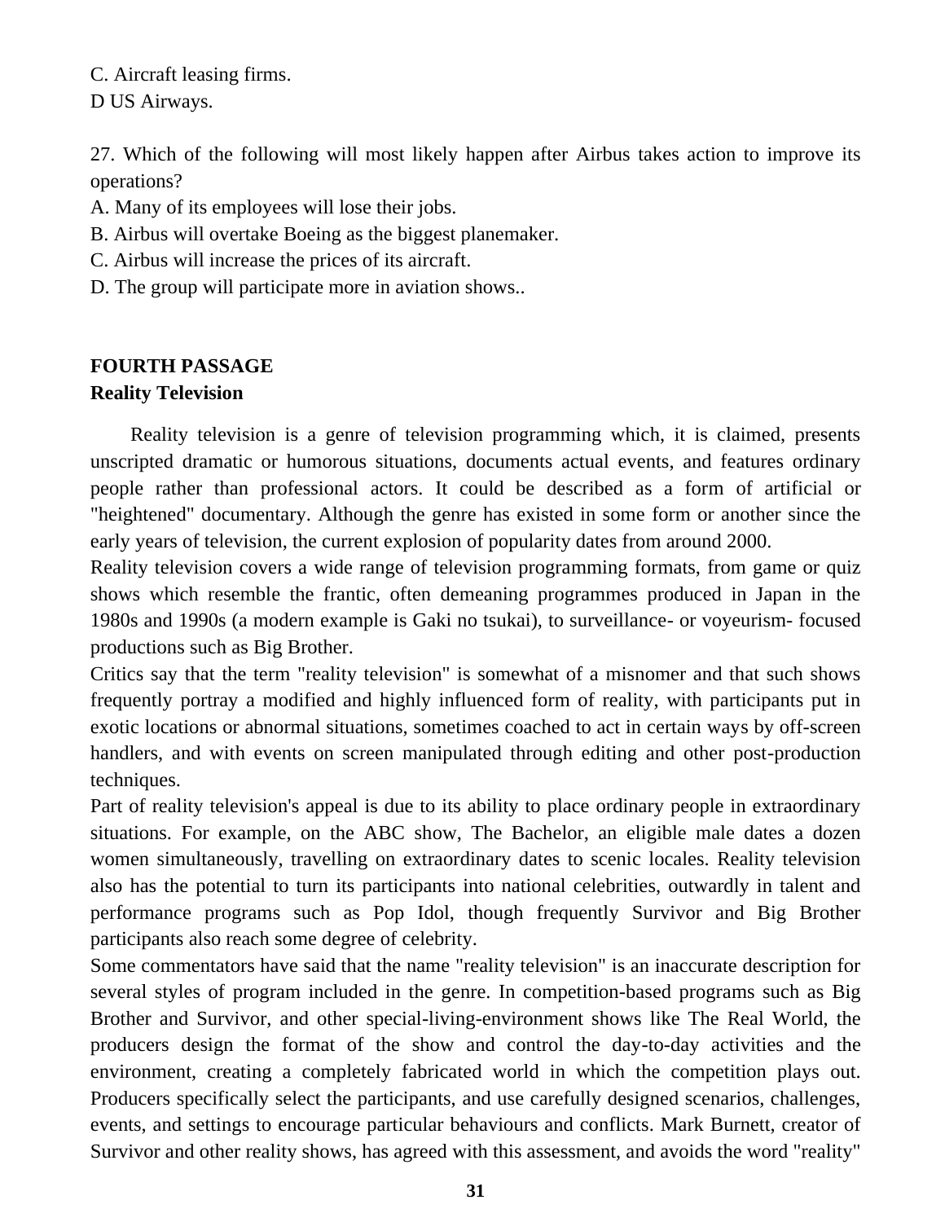C. Aircraft leasing firms.
D US Airways.

27. Which of the following will most likely happen after Airbus takes action to improve its operations?
A. Many of its employees will lose their jobs.
B. Airbus will overtake Boeing as the biggest planemaker.
C. Airbus will increase the prices of its aircraft.
D. The group will participate more in aviation shows..

**FOURTH PASSAGE**
**Reality Television**

Reality television is a genre of television programming which, it is claimed, presents unscripted dramatic or humorous situations, documents actual events, and features ordinary people rather than professional actors. It could be described as a form of artificial or "heightened" documentary. Although the genre has existed in some form or another since the early years of television, the current explosion of popularity dates from around 2000.

Reality television covers a wide range of television programming formats, from game or quiz shows which resemble the frantic, often demeaning programmes produced in Japan in the 1980s and 1990s (a modern example is Gaki no tsukai), to surveillance- or voyeurism- focused productions such as Big Brother.

Critics say that the term "reality television" is somewhat of a misnomer and that such shows frequently portray a modified and highly influenced form of reality, with participants put in exotic locations or abnormal situations, sometimes coached to act in certain ways by off-screen handlers, and with events on screen manipulated through editing and other post-production techniques.

Part of reality television's appeal is due to its ability to place ordinary people in extraordinary situations. For example, on the ABC show, The Bachelor, an eligible male dates a dozen women simultaneously, travelling on extraordinary dates to scenic locales. Reality television also has the potential to turn its participants into national celebrities, outwardly in talent and performance programs such as Pop Idol, though frequently Survivor and Big Brother participants also reach some degree of celebrity.

Some commentators have said that the name "reality television" is an inaccurate description for several styles of program included in the genre. In competition-based programs such as Big Brother and Survivor, and other special-living-environment shows like The Real World, the producers design the format of the show and control the day-to-day activities and the environment, creating a completely fabricated world in which the competition plays out. Producers specifically select the participants, and use carefully designed scenarios, challenges, events, and settings to encourage particular behaviours and conflicts. Mark Burnett, creator of Survivor and other reality shows, has agreed with this assessment, and avoids the word "reality"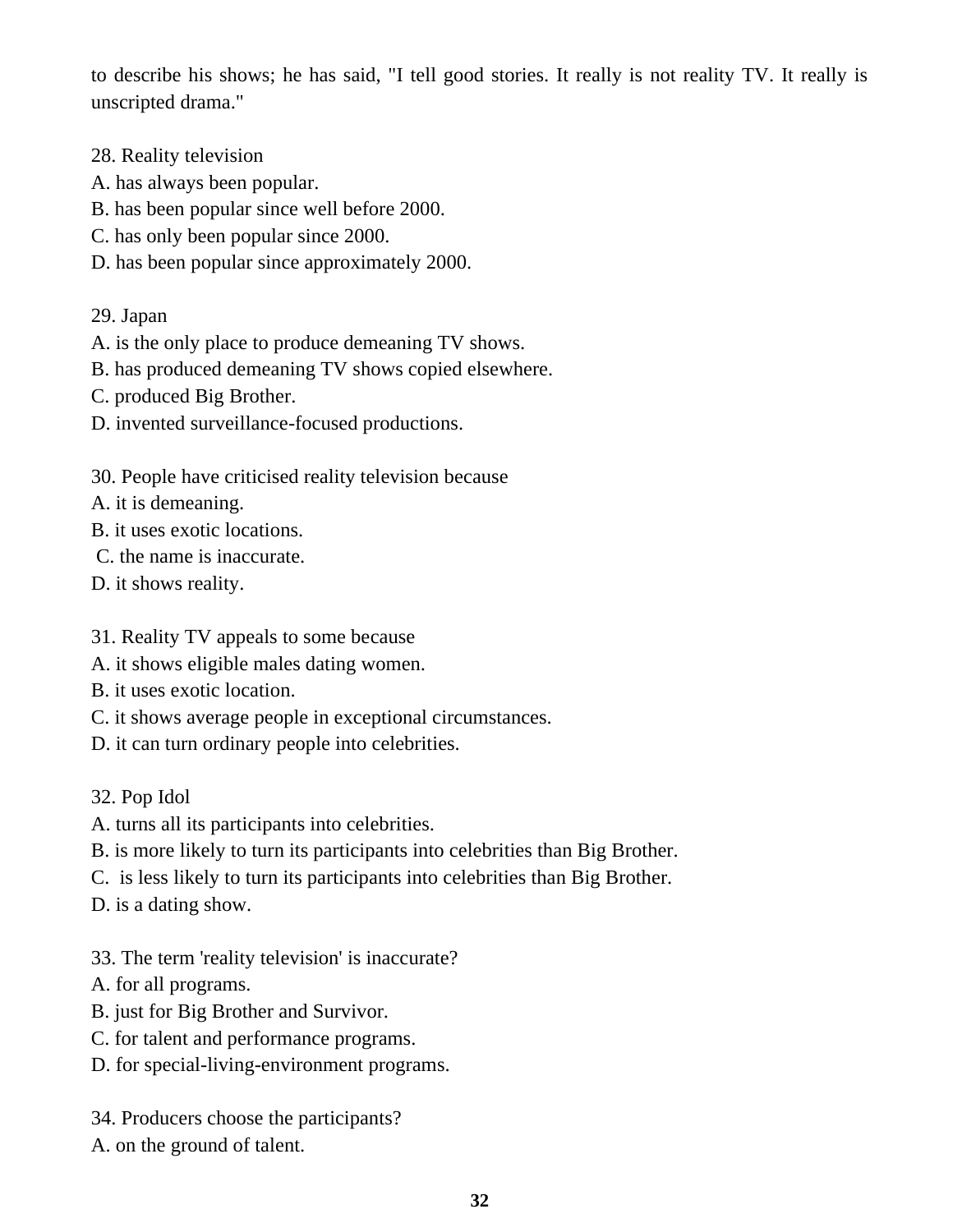to describe his shows; he has said, "I tell good stories. It really is not reality TV. It really is unscripted drama."

28. Reality television
A. has always been popular.
B. has been popular since well before 2000.
C. has only been popular since 2000.
D. has been popular since approximately 2000.

29. Japan
A. is the only place to produce demeaning TV shows.
B. has produced demeaning TV shows copied elsewhere.
C. produced Big Brother.
D. invented surveillance-focused productions.

30. People have criticised reality television because
A. it is demeaning.
B. it uses exotic locations.
C. the name is inaccurate.
D. it shows reality.

31. Reality TV appeals to some because
A. it shows eligible males dating women.
B. it uses exotic location.
C. it shows average people in exceptional circumstances.
D. it can turn ordinary people into celebrities.

32. Pop Idol
A. turns all its participants into celebrities.
B. is more likely to turn its participants into celebrities than Big Brother.
C. is less likely to turn its participants into celebrities than Big Brother.
D. is a dating show.

33. The term 'reality television' is inaccurate?
A. for all programs.
B. just for Big Brother and Survivor.
C. for talent and performance programs.
D. for special-living-environment programs.

34. Producers choose the participants?
A. on the ground of talent.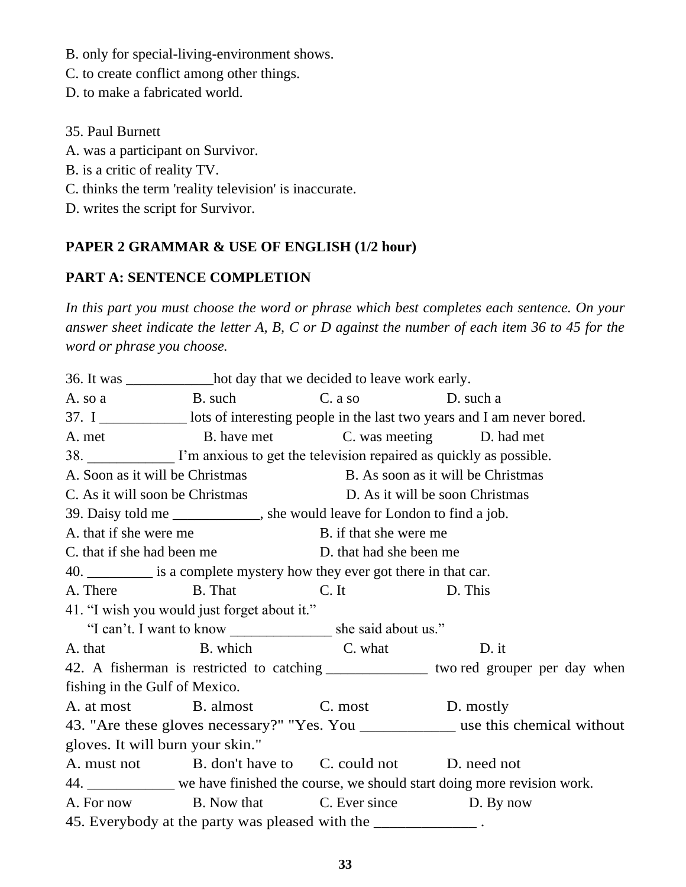B. only for special-living-environment shows.
C. to create conflict among other things.
D. to make a fabricated world.

35. Paul Burnett
A. was a participant on Survivor.
B. is a critic of reality TV.
C. thinks the term 'reality television' is inaccurate.
D. writes the script for Survivor.

## PAPER 2 GRAMMAR & USE OF ENGLISH (1/2 hour)

### PART A: SENTENCE COMPLETION

*In this part you must choose the word or phrase which best completes each sentence. On your answer sheet indicate the letter A, B, C or D against the number of each item 36 to 45 for the word or phrase you choose.*

36. It was ____________hot day that we decided to leave work early.
A. so a B. such C. a so D. such a

37. I ____________ lots of interesting people in the last two years and I am never bored.
A. met B. have met C. was meeting D. had met

38. ____________ I'm anxious to get the television repaired as quickly as possible.
A. Soon as it will be Christmas B. As soon as it will be Christmas
C. As it will soon be Christmas D. As it will be soon Christmas

39. Daisy told me ____________, she would leave for London to find a job.
A. that if she were me B. if that she were me
C. that if she had been me D. that had she been me

40. _________ is a complete mystery how they ever got there in that car.
A. There B. That C. It D. This

41. "I wish you would just forget about it."
"I can't. I want to know ______________ she said about us."
A. that B. which C. what D. it

42. A fisherman is restricted to catching ______________ two red grouper per day when fishing in the Gulf of Mexico.
A. at most B. almost C. most D. mostly

43. "Are these gloves necessary?" "Yes. You ____________ use this chemical without gloves. It will burn your skin."
A. must not B. don't have to C. could not D. need not

44. ____________ we have finished the course, we should start doing more revision work.
A. For now B. Now that C. Ever since D. By now

45. Everybody at the party was pleased with the ______________ .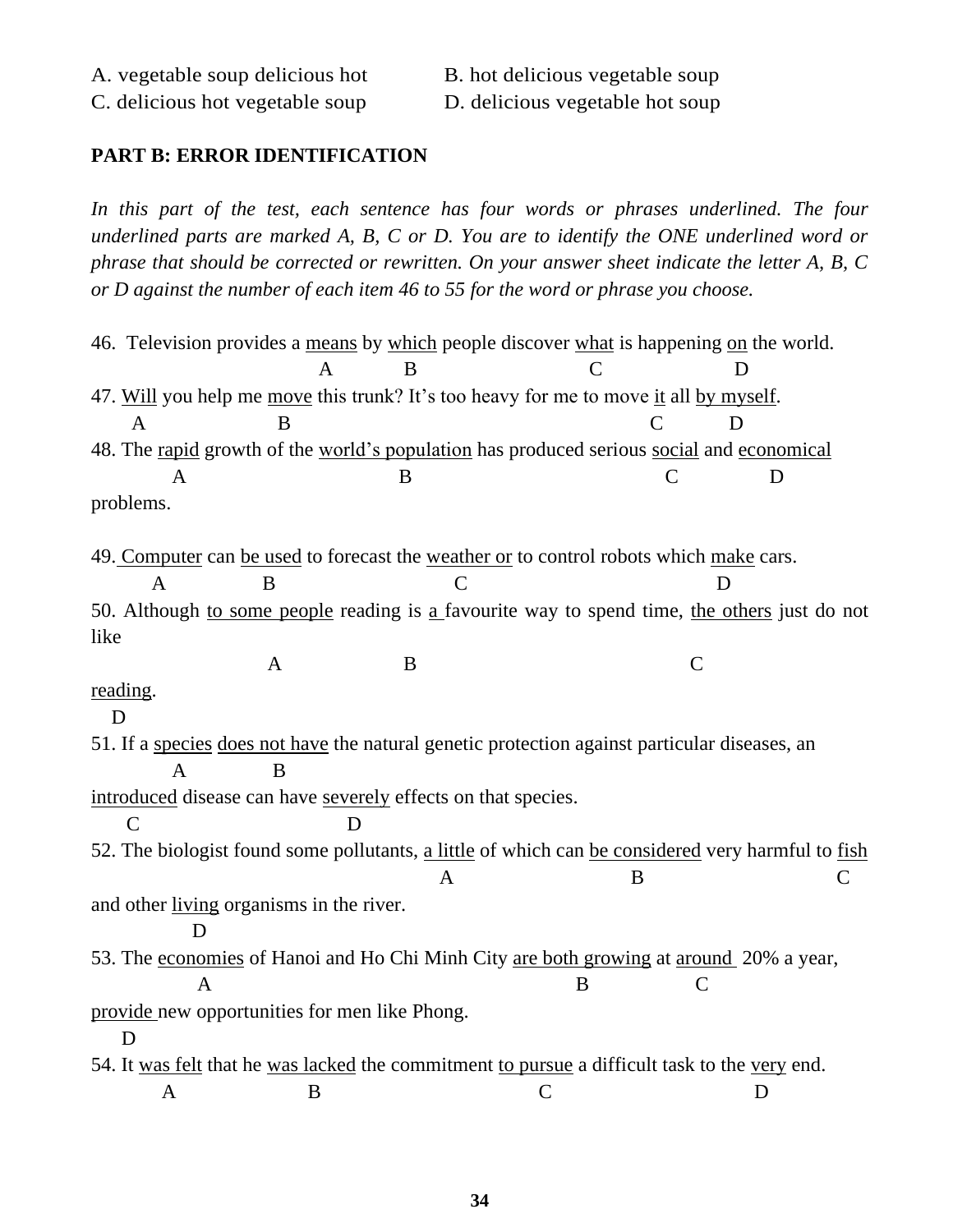A. vegetable soup delicious hot  B. hot delicious vegetable soup
C. delicious hot vegetable soup  D. delicious vegetable hot soup

**PART B: ERROR IDENTIFICATION**

*In this part of the test, each sentence has four words or phrases underlined. The four underlined parts are marked A, B, C or D. You are to identify the ONE underlined word or phrase that should be corrected or rewritten. On your answer sheet indicate the letter A, B, C or D against the number of each item 46 to 55 for the word or phrase you choose.*

46. Television provides a <u>means</u> (A) by <u>which</u> (B) people discover <u>what</u> (C) is happening <u>on</u> (D) the world.

47. <u>Will</u> (A) you help me <u>move</u> (B) this trunk? It's too heavy for me to move <u>it</u> (C) all <u>by myself</u> (D).

48. The <u>rapid</u> (A) growth of the <u>world's population</u> (B) has produced serious <u>social</u> (C) and <u>economical</u> (D) problems.

49. <u>Computer</u> (A) can <u>be used</u> (B) to forecast the <u>weather or</u> (C) to control robots which <u>make</u> (D) cars.

50. Although <u>to some people</u> (A) reading is <u>a</u> (B) favourite way to spend time, <u>the others</u> (C) just do not like <u>reading</u> (D).

51. If a <u>species</u> (A) <u>does not have</u> (B) the natural genetic protection against particular diseases, an <u>introduced</u> (C) disease can have <u>severely</u> (D) effects on that species.

52. The biologist found some pollutants, <u>a little</u> (A) of which can <u>be considered</u> (B) very harmful to <u>fish</u> (C) and other <u>living</u> (D) organisms in the river.

53. The <u>economies</u> (A) of Hanoi and Ho Chi Minh City <u>are both growing</u> (B) at <u>around</u> (C) 20% a year, <u>provide</u> (D) new opportunities for men like Phong.

54. It <u>was felt</u> (A) that he <u>was lacked</u> (B) the commitment <u>to pursue</u> (C) a difficult task to the <u>very</u> (D) end.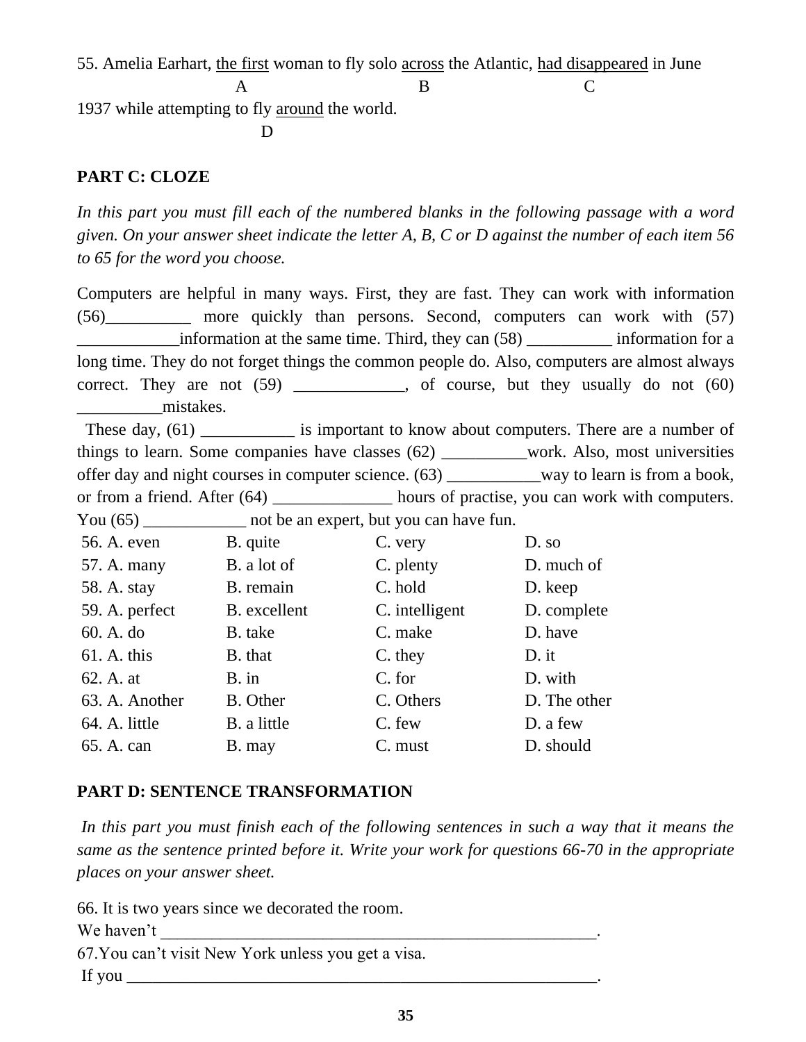55. Amelia Earhart, <u>the first</u> woman to fly solo <u>across</u> the Atlantic, <u>had disappeared</u> in June 1937 while attempting to fly <u>around</u> the world.

A: the first — B: across — C: had disappeared — D: around

## PART C: CLOZE

*In this part you must fill each of the numbered blanks in the following passage with a word given. On your answer sheet indicate the letter A, B, C or D against the number of each item 56 to 65 for the word you choose.*

Computers are helpful in many ways. First, they are fast. They can work with information (56)__________ more quickly than persons. Second, computers can work with (57) ____________information at the same time. Third, they can (58) __________ information for a long time. They do not forget things the common people do. Also, computers are almost always correct. They are not (59) _____________, of course, but they usually do not (60) __________mistakes.

These day, (61) ___________ is important to know about computers. There are a number of things to learn. Some companies have classes (62) __________work. Also, most universities offer day and night courses in computer science. (63) ___________way to learn is from a book, or from a friend. After (64) ______________ hours of practise, you can work with computers. You (65) ____________ not be an expert, but you can have fun.

| | | | |
|---|---|---|---|
| 56. A. even | B. quite | C. very | D. so |
| 57. A. many | B. a lot of | C. plenty | D. much of |
| 58. A. stay | B. remain | C. hold | D. keep |
| 59. A. perfect | B. excellent | C. intelligent | D. complete |
| 60. A. do | B. take | C. make | D. have |
| 61. A. this | B. that | C. they | D. it |
| 62. A. at | B. in | C. for | D. with |
| 63. A. Another | B. Other | C. Others | D. The other |
| 64. A. little | B. a little | C. few | D. a few |
| 65. A. can | B. may | C. must | D. should |

## PART D: SENTENCE TRANSFORMATION

*In this part you must finish each of the following sentences in such a way that it means the same as the sentence printed before it. Write your work for questions 66-70 in the appropriate places on your answer sheet.*

66. It is two years since we decorated the room.

We haven't ________________________________________________________.

67.You can't visit New York unless you get a visa.

If you ___________________________________________________________.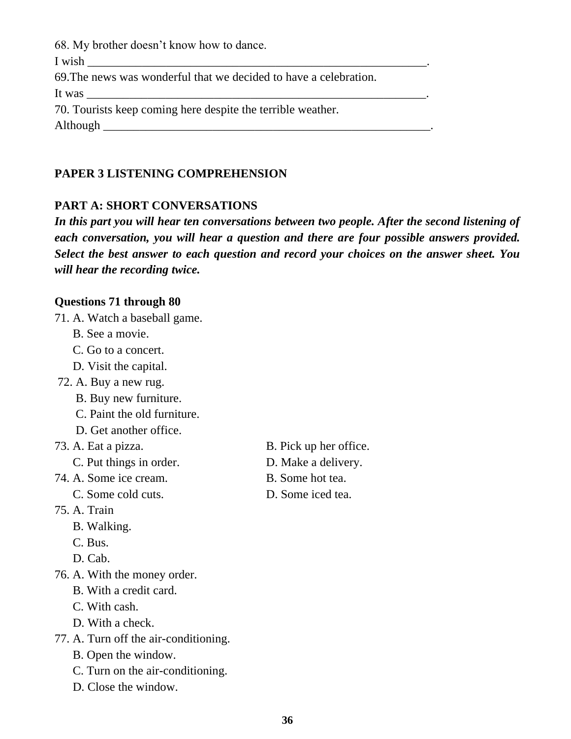68. My brother doesn't know how to dance.

I wish ____________________________________________________________.

69.The news was wonderful that we decided to have a celebration.

It was ____________________________________________________________.

70. Tourists keep coming here despite the terrible weather.

Although _________________________________________________________.

**PAPER 3 LISTENING COMPREHENSION**

**PART A: SHORT CONVERSATIONS**

***In this part you will hear ten conversations between two people. After the second listening of each conversation, you will hear a question and there are four possible answers provided. Select the best answer to each question and record your choices on the answer sheet. You will hear the recording twice.***

**Questions 71 through 80**

71. A. Watch a baseball game.
    B. See a movie.
    C. Go to a concert.
    D. Visit the capital.

72. A. Buy a new rug.
    B. Buy new furniture.
    C. Paint the old furniture.
    D. Get another office.

73. A. Eat a pizza.
    B. Pick up her office.
    C. Put things in order.
    D. Make a delivery.

74. A. Some ice cream.
    B. Some hot tea.
    C. Some cold cuts.
    D. Some iced tea.

75. A. Train
    B. Walking.
    C. Bus.
    D. Cab.

76. A. With the money order.
    B. With a credit card.
    C. With cash.
    D. With a check.

77. A. Turn off the air-conditioning.
    B. Open the window.
    C. Turn on the air-conditioning.
    D. Close the window.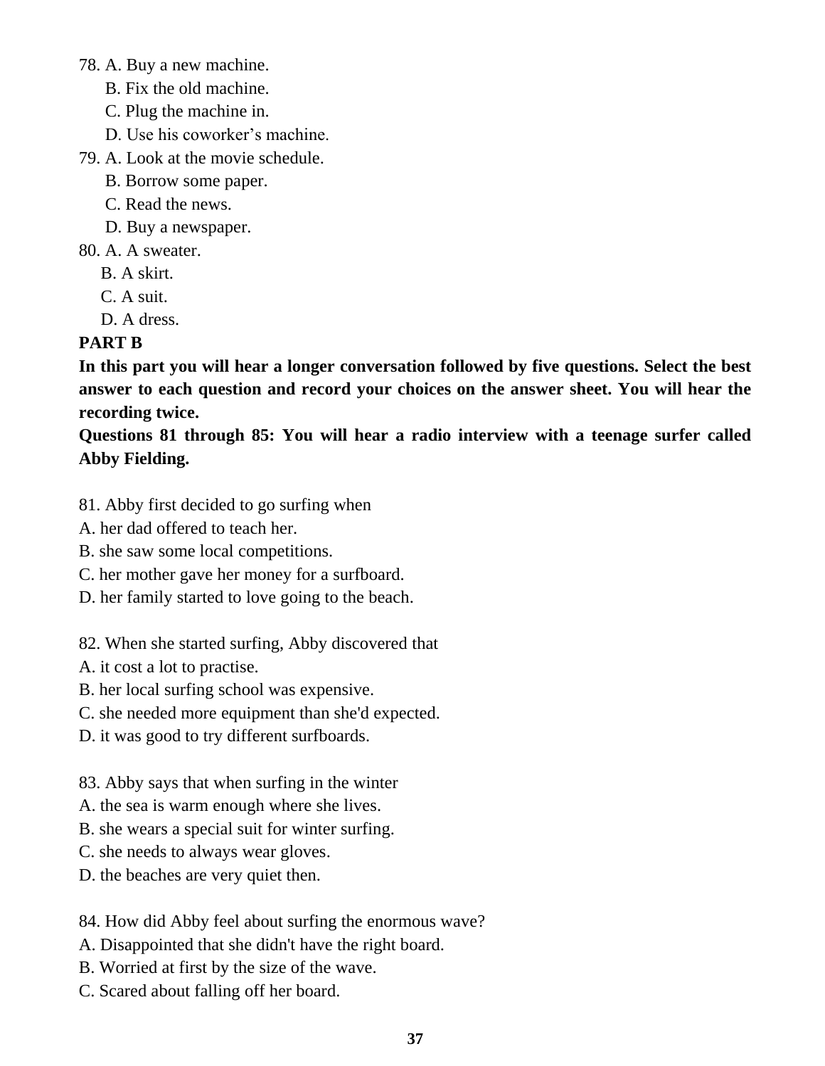78. A. Buy a new machine.
    B. Fix the old machine.
    C. Plug the machine in.
    D. Use his coworker's machine.

79. A. Look at the movie schedule.
    B. Borrow some paper.
    C. Read the news.
    D. Buy a newspaper.

80. A. A sweater.
    B. A skirt.
    C. A suit.
    D. A dress.

**PART B**

**In this part you will hear a longer conversation followed by five questions. Select the best answer to each question and record your choices on the answer sheet. You will hear the recording twice.**

**Questions 81 through 85: You will hear a radio interview with a teenage surfer called Abby Fielding.**

81. Abby first decided to go surfing when
A. her dad offered to teach her.
B. she saw some local competitions.
C. her mother gave her money for a surfboard.
D. her family started to love going to the beach.

82. When she started surfing, Abby discovered that
A. it cost a lot to practise.
B. her local surfing school was expensive.
C. she needed more equipment than she'd expected.
D. it was good to try different surfboards.

83. Abby says that when surfing in the winter
A. the sea is warm enough where she lives.
B. she wears a special suit for winter surfing.
C. she needs to always wear gloves.
D. the beaches are very quiet then.

84. How did Abby feel about surfing the enormous wave?
A. Disappointed that she didn't have the right board.
B. Worried at first by the size of the wave.
C. Scared about falling off her board.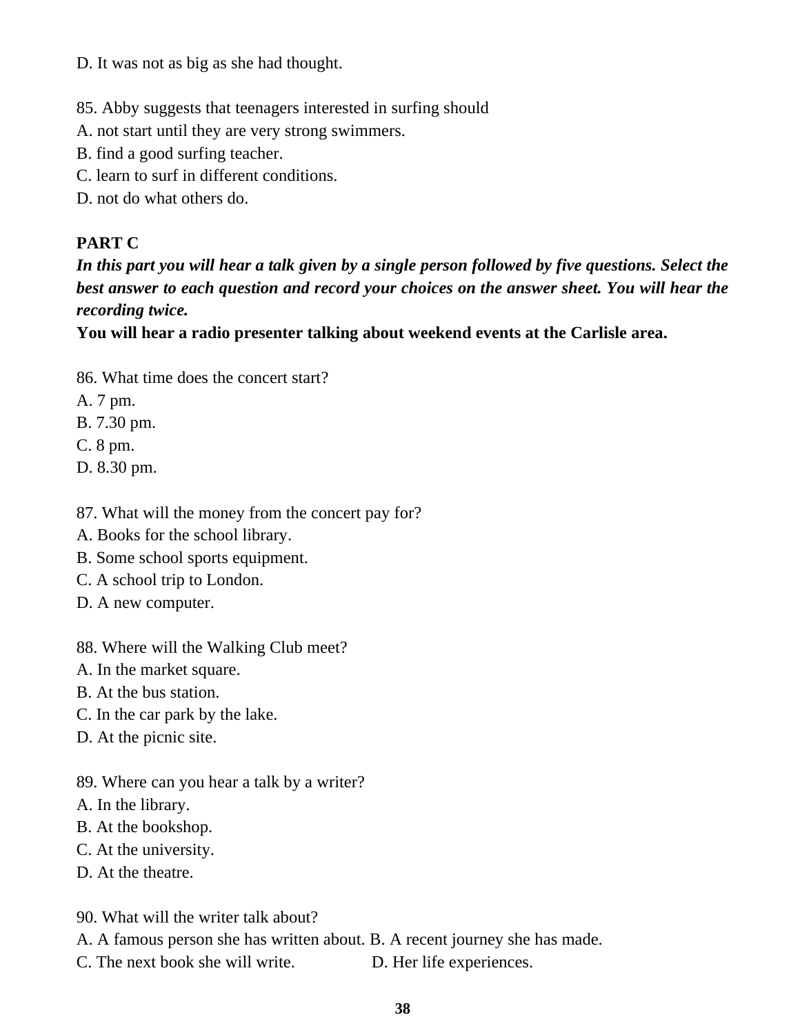D. It was not as big as she had thought.

85. Abby suggests that teenagers interested in surfing should
A. not start until they are very strong swimmers.
B. find a good surfing teacher.
C. learn to surf in different conditions.
D. not do what others do.

**PART C**

***In this part you will hear a talk given by a single person followed by five questions. Select the best answer to each question and record your choices on the answer sheet. You will hear the recording twice.***

**You will hear a radio presenter talking about weekend events at the Carlisle area.**

86. What time does the concert start?
A. 7 pm.
B. 7.30 pm.
C. 8 pm.
D. 8.30 pm.

87. What will the money from the concert pay for?
A. Books for the school library.
B. Some school sports equipment.
C. A school trip to London.
D. A new computer.

88. Where will the Walking Club meet?
A. In the market square.
B. At the bus station.
C. In the car park by the lake.
D. At the picnic site.

89. Where can you hear a talk by a writer?
A. In the library.
B. At the bookshop.
C. At the university.
D. At the theatre.

90. What will the writer talk about?
A. A famous person she has written about. B. A recent journey she has made.
C. The next book she will write. D. Her life experiences.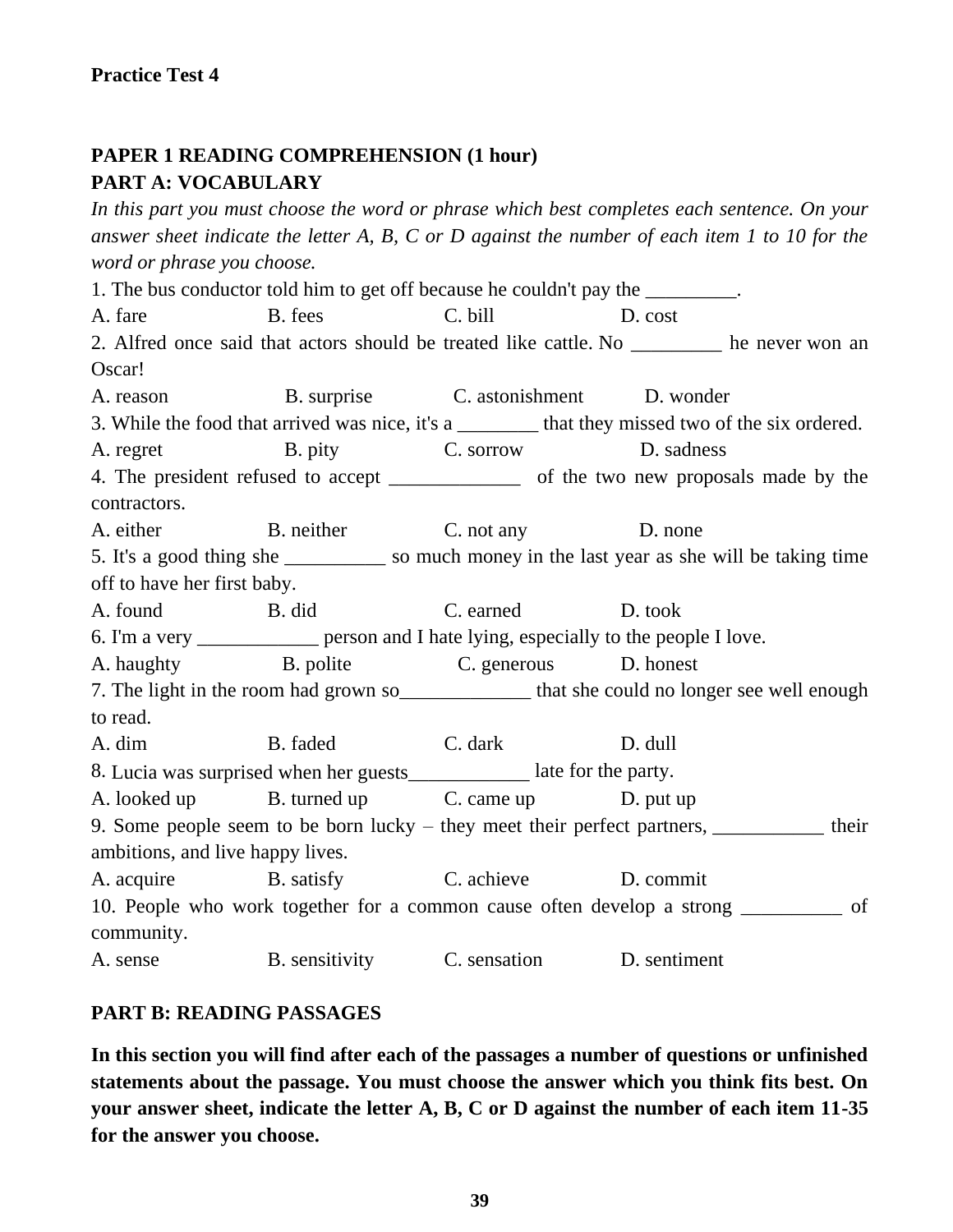**Practice Test 4**

**PAPER 1 READING COMPREHENSION (1 hour)**

**PART A: VOCABULARY**

*In this part you must choose the word or phrase which best completes each sentence. On your answer sheet indicate the letter A, B, C or D against the number of each item 1 to 10 for the word or phrase you choose.*

1. The bus conductor told him to get off because he couldn't pay the _________.

A. fare B. fees C. bill D. cost

2. Alfred once said that actors should be treated like cattle. No _________ he never won an Oscar!

A. reason B. surprise C. astonishment D. wonder

3. While the food that arrived was nice, it's a ________ that they missed two of the six ordered.

A. regret B. pity C. sorrow D. sadness

4. The president refused to accept _____________ of the two new proposals made by the contractors.

A. either B. neither C. not any D. none

5. It's a good thing she __________ so much money in the last year as she will be taking time off to have her first baby.

A. found B. did C. earned D. took

6. I'm a very ____________ person and I hate lying, especially to the people I love.

A. haughty B. polite C. generous D. honest

7. The light in the room had grown so_____________ that she could no longer see well enough to read.

A. dim B. faded C. dark D. dull

8. Lucia was surprised when her guests____________ late for the party.

A. looked up B. turned up C. came up D. put up

9. Some people seem to be born lucky – they meet their perfect partners, ___________ their ambitions, and live happy lives.

A. acquire B. satisfy C. achieve D. commit

10. People who work together for a common cause often develop a strong __________ of community.

A. sense B. sensitivity C. sensation D. sentiment

**PART B: READING PASSAGES**

**In this section you will find after each of the passages a number of questions or unfinished statements about the passage. You must choose the answer which you think fits best. On your answer sheet, indicate the letter A, B, C or D against the number of each item 11-35 for the answer you choose.**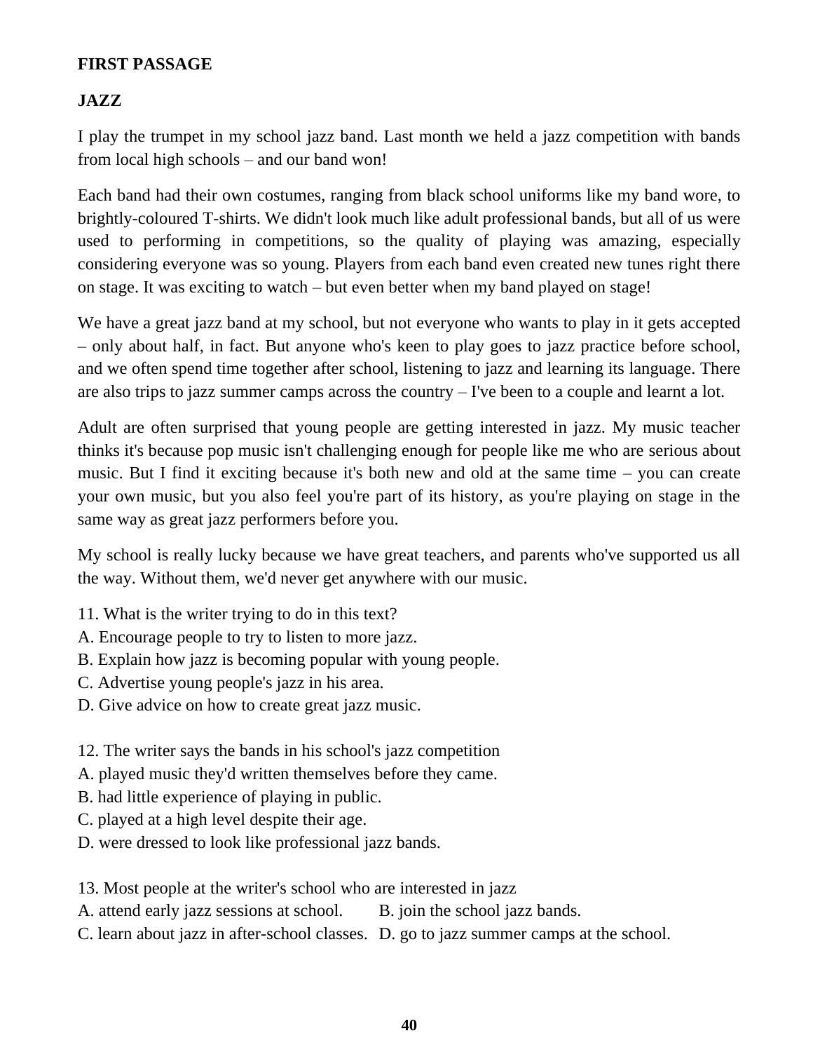**FIRST PASSAGE**

**JAZZ**

I play the trumpet in my school jazz band. Last month we held a jazz competition with bands from local high schools – and our band won!

Each band had their own costumes, ranging from black school uniforms like my band wore, to brightly-coloured T-shirts. We didn't look much like adult professional bands, but all of us were used to performing in competitions, so the quality of playing was amazing, especially considering everyone was so young. Players from each band even created new tunes right there on stage. It was exciting to watch – but even better when my band played on stage!

We have a great jazz band at my school, but not everyone who wants to play in it gets accepted – only about half, in fact. But anyone who's keen to play goes to jazz practice before school, and we often spend time together after school, listening to jazz and learning its language. There are also trips to jazz summer camps across the country – I've been to a couple and learnt a lot.

Adult are often surprised that young people are getting interested in jazz. My music teacher thinks it's because pop music isn't challenging enough for people like me who are serious about music. But I find it exciting because it's both new and old at the same time – you can create your own music, but you also feel you're part of its history, as you're playing on stage in the same way as great jazz performers before you.

My school is really lucky because we have great teachers, and parents who've supported us all the way. Without them, we'd never get anywhere with our music.

11. What is the writer trying to do in this text?
A. Encourage people to try to listen to more jazz.
B. Explain how jazz is becoming popular with young people.
C. Advertise young people's jazz in his area.
D. Give advice on how to create great jazz music.

12. The writer says the bands in his school's jazz competition
A. played music they'd written themselves before they came.
B. had little experience of playing in public.
C. played at a high level despite their age.
D. were dressed to look like professional jazz bands.

13. Most people at the writer's school who are interested in jazz
A. attend early jazz sessions at school.
B. join the school jazz bands.
C. learn about jazz in after-school classes.
D. go to jazz summer camps at the school.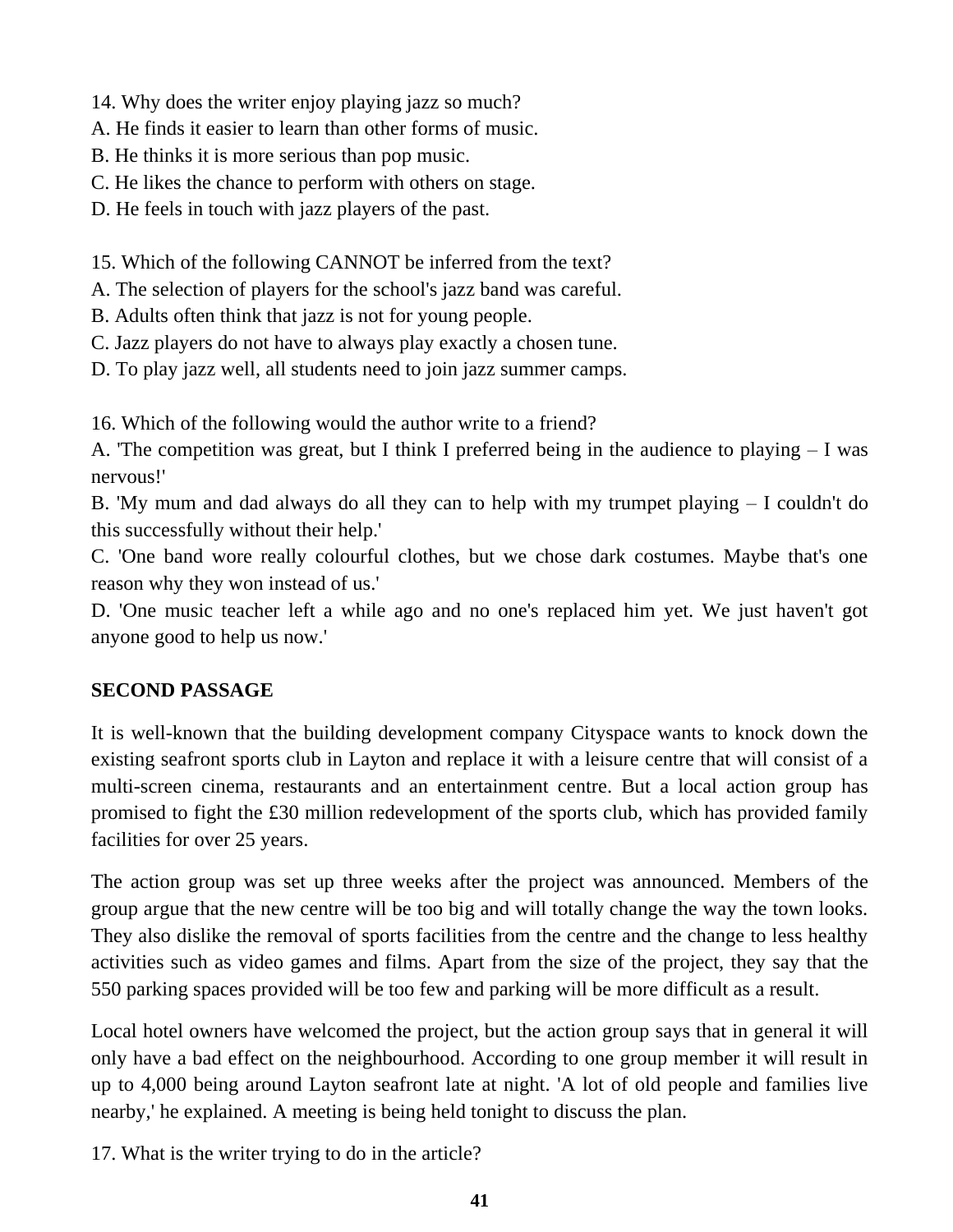14. Why does the writer enjoy playing jazz so much?
A. He finds it easier to learn than other forms of music.
B. He thinks it is more serious than pop music.
C. He likes the chance to perform with others on stage.
D. He feels in touch with jazz players of the past.

15. Which of the following CANNOT be inferred from the text?
A. The selection of players for the school's jazz band was careful.
B. Adults often think that jazz is not for young people.
C. Jazz players do not have to always play exactly a chosen tune.
D. To play jazz well, all students need to join jazz summer camps.

16. Which of the following would the author write to a friend?
A. 'The competition was great, but I think I preferred being in the audience to playing – I was nervous!'
B. 'My mum and dad always do all they can to help with my trumpet playing – I couldn't do this successfully without their help.'
C. 'One band wore really colourful clothes, but we chose dark costumes. Maybe that's one reason why they won instead of us.'
D. 'One music teacher left a while ago and no one's replaced him yet. We just haven't got anyone good to help us now.'

**SECOND PASSAGE**

It is well-known that the building development company Cityspace wants to knock down the existing seafront sports club in Layton and replace it with a leisure centre that will consist of a multi-screen cinema, restaurants and an entertainment centre. But a local action group has promised to fight the £30 million redevelopment of the sports club, which has provided family facilities for over 25 years.

The action group was set up three weeks after the project was announced. Members of the group argue that the new centre will be too big and will totally change the way the town looks. They also dislike the removal of sports facilities from the centre and the change to less healthy activities such as video games and films. Apart from the size of the project, they say that the 550 parking spaces provided will be too few and parking will be more difficult as a result.

Local hotel owners have welcomed the project, but the action group says that in general it will only have a bad effect on the neighbourhood. According to one group member it will result in up to 4,000 being around Layton seafront late at night. 'A lot of old people and families live nearby,' he explained. A meeting is being held tonight to discuss the plan.

17. What is the writer trying to do in the article?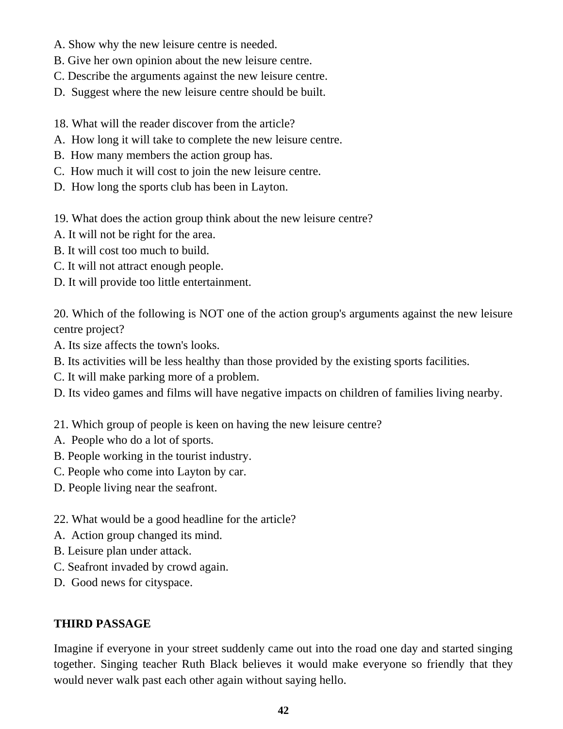A. Show why the new leisure centre is needed.
B. Give her own opinion about the new leisure centre.
C. Describe the arguments against the new leisure centre.
D. Suggest where the new leisure centre should be built.

18. What will the reader discover from the article?
A. How long it will take to complete the new leisure centre.
B. How many members the action group has.
C. How much it will cost to join the new leisure centre.
D. How long the sports club has been in Layton.

19. What does the action group think about the new leisure centre?
A. It will not be right for the area.
B. It will cost too much to build.
C. It will not attract enough people.
D. It will provide too little entertainment.

20. Which of the following is NOT one of the action group's arguments against the new leisure centre project?
A. Its size affects the town's looks.
B. Its activities will be less healthy than those provided by the existing sports facilities.
C. It will make parking more of a problem.
D. Its video games and films will have negative impacts on children of families living nearby.

21. Which group of people is keen on having the new leisure centre?
A. People who do a lot of sports.
B. People working in the tourist industry.
C. People who come into Layton by car.
D. People living near the seafront.

22. What would be a good headline for the article?
A. Action group changed its mind.
B. Leisure plan under attack.
C. Seafront invaded by crowd again.
D. Good news for cityspace.

**THIRD PASSAGE**

Imagine if everyone in your street suddenly came out into the road one day and started singing together. Singing teacher Ruth Black believes it would make everyone so friendly that they would never walk past each other again without saying hello.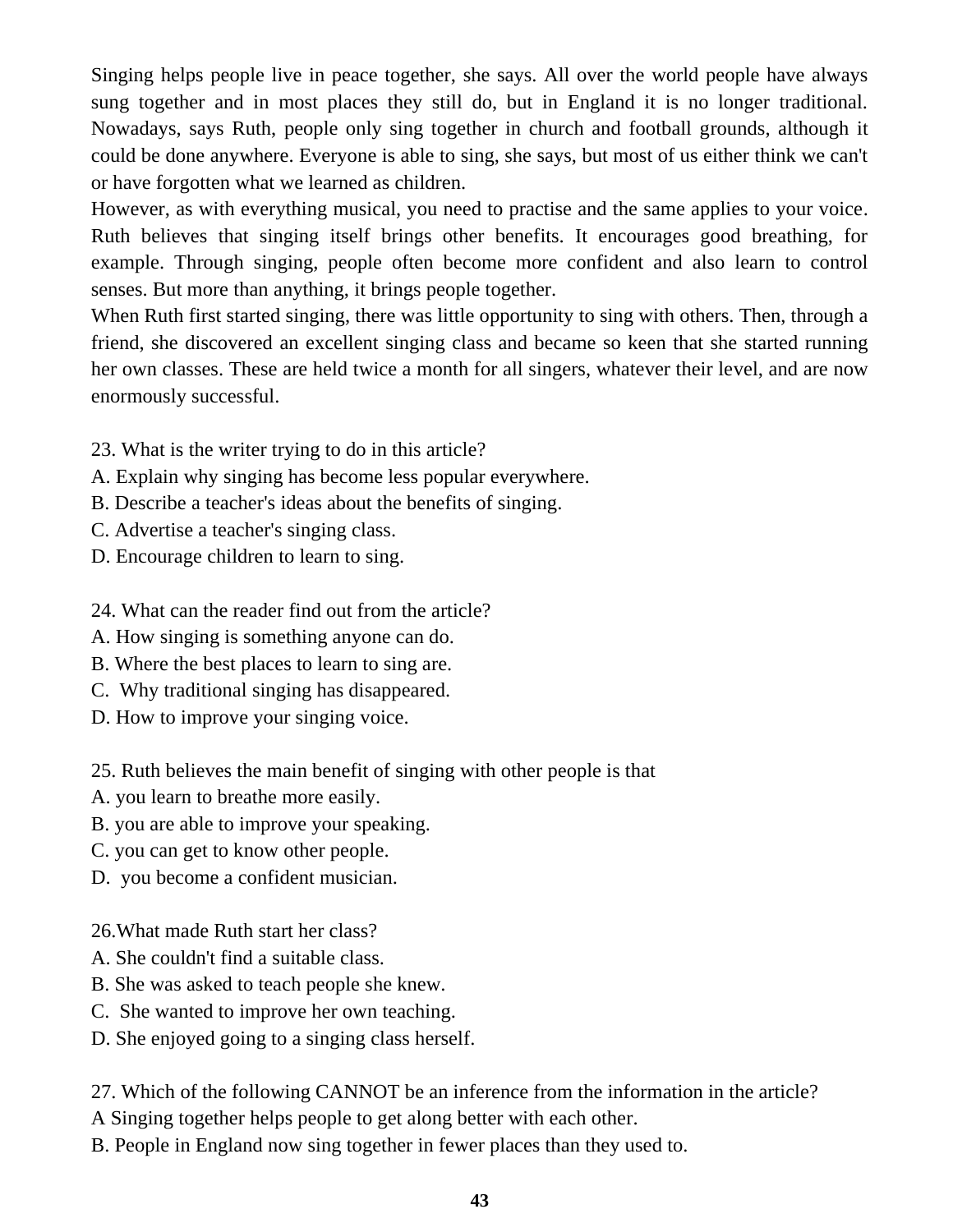Singing helps people live in peace together, she says. All over the world people have always sung together and in most places they still do, but in England it is no longer traditional. Nowadays, says Ruth, people only sing together in church and football grounds, although it could be done anywhere. Everyone is able to sing, she says, but most of us either think we can't or have forgotten what we learned as children.

However, as with everything musical, you need to practise and the same applies to your voice. Ruth believes that singing itself brings other benefits. It encourages good breathing, for example. Through singing, people often become more confident and also learn to control senses. But more than anything, it brings people together.

When Ruth first started singing, there was little opportunity to sing with others. Then, through a friend, she discovered an excellent singing class and became so keen that she started running her own classes. These are held twice a month for all singers, whatever their level, and are now enormously successful.

23. What is the writer trying to do in this article?
A. Explain why singing has become less popular everywhere.
B. Describe a teacher's ideas about the benefits of singing.
C. Advertise a teacher's singing class.
D. Encourage children to learn to sing.

24. What can the reader find out from the article?
A. How singing is something anyone can do.
B. Where the best places to learn to sing are.
C. Why traditional singing has disappeared.
D. How to improve your singing voice.

25. Ruth believes the main benefit of singing with other people is that
A. you learn to breathe more easily.
B. you are able to improve your speaking.
C. you can get to know other people.
D. you become a confident musician.

26.What made Ruth start her class?
A. She couldn't find a suitable class.
B. She was asked to teach people she knew.
C. She wanted to improve her own teaching.
D. She enjoyed going to a singing class herself.

27. Which of the following CANNOT be an inference from the information in the article?
A Singing together helps people to get along better with each other.
B. People in England now sing together in fewer places than they used to.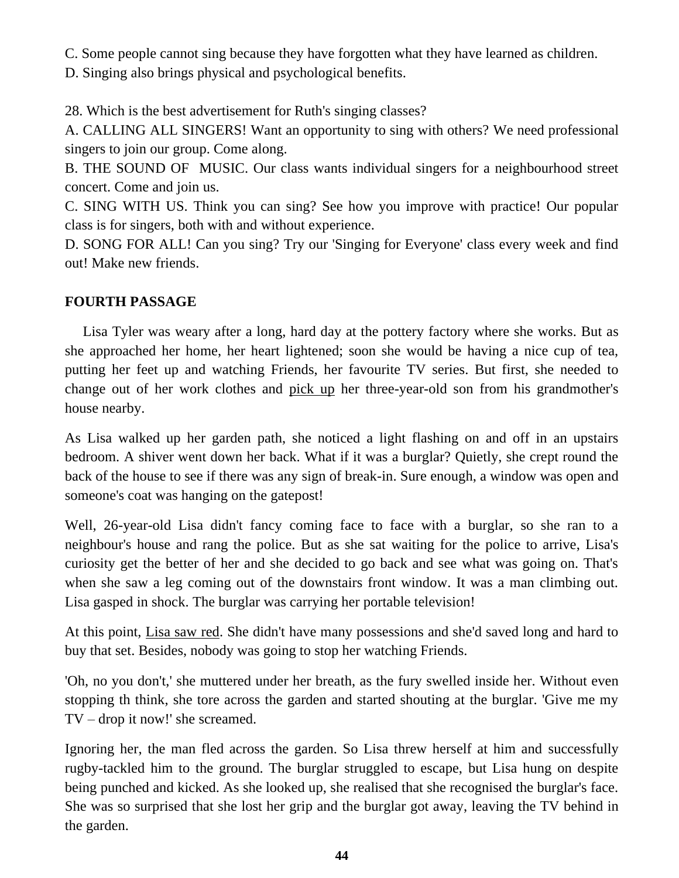C. Some people cannot sing because they have forgotten what they have learned as children.
D. Singing also brings physical and psychological benefits.

28. Which is the best advertisement for Ruth's singing classes?
A. CALLING ALL SINGERS! Want an opportunity to sing with others? We need professional singers to join our group. Come along.
B. THE SOUND OF  MUSIC. Our class wants individual singers for a neighbourhood street concert. Come and join us.
C. SING WITH US. Think you can sing? See how you improve with practice! Our popular class is for singers, both with and without experience.
D. SONG FOR ALL! Can you sing? Try our 'Singing for Everyone' class every week and find out! Make new friends.

**FOURTH PASSAGE**

Lisa Tyler was weary after a long, hard day at the pottery factory where she works. But as she approached her home, her heart lightened; soon she would be having a nice cup of tea, putting her feet up and watching Friends, her favourite TV series. But first, she needed to change out of her work clothes and <u>pick up</u> her three-year-old son from his grandmother's house nearby.

As Lisa walked up her garden path, she noticed a light flashing on and off in an upstairs bedroom. A shiver went down her back. What if it was a burglar? Quietly, she crept round the back of the house to see if there was any sign of break-in. Sure enough, a window was open and someone's coat was hanging on the gatepost!

Well, 26-year-old Lisa didn't fancy coming face to face with a burglar, so she ran to a neighbour's house and rang the police. But as she sat waiting for the police to arrive, Lisa's curiosity get the better of her and she decided to go back and see what was going on. That's when she saw a leg coming out of the downstairs front window. It was a man climbing out. Lisa gasped in shock. The burglar was carrying her portable television!

At this point, <u>Lisa saw red</u>. She didn't have many possessions and she'd saved long and hard to buy that set. Besides, nobody was going to stop her watching Friends.

'Oh, no you don't,' she muttered under her breath, as the fury swelled inside her. Without even stopping th think, she tore across the garden and started shouting at the burglar. 'Give me my TV – drop it now!' she screamed.

Ignoring her, the man fled across the garden. So Lisa threw herself at him and successfully rugby-tackled him to the ground. The burglar struggled to escape, but Lisa hung on despite being punched and kicked. As she looked up, she realised that she recognised the burglar's face. She was so surprised that she lost her grip and the burglar got away, leaving the TV behind in the garden.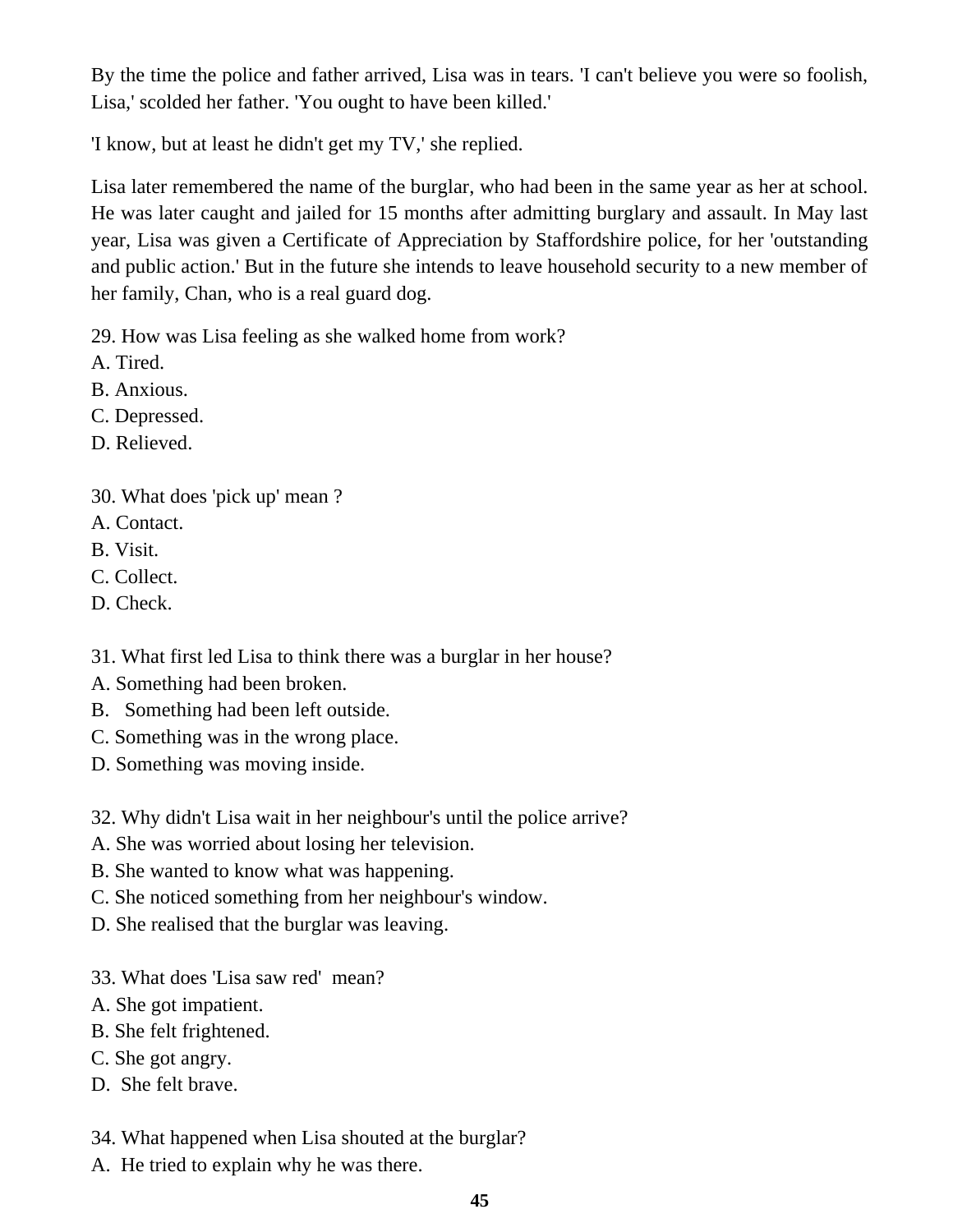By the time the police and father arrived, Lisa was in tears. 'I can't believe you were so foolish, Lisa,' scolded her father. 'You ought to have been killed.'

'I know, but at least he didn't get my TV,' she replied.

Lisa later remembered the name of the burglar, who had been in the same year as her at school. He was later caught and jailed for 15 months after admitting burglary and assault. In May last year, Lisa was given a Certificate of Appreciation by Staffordshire police, for her 'outstanding and public action.' But in the future she intends to leave household security to a new member of her family, Chan, who is a real guard dog.

29. How was Lisa feeling as she walked home from work?
A. Tired.
B. Anxious.
C. Depressed.
D. Relieved.

30. What does 'pick up' mean ?
A. Contact.
B. Visit.
C. Collect.
D. Check.

31. What first led Lisa to think there was a burglar in her house?
A. Something had been broken.
B. Something had been left outside.
C. Something was in the wrong place.
D. Something was moving inside.

32. Why didn't Lisa wait in her neighbour's until the police arrive?
A. She was worried about losing her television.
B. She wanted to know what was happening.
C. She noticed something from her neighbour's window.
D. She realised that the burglar was leaving.

33. What does 'Lisa saw red' mean?
A. She got impatient.
B. She felt frightened.
C. She got angry.
D. She felt brave.

34. What happened when Lisa shouted at the burglar?
A. He tried to explain why he was there.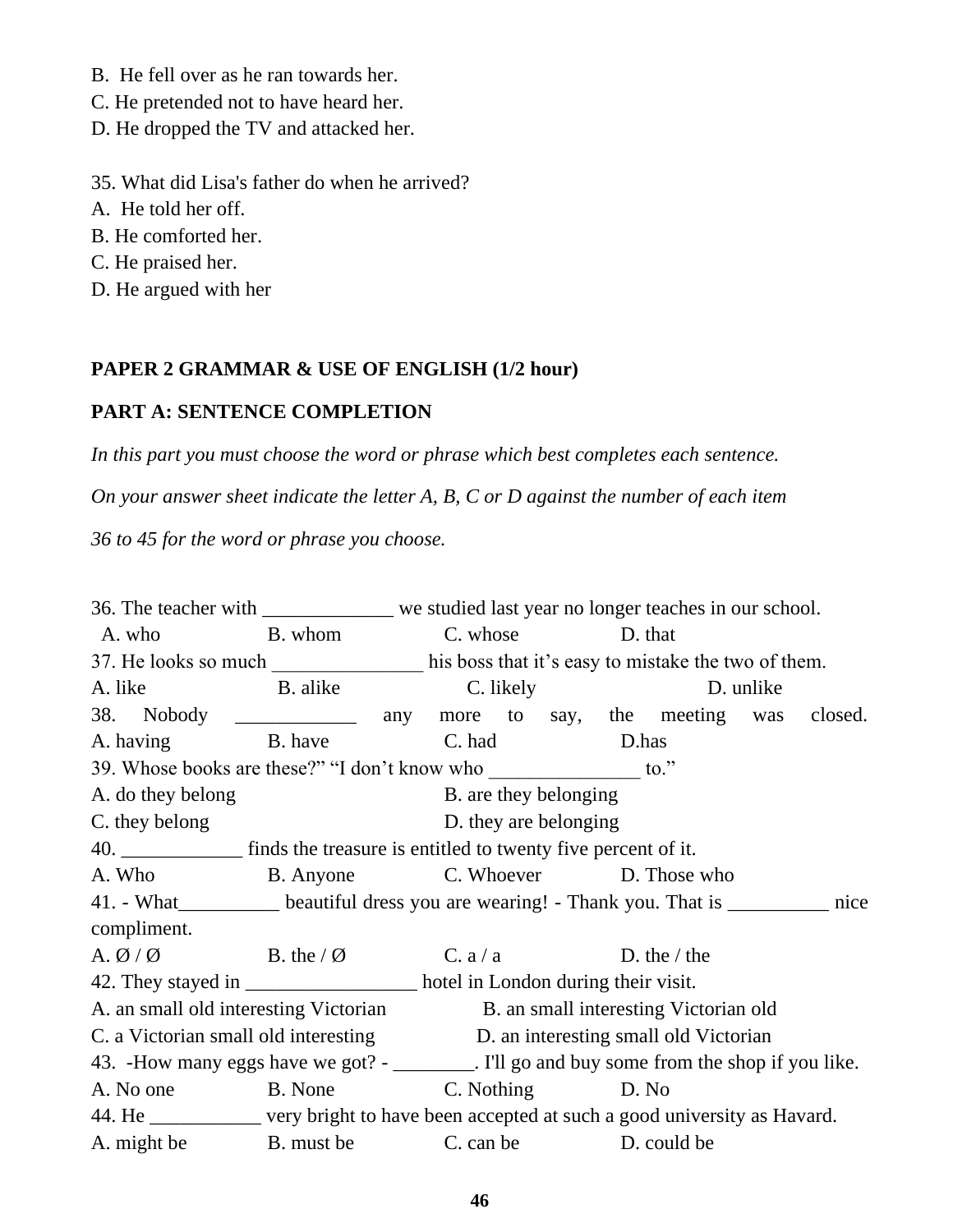B.  He fell over as he ran towards her.
C. He pretended not to have heard her.
D. He dropped the TV and attacked her.

35. What did Lisa's father do when he arrived?
A.  He told her off.
B. He comforted her.
C. He praised her.
D. He argued with her

**PAPER 2 GRAMMAR & USE OF ENGLISH (1/2 hour)**

**PART A: SENTENCE COMPLETION**

*In this part you must choose the word or phrase which best completes each sentence.*

*On your answer sheet indicate the letter A, B, C or D against the number of each item*

*36 to 45 for the word or phrase you choose.*

36. The teacher with _____________ we studied last year no longer teaches in our school.
A. who B. whom C. whose D. that

37. He looks so much _______________ his boss that it's easy to mistake the two of them.
A. like B. alike C. likely D. unlike

38. Nobody ____________ any more to say, the meeting was closed.
A. having B. have C. had D.has

39. Whose books are these?" "I don't know who _______________ to."
A. do they belong B. are they belonging
C. they belong D. they are belonging

40. ____________ finds the treasure is entitled to twenty five percent of it.
A. Who B. Anyone C. Whoever D. Those who

41. - What__________ beautiful dress you are wearing! - Thank you. That is __________ nice compliment.
A. Ø / Ø B. the / Ø C. a / a D. the / the

42. They stayed in _________________ hotel in London during their visit.
A. an small old interesting Victorian B. an small interesting Victorian old
C. a Victorian small old interesting D. an interesting small old Victorian

43.  -How many eggs have we got? - ________. I'll go and buy some from the shop if you like.
A. No one B. None C. Nothing D. No

44. He ___________ very bright to have been accepted at such a good university as Havard.
A. might be B. must be C. can be D. could be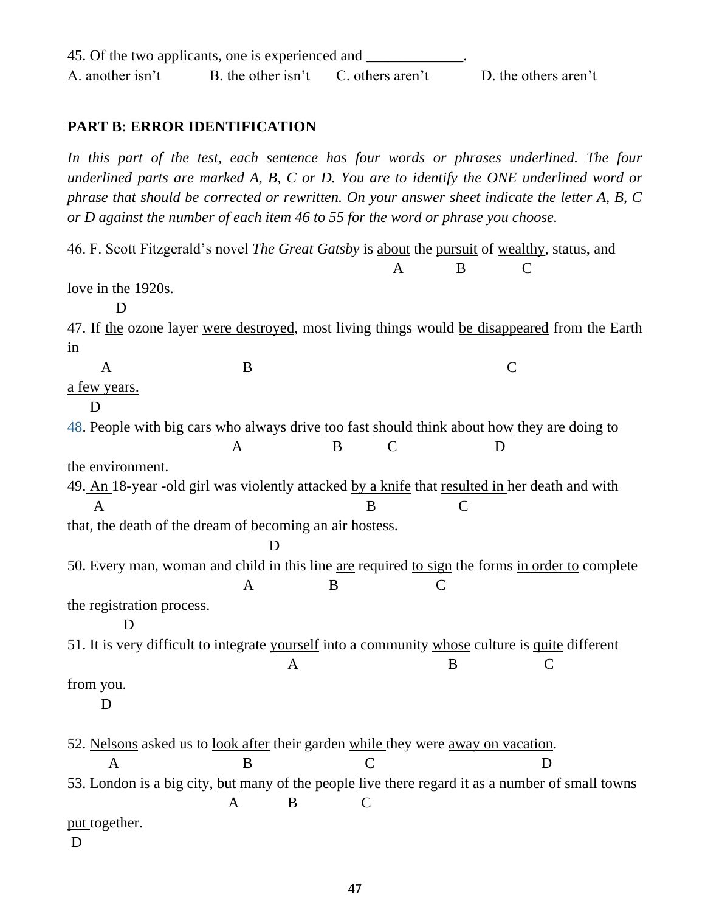45. Of the two applicants, one is experienced and _____________.

A. another isn't B. the other isn't C. others aren't D. the others aren't

**PART B: ERROR IDENTIFICATION**

*In this part of the test, each sentence has four words or phrases underlined. The four underlined parts are marked A, B, C or D. You are to identify the ONE underlined word or phrase that should be corrected or rewritten. On your answer sheet indicate the letter A, B, C or D against the number of each item 46 to 55 for the word or phrase you choose.*

46. F. Scott Fitzgerald's novel *The Great Gatsby* is <u>about</u> (A) the <u>pursuit</u> (B) of <u>wealthy</u> (C), status, and love in <u>the 1920s</u> (D).

47. If <u>the</u> (A) ozone layer <u>were destroyed</u> (B), most living things would <u>be disappeared</u> (C) from the Earth in <u>a few years.</u> (D)

48. People with big cars <u>who</u> (A) always drive <u>too</u> (B) fast <u>should</u> (C) think about <u>how</u> (D) they are doing to the environment.

49. <u>An</u> (A) 18-year -old girl was violently attacked <u>by a knife</u> (B) that <u>resulted in</u> (C) her death and with that, the death of the dream of <u>becoming</u> (D) an air hostess.

50. Every man, woman and child in this line <u>are</u> (A) required <u>to sign</u> (B) the forms <u>in order to</u> (C) complete the <u>registration process</u> (D).

51. It is very difficult to integrate <u>yourself</u> (A) into a community <u>whose</u> (B) culture is <u>quite</u> (C) different from <u>you.</u> (D)

52. <u>Nelsons</u> (A) asked us to <u>look after</u> (B) their garden <u>while</u> (C) they were <u>away on vacation</u> (D).

53. London is a big city, <u>but</u> (A) many <u>of the</u> (B) people <u>live</u> (C) there regard it as a number of small towns <u>put</u> (D) together.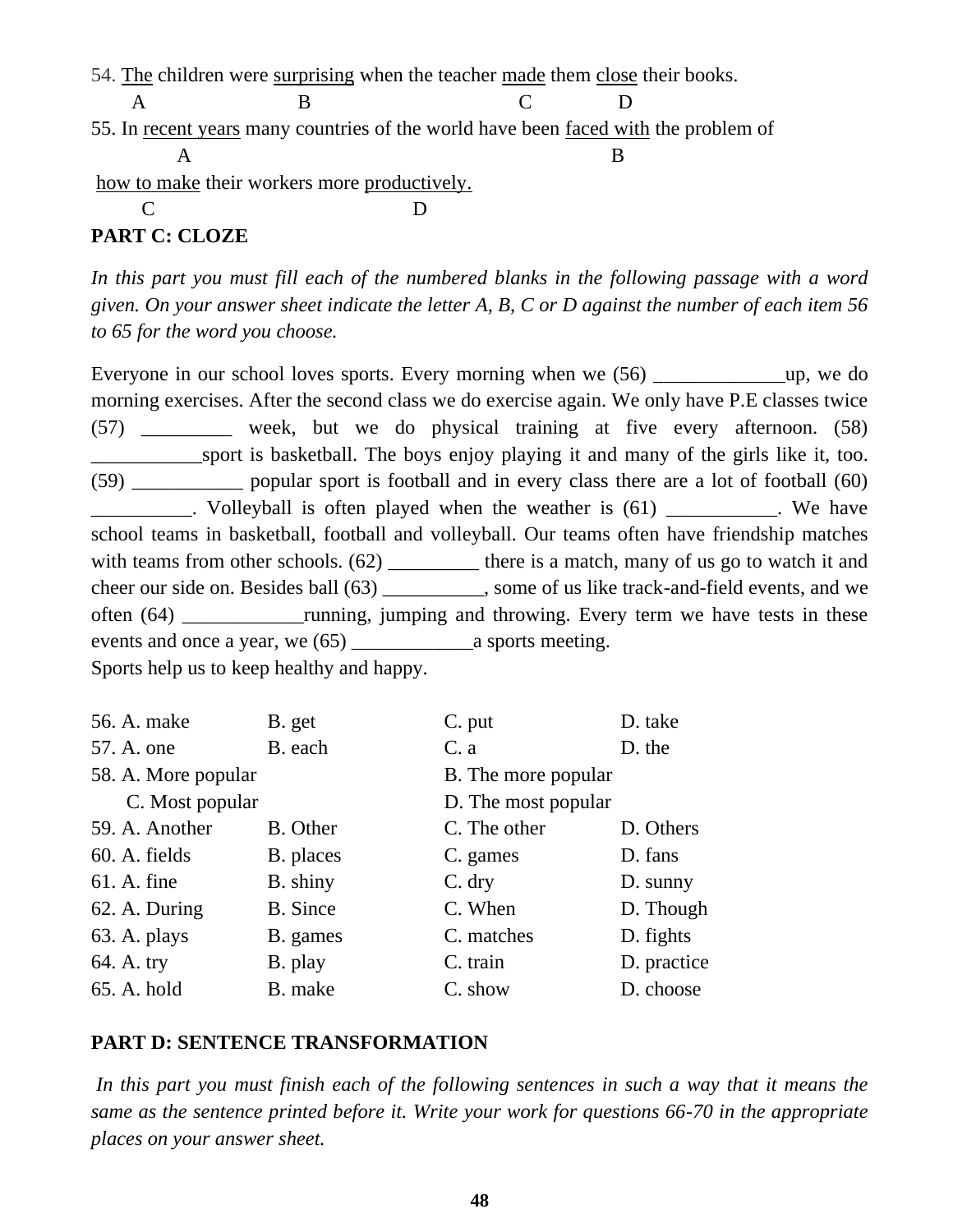54. <u>The</u> children were <u>surprising</u> when the teacher <u>made</u> them <u>close</u> their books.
A B C D

55. In <u>recent years</u> many countries of the world have been <u>faced with</u> the problem of <u>how to make</u> their workers more <u>productively.</u>
A B C D

**PART C: CLOZE**

*In this part you must fill each of the numbered blanks in the following passage with a word given. On your answer sheet indicate the letter A, B, C or D against the number of each item 56 to 65 for the word you choose.*

Everyone in our school loves sports. Every morning when we (56) _____________up, we do morning exercises. After the second class we do exercise again. We only have P.E classes twice (57) _________ week, but we do physical training at five every afternoon. (58) ___________sport is basketball. The boys enjoy playing it and many of the girls like it, too. (59) ___________ popular sport is football and in every class there are a lot of football (60) __________. Volleyball is often played when the weather is (61) ___________. We have school teams in basketball, football and volleyball. Our teams often have friendship matches with teams from other schools. (62) _________ there is a match, many of us go to watch it and cheer our side on. Besides ball (63) __________, some of us like track-and-field events, and we often (64) ____________running, jumping and throwing. Every term we have tests in these events and once a year, we (65) ____________a sports meeting.
Sports help us to keep healthy and happy.

56. A. make B. get C. put D. take
57. A. one B. each C. a D. the
58. A. More popular B. The more popular C. Most popular D. The most popular
59. A. Another B. Other C. The other D. Others
60. A. fields B. places C. games D. fans
61. A. fine B. shiny C. dry D. sunny
62. A. During B. Since C. When D. Though
63. A. plays B. games C. matches D. fights
64. A. try B. play C. train D. practice
65. A. hold B. make C. show D. choose

**PART D: SENTENCE TRANSFORMATION**

*In this part you must finish each of the following sentences in such a way that it means the same as the sentence printed before it. Write your work for questions 66-70 in the appropriate places on your answer sheet.*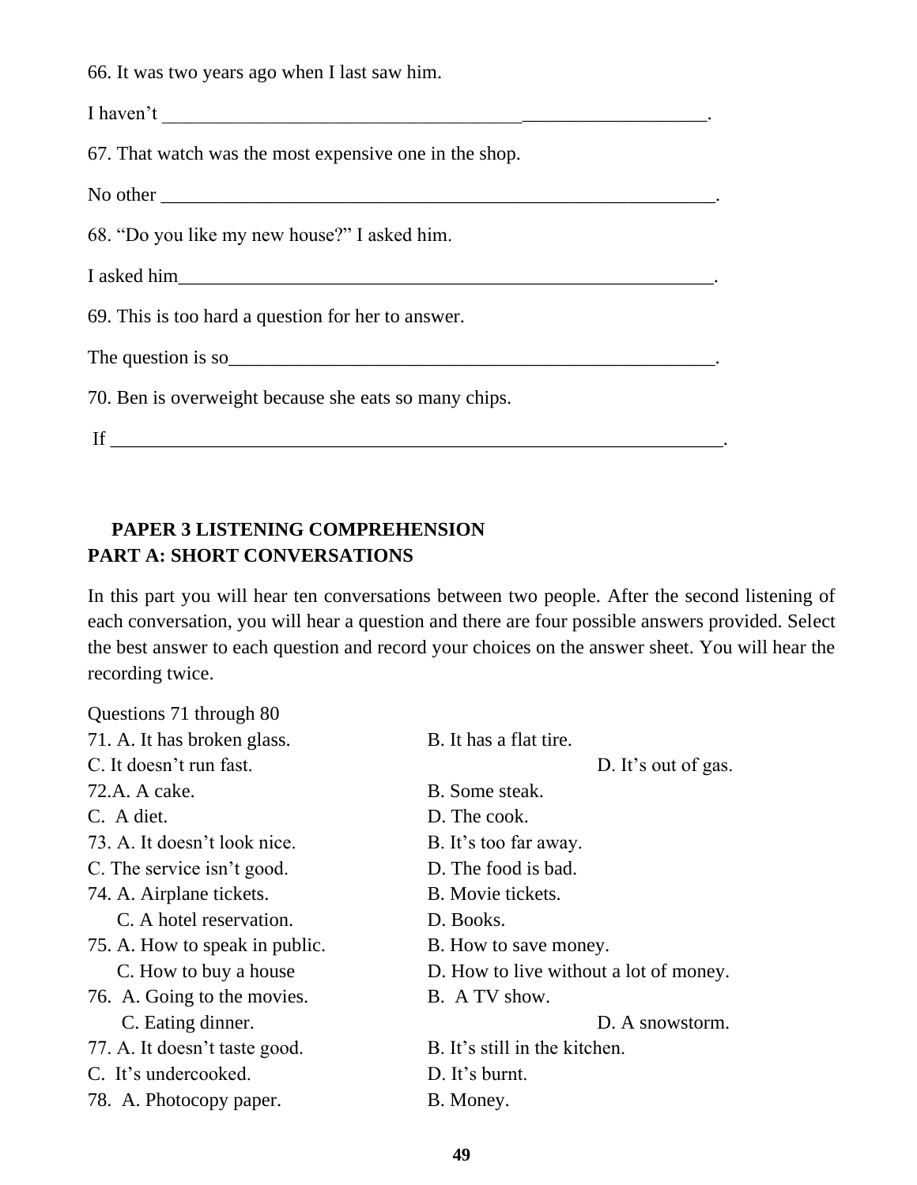66. It was two years ago when I last saw him.

I haven't ___________________________________________________________.

67. That watch was the most expensive one in the shop.

No other ___________________________________________________________.

68. "Do you like my new house?" I asked him.

I asked him__________________________________________________________.

69. This is too hard a question for her to answer.

The question is so____________________________________________________.

70. Ben is overweight because she eats so many chips.

If _________________________________________________________________.

**PAPER 3 LISTENING COMPREHENSION**

**PART A: SHORT CONVERSATIONS**

In this part you will hear ten conversations between two people. After the second listening of each conversation, you will hear a question and there are four possible answers provided. Select the best answer to each question and record your choices on the answer sheet. You will hear the recording twice.

Questions 71 through 80

71. A. It has broken glass. B. It has a flat tire. C. It doesn't run fast. D. It's out of gas.

72. A. A cake. B. Some steak. C. A diet. D. The cook.

73. A. It doesn't look nice. B. It's too far away. C. The service isn't good. D. The food is bad.

74. A. Airplane tickets. B. Movie tickets. C. A hotel reservation. D. Books.

75. A. How to speak in public. B. How to save money. C. How to buy a house D. How to live without a lot of money.

76. A. Going to the movies. B. A TV show. C. Eating dinner. D. A snowstorm.

77. A. It doesn't taste good. B. It's still in the kitchen. C. It's undercooked. D. It's burnt.

78. A. Photocopy paper. B. Money.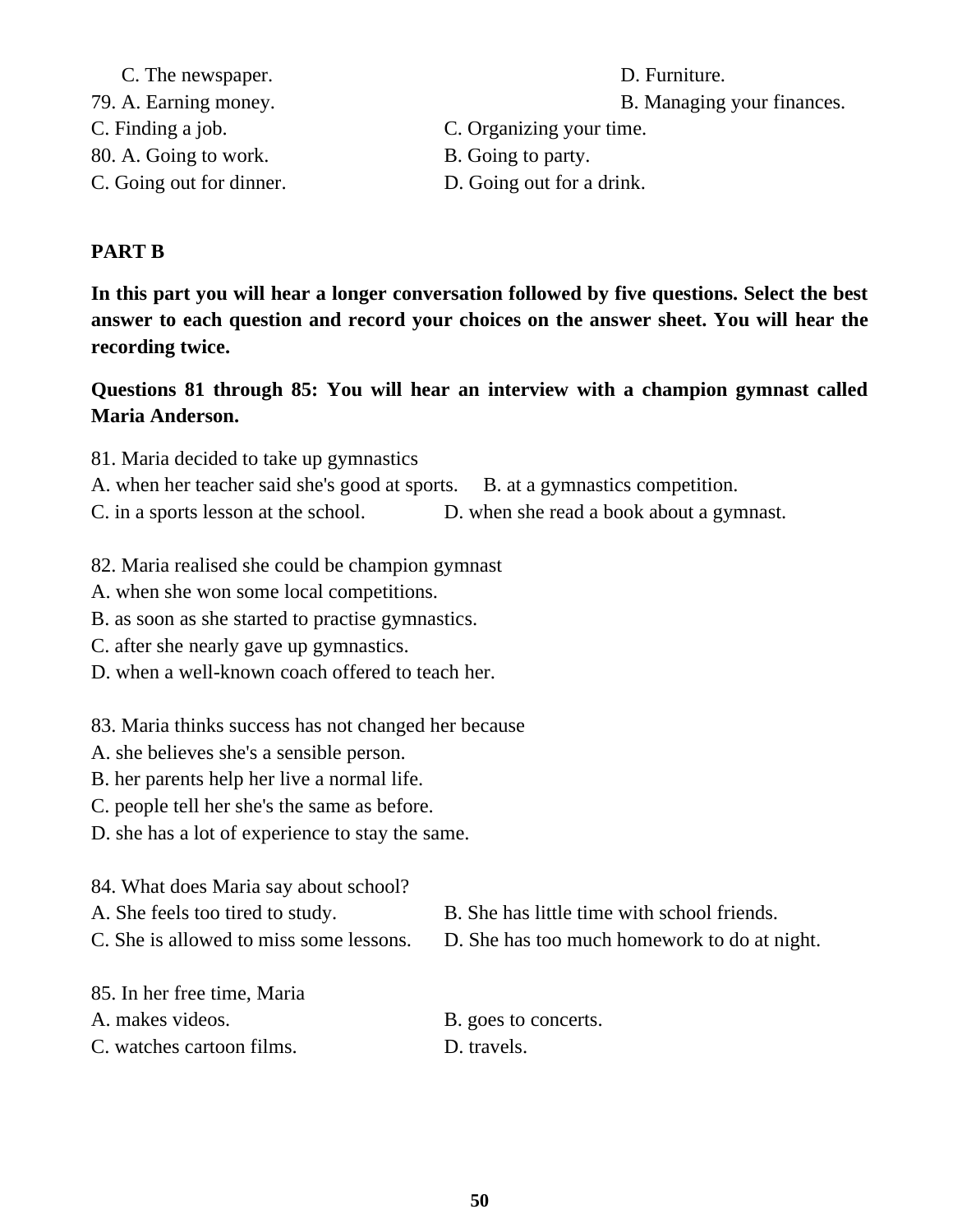C. The newspaper.　　　　D. Furniture.

79. A. Earning money.　　　　B. Managing your finances.

C. Finding a job.　　　　C. Organizing your time.

80. A. Going to work.　　　　B. Going to party.

C. Going out for dinner.　　　　D. Going out for a drink.

**PART B**

**In this part you will hear a longer conversation followed by five questions. Select the best answer to each question and record your choices on the answer sheet. You will hear the recording twice.**

**Questions 81 through 85: You will hear an interview with a champion gymnast called Maria Anderson.**

81. Maria decided to take up gymnastics

A. when her teacher said she's good at sports.　　B. at a gymnastics competition.

C. in a sports lesson at the school.　　D. when she read a book about a gymnast.

82. Maria realised she could be champion gymnast

A. when she won some local competitions.

B. as soon as she started to practise gymnastics.

C. after she nearly gave up gymnastics.

D. when a well-known coach offered to teach her.

83. Maria thinks success has not changed her because

A. she believes she's a sensible person.

B. her parents help her live a normal life.

C. people tell her she's the same as before.

D. she has a lot of experience to stay the same.

84. What does Maria say about school?

A. She feels too tired to study.　　B. She has little time with school friends.

C. She is allowed to miss some lessons.　　D. She has too much homework to do at night.

85. In her free time, Maria

A. makes videos.　　B. goes to concerts.

C. watches cartoon films.　　D. travels.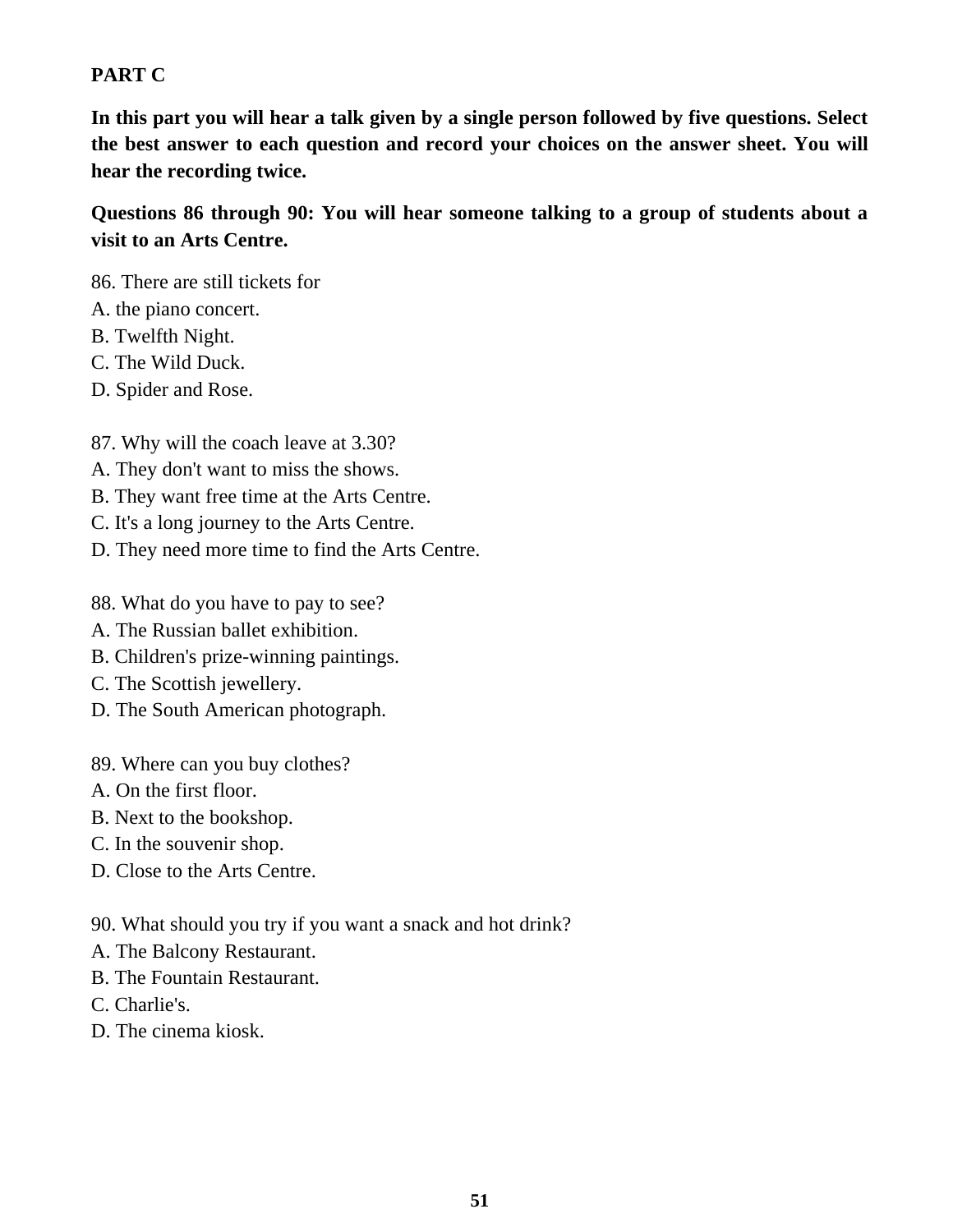**PART C**

**In this part you will hear a talk given by a single person followed by five questions. Select the best answer to each question and record your choices on the answer sheet. You will hear the recording twice.**

**Questions 86 through 90: You will hear someone talking to a group of students about a visit to an Arts Centre.**

86. There are still tickets for
A. the piano concert.
B. Twelfth Night.
C. The Wild Duck.
D. Spider and Rose.

87. Why will the coach leave at 3.30?
A. They don't want to miss the shows.
B. They want free time at the Arts Centre.
C. It's a long journey to the Arts Centre.
D. They need more time to find the Arts Centre.

88. What do you have to pay to see?
A. The Russian ballet exhibition.
B. Children's prize-winning paintings.
C. The Scottish jewellery.
D. The South American photograph.

89. Where can you buy clothes?
A. On the first floor.
B. Next to the bookshop.
C. In the souvenir shop.
D. Close to the Arts Centre.

90. What should you try if you want a snack and hot drink?
A. The Balcony Restaurant.
B. The Fountain Restaurant.
C. Charlie's.
D. The cinema kiosk.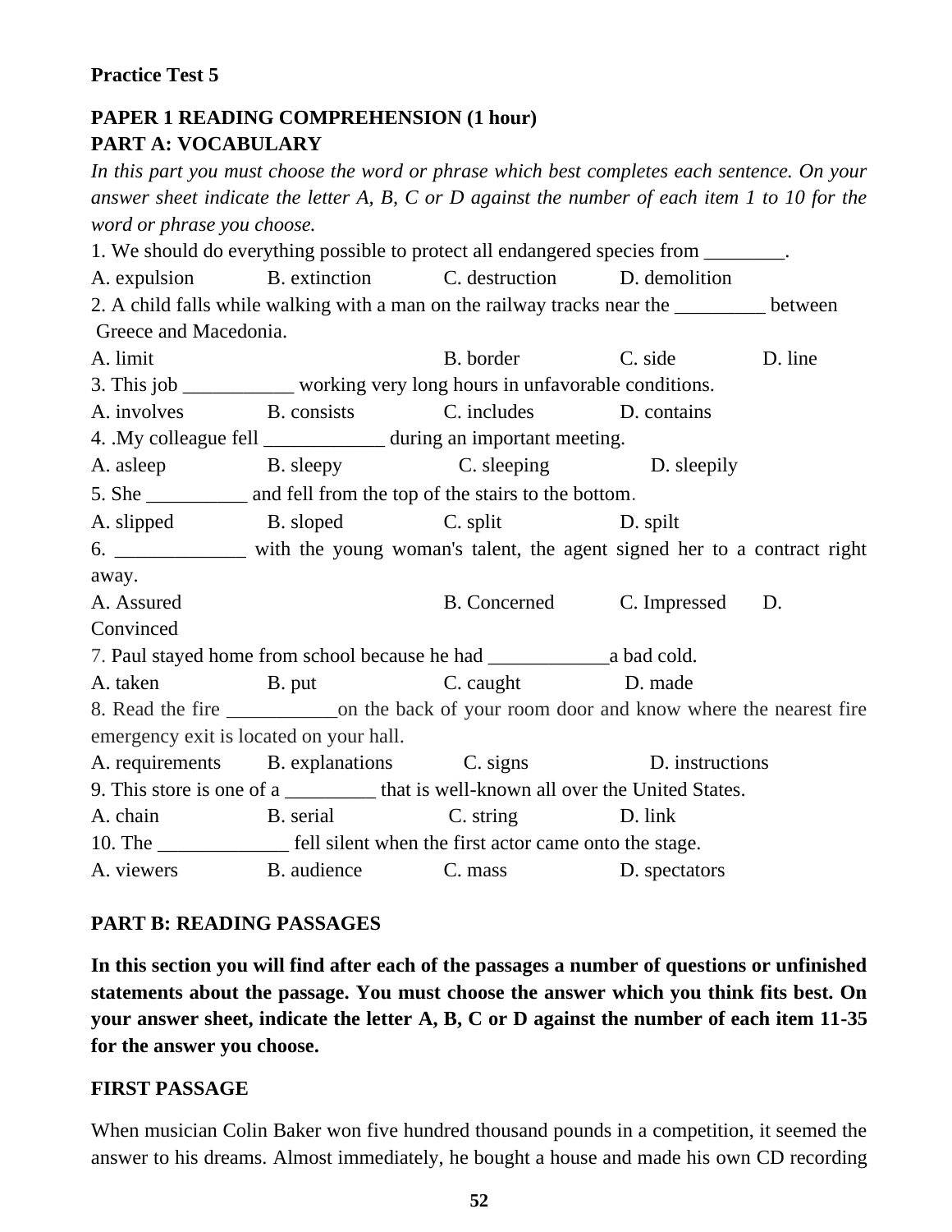**Practice Test 5**

**PAPER 1 READING COMPREHENSION (1 hour)**
**PART A: VOCABULARY**

*In this part you must choose the word or phrase which best completes each sentence. On your answer sheet indicate the letter A, B, C or D against the number of each item 1 to 10 for the word or phrase you choose.*

1. We should do everything possible to protect all endangered species from ________.
A. expulsion B. extinction C. destruction D. demolition

2. A child falls while walking with a man on the railway tracks near the _________ between Greece and Macedonia.
A. limit B. border C. side D. line

3. This job ___________ working very long hours in unfavorable conditions.
A. involves B. consists C. includes D. contains

4. .My colleague fell ____________ during an important meeting.
A. asleep B. sleepy C. sleeping D. sleepily

5. She __________ and fell from the top of the stairs to the bottom.
A. slipped B. sloped C. split D. spilt

6. _____________ with the young woman's talent, the agent signed her to a contract right away.
A. Assured B. Concerned C. Impressed D. Convinced

7. Paul stayed home from school because he had ____________a bad cold.
A. taken B. put C. caught D. made

8. Read the fire ___________on the back of your room door and know where the nearest fire emergency exit is located on your hall.
A. requirements B. explanations C. signs D. instructions

9. This store is one of a _________ that is well-known all over the United States.
A. chain B. serial C. string D. link

10. The _____________ fell silent when the first actor came onto the stage.
A. viewers B. audience C. mass D. spectators

**PART B: READING PASSAGES**

**In this section you will find after each of the passages a number of questions or unfinished statements about the passage. You must choose the answer which you think fits best. On your answer sheet, indicate the letter A, B, C or D against the number of each item 11-35 for the answer you choose.**

**FIRST PASSAGE**

When musician Colin Baker won five hundred thousand pounds in a competition, it seemed the answer to his dreams. Almost immediately, he bought a house and made his own CD recording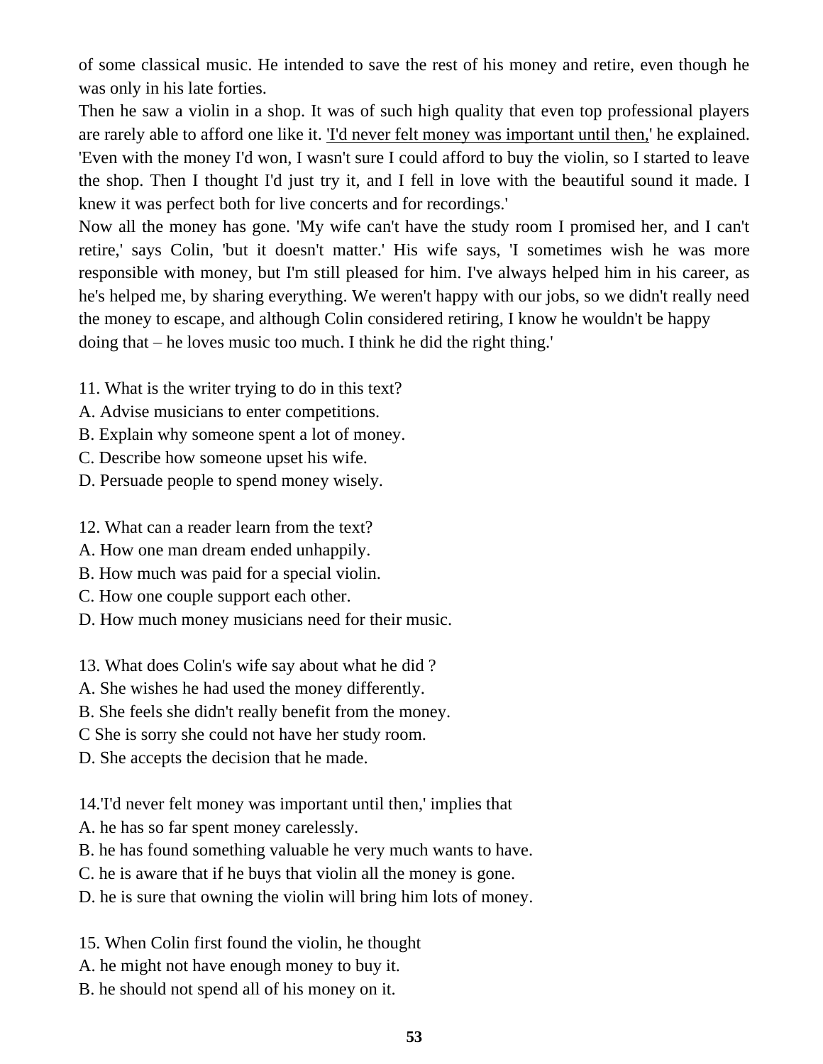of some classical music. He intended to save the rest of his money and retire, even though he was only in his late forties.

Then he saw a violin in a shop. It was of such high quality that even top professional players are rarely able to afford one like it. <u>'I'd never felt money was important until then,</u>' he explained. 'Even with the money I'd won, I wasn't sure I could afford to buy the violin, so I started to leave the shop. Then I thought I'd just try it, and I fell in love with the beautiful sound it made. I knew it was perfect both for live concerts and for recordings.'

Now all the money has gone. 'My wife can't have the study room I promised her, and I can't retire,' says Colin, 'but it doesn't matter.' His wife says, 'I sometimes wish he was more responsible with money, but I'm still pleased for him. I've always helped him in his career, as he's helped me, by sharing everything. We weren't happy with our jobs, so we didn't really need the money to escape, and although Colin considered retiring, I know he wouldn't be happy doing that – he loves music too much. I think he did the right thing.'

11. What is the writer trying to do in this text?
A. Advise musicians to enter competitions.
B. Explain why someone spent a lot of money.
C. Describe how someone upset his wife.
D. Persuade people to spend money wisely.

12. What can a reader learn from the text?
A. How one man dream ended unhappily.
B. How much was paid for a special violin.
C. How one couple support each other.
D. How much money musicians need for their music.

13. What does Colin's wife say about what he did ?
A. She wishes he had used the money differently.
B. She feels she didn't really benefit from the money.
C She is sorry she could not have her study room.
D. She accepts the decision that he made.

14.'I'd never felt money was important until then,' implies that
A. he has so far spent money carelessly.
B. he has found something valuable he very much wants to have.
C. he is aware that if he buys that violin all the money is gone.
D. he is sure that owning the violin will bring him lots of money.

15. When Colin first found the violin, he thought
A. he might not have enough money to buy it.
B. he should not spend all of his money on it.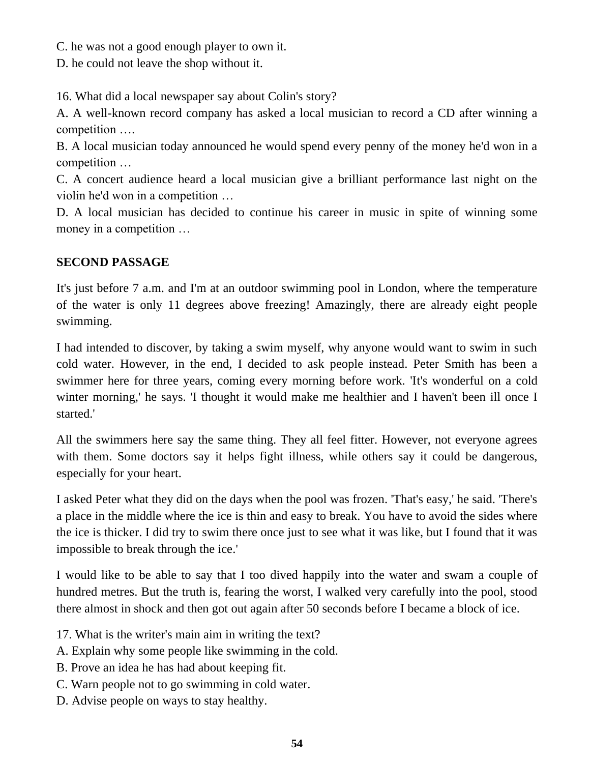C. he was not a good enough player to own it.
D. he could not leave the shop without it.

16. What did a local newspaper say about Colin's story?
A. A well-known record company has asked a local musician to record a CD after winning a competition ….
B. A local musician today announced he would spend every penny of the money he'd won in a competition …
C. A concert audience heard a local musician give a brilliant performance last night on the violin he'd won in a competition …
D. A local musician has decided to continue his career in music in spite of winning some money in a competition …

**SECOND PASSAGE**

It's just before 7 a.m. and I'm at an outdoor swimming pool in London, where the temperature of the water is only 11 degrees above freezing! Amazingly, there are already eight people swimming.

I had intended to discover, by taking a swim myself, why anyone would want to swim in such cold water. However, in the end, I decided to ask people instead. Peter Smith has been a swimmer here for three years, coming every morning before work. 'It's wonderful on a cold winter morning,' he says. 'I thought it would make me healthier and I haven't been ill once I started.'

All the swimmers here say the same thing. They all feel fitter. However, not everyone agrees with them. Some doctors say it helps fight illness, while others say it could be dangerous, especially for your heart.

I asked Peter what they did on the days when the pool was frozen. 'That's easy,' he said. 'There's a place in the middle where the ice is thin and easy to break. You have to avoid the sides where the ice is thicker. I did try to swim there once just to see what it was like, but I found that it was impossible to break through the ice.'

I would like to be able to say that I too dived happily into the water and swam a couple of hundred metres. But the truth is, fearing the worst, I walked very carefully into the pool, stood there almost in shock and then got out again after 50 seconds before I became a block of ice.

17. What is the writer's main aim in writing the text?
A. Explain why some people like swimming in the cold.
B. Prove an idea he has had about keeping fit.
C. Warn people not to go swimming in cold water.
D. Advise people on ways to stay healthy.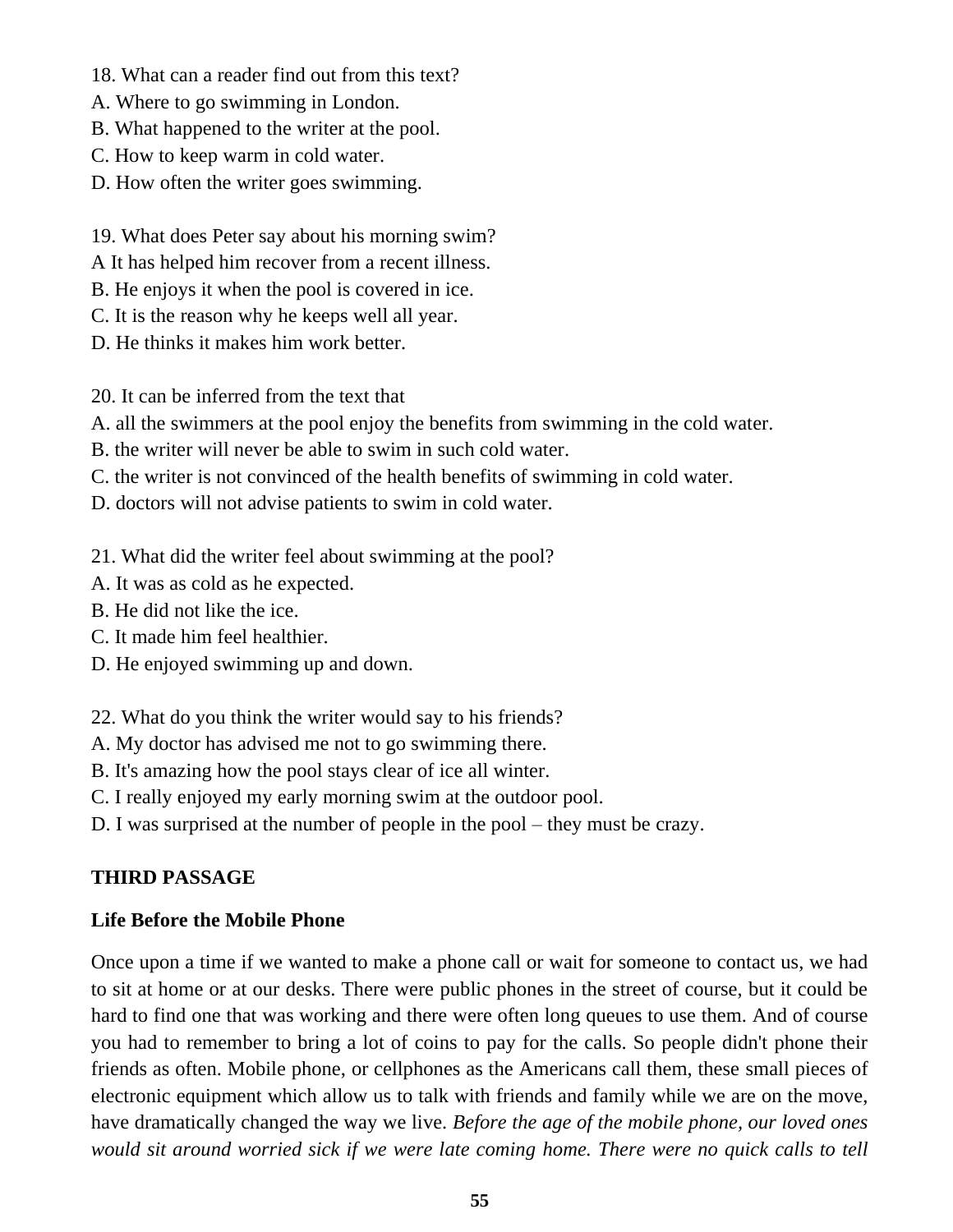18. What can a reader find out from this text?
A. Where to go swimming in London.
B. What happened to the writer at the pool.
C. How to keep warm in cold water.
D. How often the writer goes swimming.

19. What does Peter say about his morning swim?
A It has helped him recover from a recent illness.
B. He enjoys it when the pool is covered in ice.
C. It is the reason why he keeps well all year.
D. He thinks it makes him work better.

20. It can be inferred from the text that
A. all the swimmers at the pool enjoy the benefits from swimming in the cold water.
B. the writer will never be able to swim in such cold water.
C. the writer is not convinced of the health benefits of swimming in cold water.
D. doctors will not advise patients to swim in cold water.

21. What did the writer feel about swimming at the pool?
A. It was as cold as he expected.
B. He did not like the ice.
C. It made him feel healthier.
D. He enjoyed swimming up and down.

22. What do you think the writer would say to his friends?
A. My doctor has advised me not to go swimming there.
B. It's amazing how the pool stays clear of ice all winter.
C. I really enjoyed my early morning swim at the outdoor pool.
D. I was surprised at the number of people in the pool – they must be crazy.

**THIRD PASSAGE**

**Life Before the Mobile Phone**

Once upon a time if we wanted to make a phone call or wait for someone to contact us, we had to sit at home or at our desks. There were public phones in the street of course, but it could be hard to find one that was working and there were often long queues to use them. And of course you had to remember to bring a lot of coins to pay for the calls. So people didn't phone their friends as often. Mobile phone, or cellphones as the Americans call them, these small pieces of electronic equipment which allow us to talk with friends and family while we are on the move, have dramatically changed the way we live. *Before the age of the mobile phone, our loved ones would sit around worried sick if we were late coming home. There were no quick calls to tell*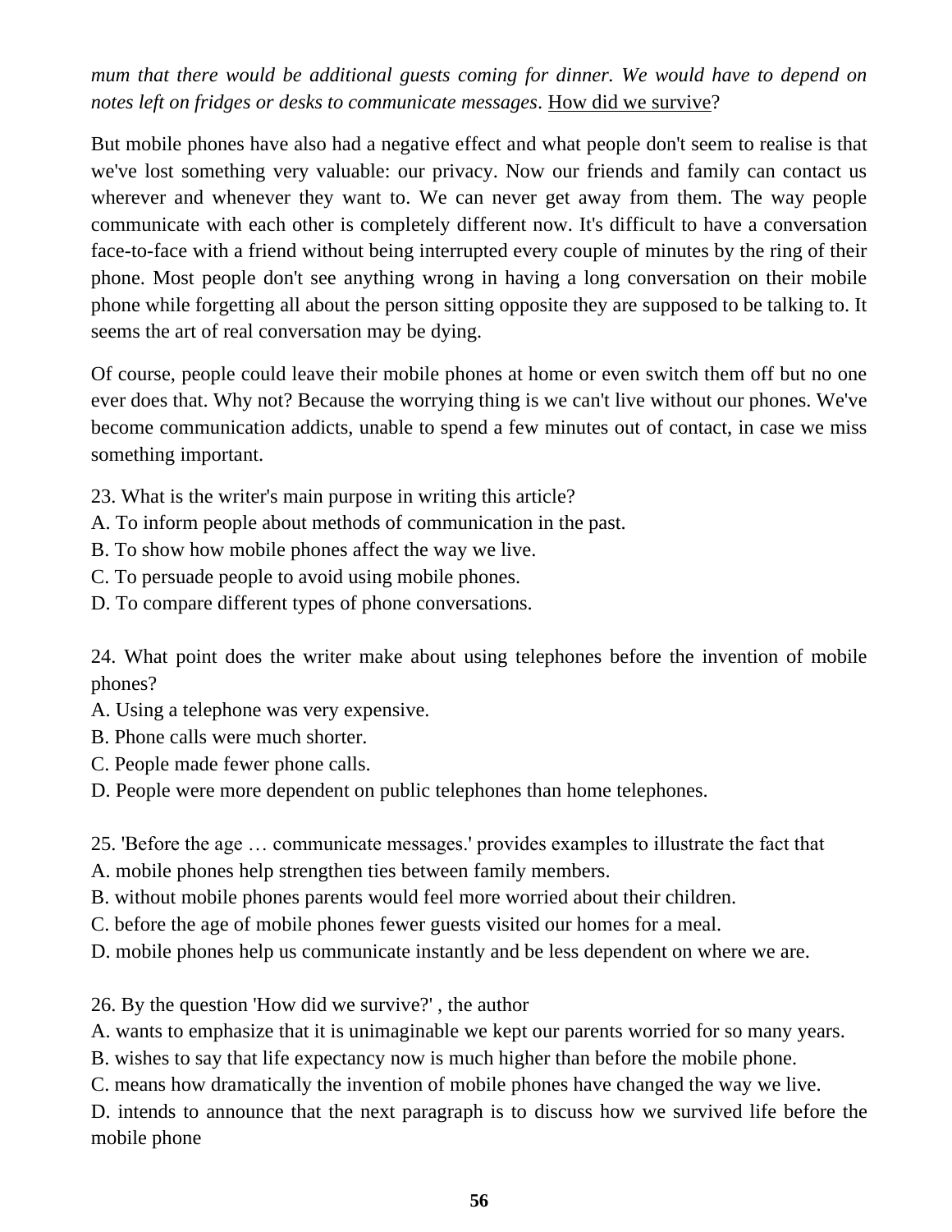*mum that there would be additional guests coming for dinner. We would have to depend on notes left on fridges or desks to communicate messages*. <u>How did we survive</u>?

But mobile phones have also had a negative effect and what people don't seem to realise is that we've lost something very valuable: our privacy. Now our friends and family can contact us wherever and whenever they want to. We can never get away from them. The way people communicate with each other is completely different now. It's difficult to have a conversation face-to-face with a friend without being interrupted every couple of minutes by the ring of their phone. Most people don't see anything wrong in having a long conversation on their mobile phone while forgetting all about the person sitting opposite they are supposed to be talking to. It seems the art of real conversation may be dying.

Of course, people could leave their mobile phones at home or even switch them off but no one ever does that. Why not? Because the worrying thing is we can't live without our phones. We've become communication addicts, unable to spend a few minutes out of contact, in case we miss something important.

23. What is the writer's main purpose in writing this article?
A. To inform people about methods of communication in the past.
B. To show how mobile phones affect the way we live.
C. To persuade people to avoid using mobile phones.
D. To compare different types of phone conversations.

24. What point does the writer make about using telephones before the invention of mobile phones?
A. Using a telephone was very expensive.
B. Phone calls were much shorter.
C. People made fewer phone calls.
D. People were more dependent on public telephones than home telephones.

25. 'Before the age … communicate messages.' provides examples to illustrate the fact that
A. mobile phones help strengthen ties between family members.
B. without mobile phones parents would feel more worried about their children.
C. before the age of mobile phones fewer guests visited our homes for a meal.
D. mobile phones help us communicate instantly and be less dependent on where we are.

26. By the question 'How did we survive?' , the author
A. wants to emphasize that it is unimaginable we kept our parents worried for so many years.
B. wishes to say that life expectancy now is much higher than before the mobile phone.
C. means how dramatically the invention of mobile phones have changed the way we live.
D. intends to announce that the next paragraph is to discuss how we survived life before the mobile phone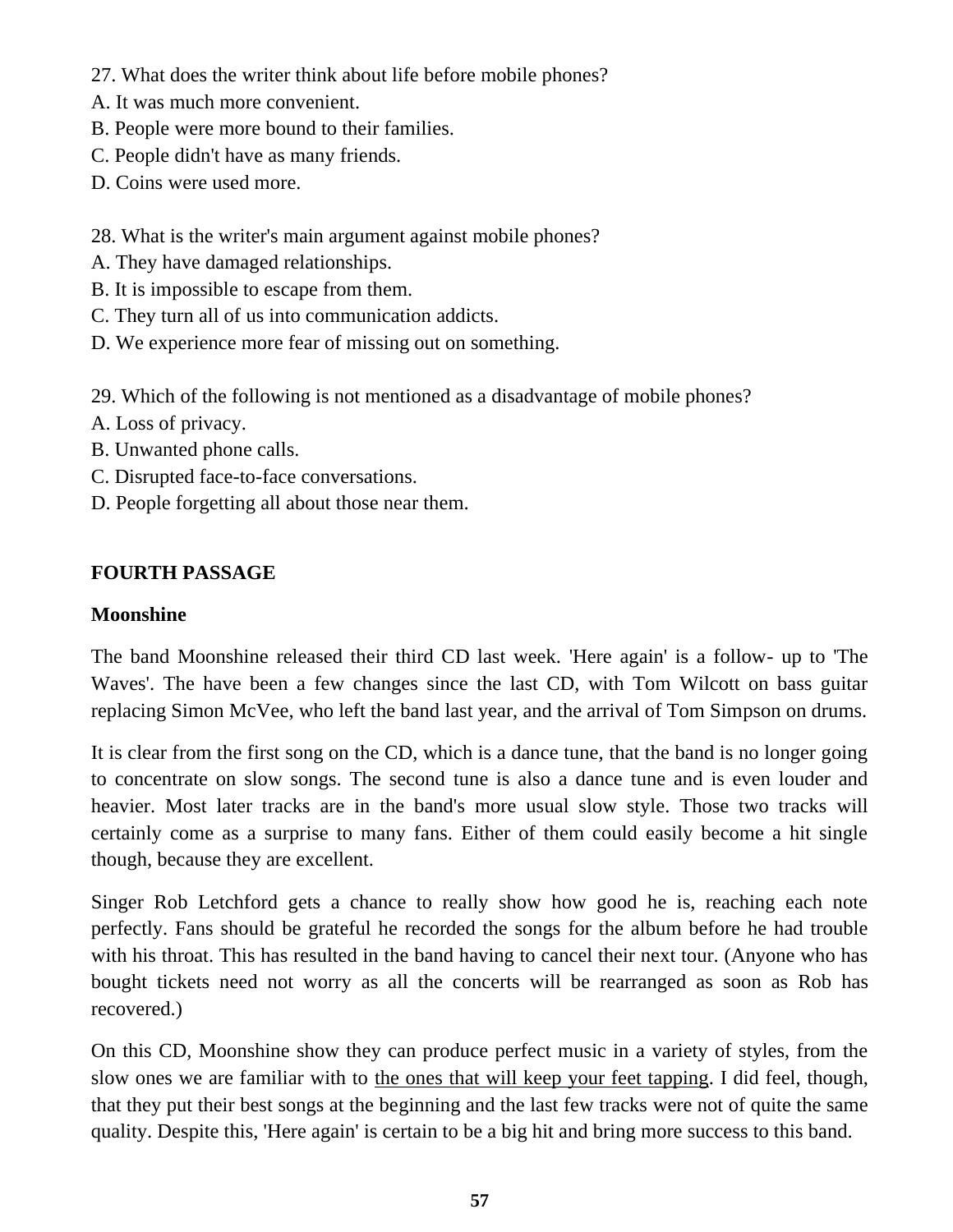27. What does the writer think about life before mobile phones?
A. It was much more convenient.
B. People were more bound to their families.
C. People didn't have as many friends.
D. Coins were used more.

28. What is the writer's main argument against mobile phones?
A. They have damaged relationships.
B. It is impossible to escape from them.
C. They turn all of us into communication addicts.
D. We experience more fear of missing out on something.

29. Which of the following is not mentioned as a disadvantage of mobile phones?
A. Loss of privacy.
B. Unwanted phone calls.
C. Disrupted face-to-face conversations.
D. People forgetting all about those near them.

**FOURTH PASSAGE**

**Moonshine**

The band Moonshine released their third CD last week. 'Here again' is a follow- up to 'The Waves'. The have been a few changes since the last CD, with Tom Wilcott on bass guitar replacing Simon McVee, who left the band last year, and the arrival of Tom Simpson on drums.

It is clear from the first song on the CD, which is a dance tune, that the band is no longer going to concentrate on slow songs. The second tune is also a dance tune and is even louder and heavier. Most later tracks are in the band's more usual slow style. Those two tracks will certainly come as a surprise to many fans. Either of them could easily become a hit single though, because they are excellent.

Singer Rob Letchford gets a chance to really show how good he is, reaching each note perfectly. Fans should be grateful he recorded the songs for the album before he had trouble with his throat. This has resulted in the band having to cancel their next tour. (Anyone who has bought tickets need not worry as all the concerts will be rearranged as soon as Rob has recovered.)

On this CD, Moonshine show they can produce perfect music in a variety of styles, from the slow ones we are familiar with to <u>the ones that will keep your feet tapping</u>. I did feel, though, that they put their best songs at the beginning and the last few tracks were not of quite the same quality. Despite this, 'Here again' is certain to be a big hit and bring more success to this band.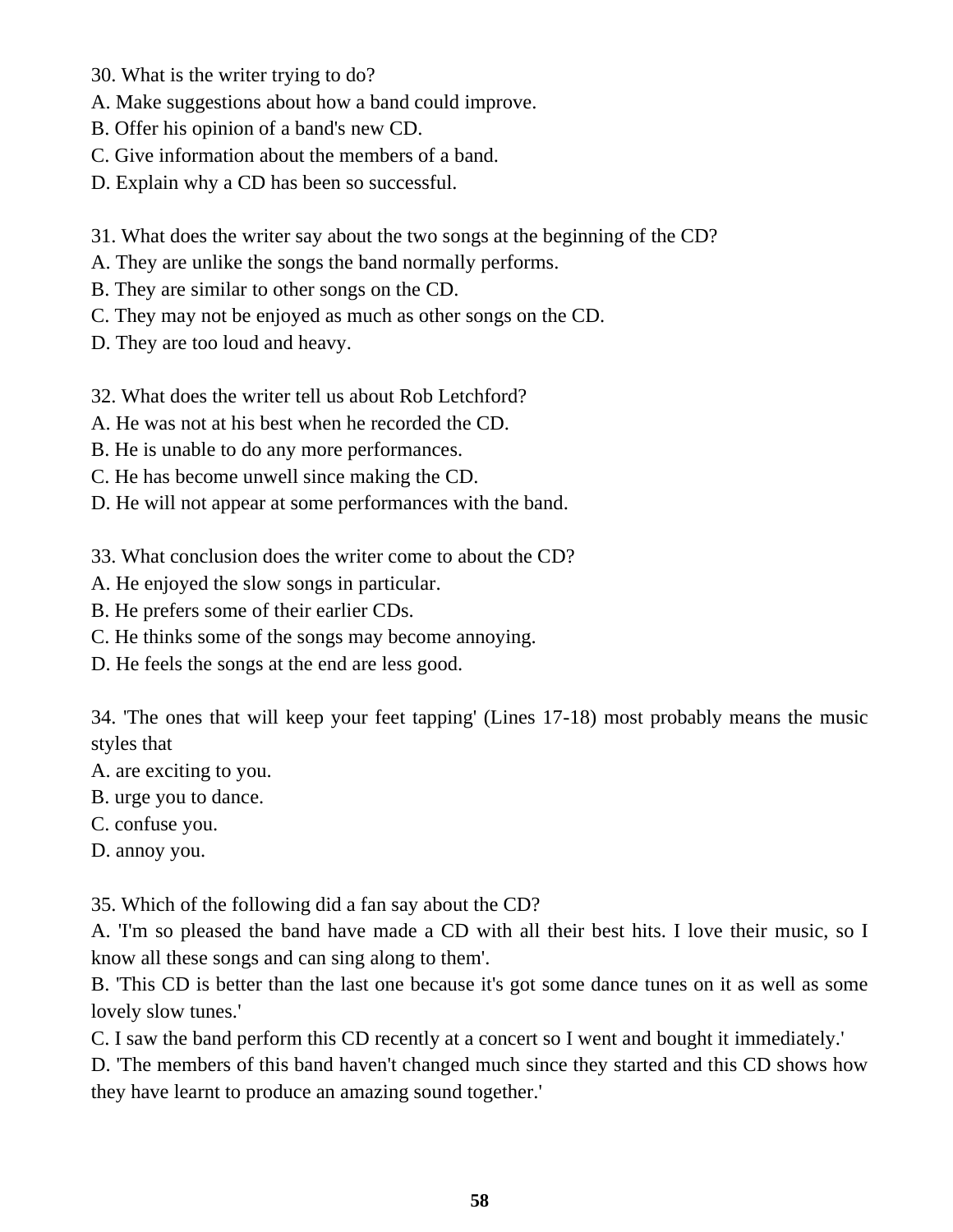30. What is the writer trying to do?
A. Make suggestions about how a band could improve.
B. Offer his opinion of a band's new CD.
C. Give information about the members of a band.
D. Explain why a CD has been so successful.

31. What does the writer say about the two songs at the beginning of the CD?
A. They are unlike the songs the band normally performs.
B. They are similar to other songs on the CD.
C. They may not be enjoyed as much as other songs on the CD.
D. They are too loud and heavy.

32. What does the writer tell us about Rob Letchford?
A. He was not at his best when he recorded the CD.
B. He is unable to do any more performances.
C. He has become unwell since making the CD.
D. He will not appear at some performances with the band.

33. What conclusion does the writer come to about the CD?
A. He enjoyed the slow songs in particular.
B. He prefers some of their earlier CDs.
C. He thinks some of the songs may become annoying.
D. He feels the songs at the end are less good.

34. 'The ones that will keep your feet tapping' (Lines 17-18) most probably means the music styles that
A. are exciting to you.
B. urge you to dance.
C. confuse you.
D. annoy you.

35. Which of the following did a fan say about the CD?
A. 'I'm so pleased the band have made a CD with all their best hits. I love their music, so I know all these songs and can sing along to them'.
B. 'This CD is better than the last one because it's got some dance tunes on it as well as some lovely slow tunes.'
C. I saw the band perform this CD recently at a concert so I went and bought it immediately.'
D. 'The members of this band haven't changed much since they started and this CD shows how they have learnt to produce an amazing sound together.'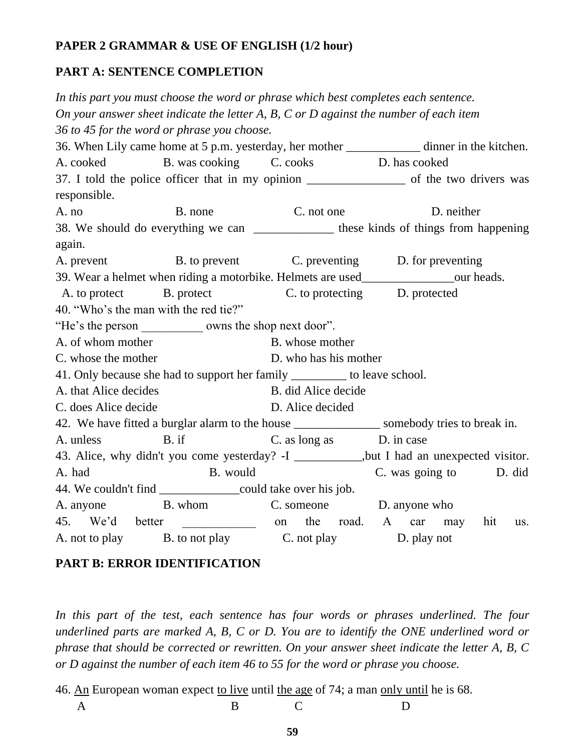**PAPER 2 GRAMMAR & USE OF ENGLISH (1/2 hour)**

**PART A: SENTENCE COMPLETION**

*In this part you must choose the word or phrase which best completes each sentence. On your answer sheet indicate the letter A, B, C or D against the number of each item 36 to 45 for the word or phrase you choose.*

36. When Lily came home at 5 p.m. yesterday, her mother ____________ dinner in the kitchen.
A. cooked B. was cooking C. cooks D. has cooked

37. I told the police officer that in my opinion ________________ of the two drivers was responsible.
A. no B. none C. not one D. neither

38. We should do everything we can _____________ these kinds of things from happening again.
A. prevent B. to prevent C. preventing D. for preventing

39. Wear a helmet when riding a motorbike. Helmets are used_______________our heads.
A. to protect B. protect C. to protecting D. protected

40. "Who's the man with the red tie?"
"He's the person __________ owns the shop next door".
A. of whom mother B. whose mother
C. whose the mother D. who has his mother

41. Only because she had to support her family _________ to leave school.
A. that Alice decides B. did Alice decide
C. does Alice decide D. Alice decided

42. We have fitted a burglar alarm to the house ______________ somebody tries to break in.
A. unless B. if C. as long as D. in case

43. Alice, why didn't you come yesterday? -I ___________,but I had an unexpected visitor.
A. had B. would C. was going to D. did

44. We couldn't find _____________could take over his job.
A. anyone B. whom C. someone D. anyone who

45. We'd better ____________ on the road. A car may hit us.
A. not to play B. to not play C. not play D. play not

**PART B: ERROR IDENTIFICATION**

*In this part of the test, each sentence has four words or phrases underlined. The four underlined parts are marked A, B, C or D. You are to identify the ONE underlined word or phrase that should be corrected or rewritten. On your answer sheet indicate the letter A, B, C or D against the number of each item 46 to 55 for the word or phrase you choose.*

46. <u>An</u> European woman expect <u>to live</u> until <u>the age</u> of 74; a man <u>only until</u> he is 68.
A B C D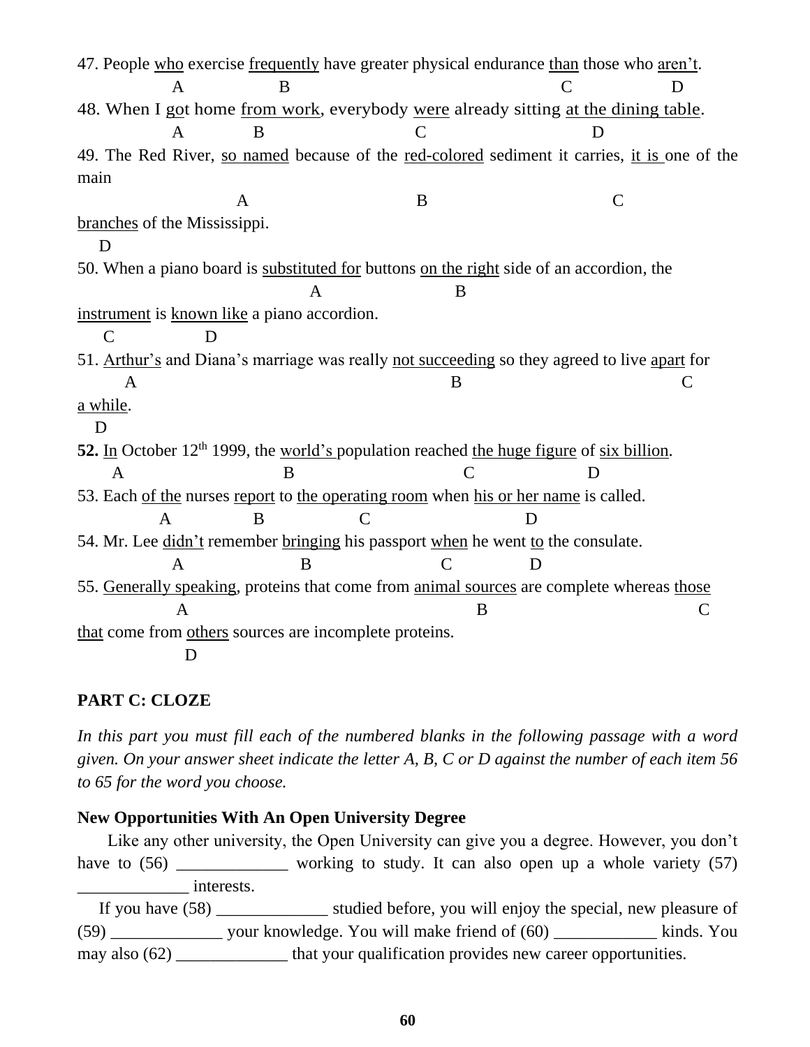47. People <u>who</u> exercise <u>frequently</u> have greater physical endurance <u>than</u> those who <u>aren't</u>.
A B C D

48. When I <u>got</u> home <u>from work</u>, everybody <u>were</u> already sitting <u>at the dining table</u>.
A B C D

49. The Red River, <u>so named</u> because of the <u>red-colored</u> sediment it carries, <u>it is</u> one of the main <u>branches</u> of the Mississippi.
A B C D

50. When a piano board is <u>substituted for</u> buttons <u>on the right</u> side of an accordion, the <u>instrument</u> is <u>known like</u> a piano accordion.
A B C D

51. <u>Arthur's</u> and Diana's marriage was really <u>not succeeding</u> so they agreed to live <u>apart</u> for <u>a while</u>.
A B C D

**52.** <u>In</u> October 12th 1999, the <u>world's</u> population reached <u>the huge figure</u> of <u>six billion</u>.
A B C D

53. Each <u>of the</u> nurses <u>report</u> to <u>the operating room</u> when <u>his or her name</u> is called.
A B C D

54. Mr. Lee <u>didn't</u> remember <u>bringing</u> his passport <u>when</u> he went <u>to</u> the consulate.
A B C D

55. <u>Generally speaking</u>, proteins that come from <u>animal sources</u> are complete whereas <u>those that</u> come from <u>others</u> sources are incomplete proteins.
A B C D

**PART C: CLOZE**

*In this part you must fill each of the numbered blanks in the following passage with a word given. On your answer sheet indicate the letter A, B, C or D against the number of each item 56 to 65 for the word you choose.*

**New Opportunities With An Open University Degree**

Like any other university, the Open University can give you a degree. However, you don't have to (56) _____________ working to study. It can also open up a whole variety (57) _____________ interests.

If you have (58) _____________ studied before, you will enjoy the special, new pleasure of (59) _____________ your knowledge. You will make friend of (60) ____________ kinds. You may also (62) _____________ that your qualification provides new career opportunities.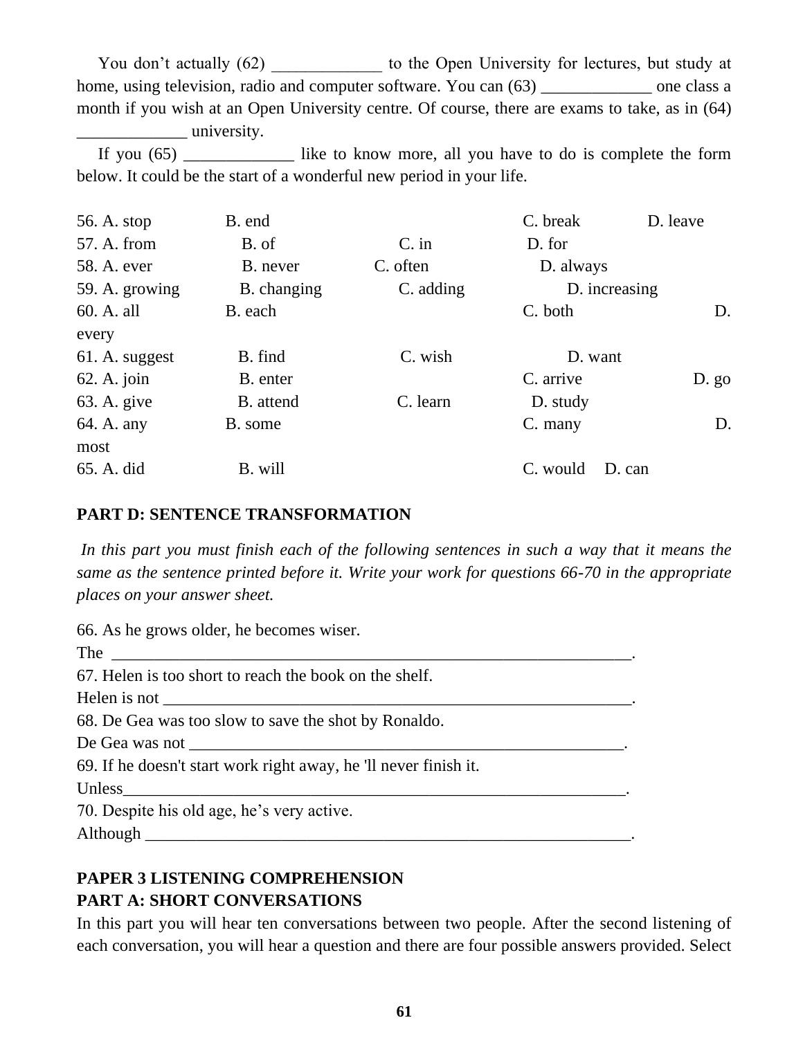You don't actually (62) _____________ to the Open University for lectures, but study at home, using television, radio and computer software. You can (63) _____________ one class a month if you wish at an Open University centre. Of course, there are exams to take, as in (64) _____________ university.

If you (65) _____________ like to know more, all you have to do is complete the form below. It could be the start of a wonderful new period in your life.

56. A. stop B. end C. break D. leave
57. A. from B. of C. in D. for
58. A. ever B. never C. often D. always
59. A. growing B. changing C. adding D. increasing
60. A. all B. each C. both D. every
61. A. suggest B. find C. wish D. want
62. A. join B. enter C. arrive D. go
63. A. give B. attend C. learn D. study
64. A. any B. some C. many D. most
65. A. did B. will C. would D. can

**PART D: SENTENCE TRANSFORMATION**

*In this part you must finish each of the following sentences in such a way that it means the same as the sentence printed before it. Write your work for questions 66-70 in the appropriate places on your answer sheet.*

66. As he grows older, he becomes wiser.
The _______________________________________________________________.
67. Helen is too short to reach the book on the shelf.
Helen is not ___________________________________________________________.
68. De Gea was too slow to save the shot by Ronaldo.
De Gea was not ________________________________________________________.
69. If he doesn't start work right away, he 'll never finish it.
Unless_________________________________________________________________.
70. Despite his old age, he's very active.
Although ______________________________________________________________.

**PAPER 3 LISTENING COMPREHENSION**
**PART A: SHORT CONVERSATIONS**

In this part you will hear ten conversations between two people. After the second listening of each conversation, you will hear a question and there are four possible answers provided. Select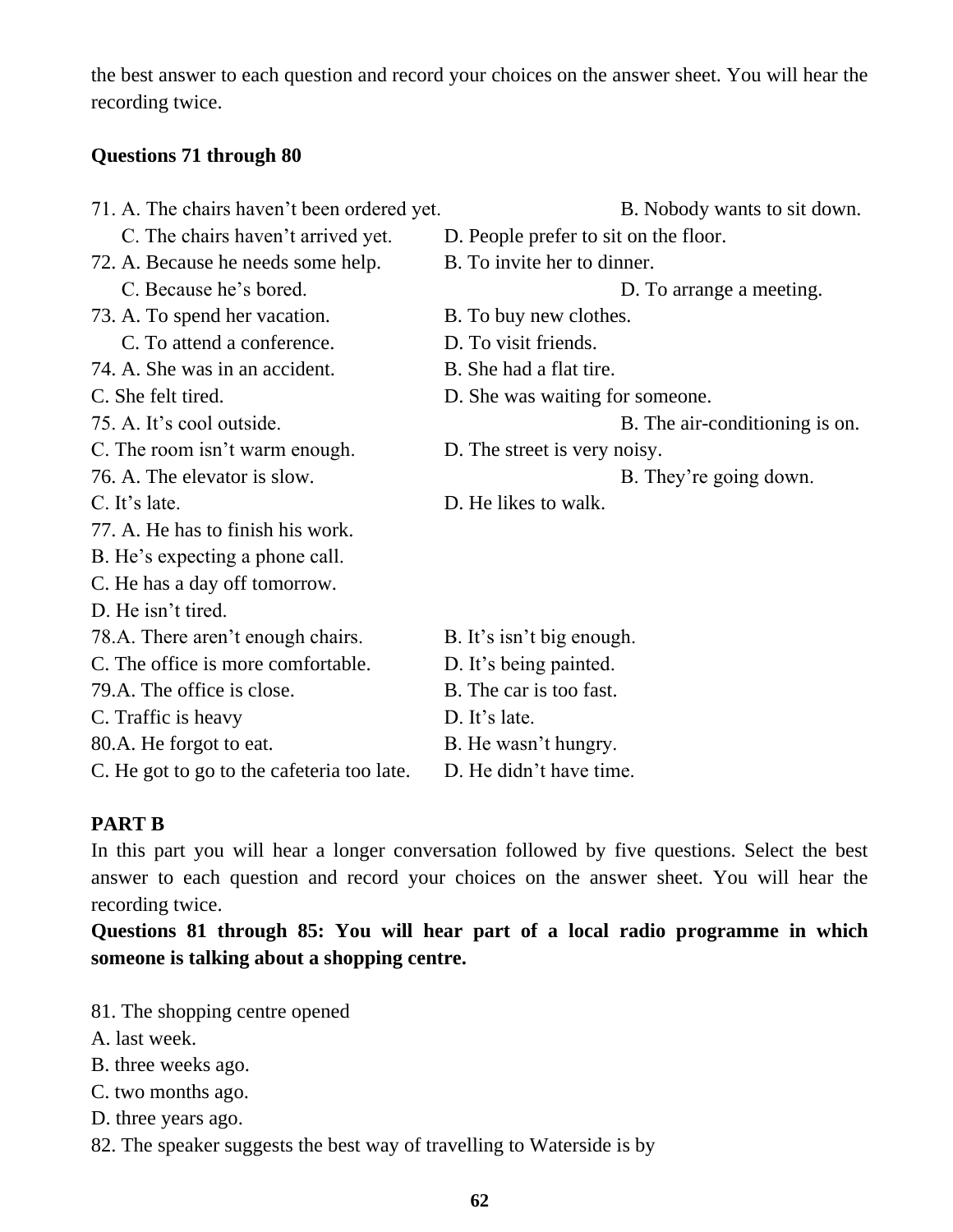the best answer to each question and record your choices on the answer sheet. You will hear the recording twice.

**Questions 71 through 80**

71. A. The chairs haven't been ordered yet.
B. Nobody wants to sit down.
C. The chairs haven't arrived yet.
D. People prefer to sit on the floor.

72. A. Because he needs some help.
B. To invite her to dinner.
C. Because he's bored.
D. To arrange a meeting.

73. A. To spend her vacation.
B. To buy new clothes.
C. To attend a conference.
D. To visit friends.

74. A. She was in an accident.
B. She had a flat tire.
C. She felt tired.
D. She was waiting for someone.

75. A. It's cool outside.
B. The air-conditioning is on.
C. The room isn't warm enough.
D. The street is very noisy.

76. A. The elevator is slow.
B. They're going down.
C. It's late.
D. He likes to walk.

77. A. He has to finish his work.
B. He's expecting a phone call.
C. He has a day off tomorrow.
D. He isn't tired.

78. A. There aren't enough chairs.
B. It's isn't big enough.
C. The office is more comfortable.
D. It's being painted.

79. A. The office is close.
B. The car is too fast.
C. Traffic is heavy
D. It's late.

80. A. He forgot to eat.
B. He wasn't hungry.
C. He got to go to the cafeteria too late.
D. He didn't have time.

**PART B**

In this part you will hear a longer conversation followed by five questions. Select the best answer to each question and record your choices on the answer sheet. You will hear the recording twice.

**Questions 81 through 85: You will hear part of a local radio programme in which someone is talking about a shopping centre.**

81. The shopping centre opened
A. last week.
B. three weeks ago.
C. two months ago.
D. three years ago.

82. The speaker suggests the best way of travelling to Waterside is by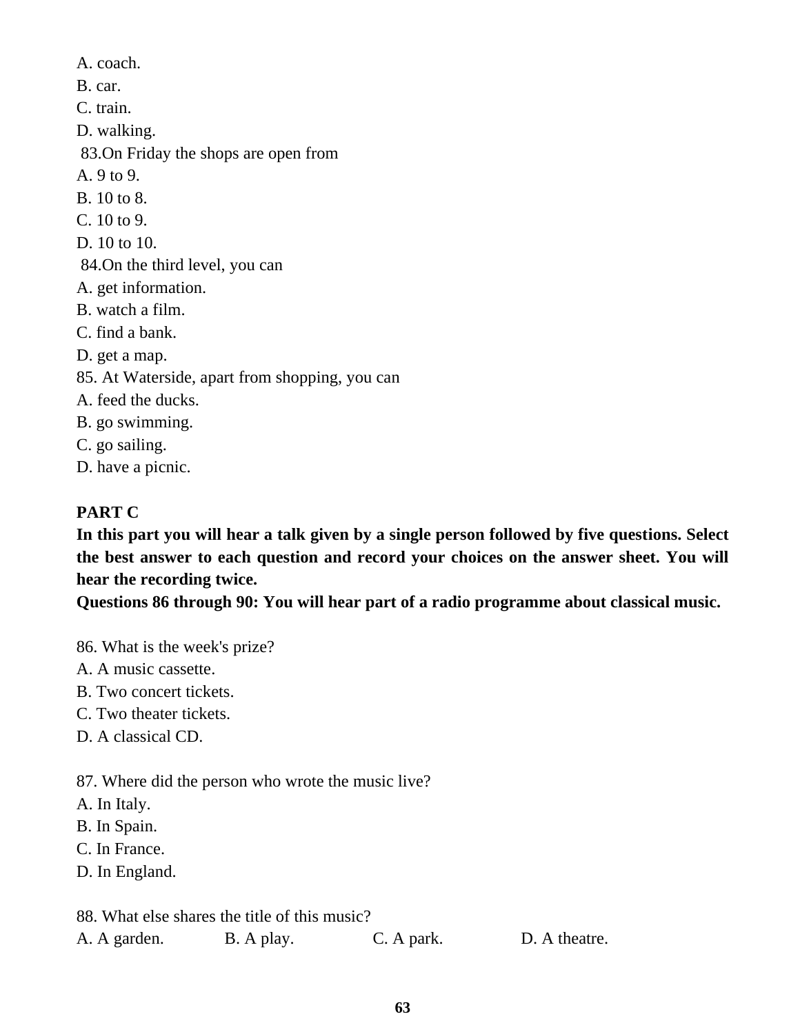A. coach.
B. car.
C. train.
D. walking.

83. On Friday the shops are open from
A. 9 to 9.
B. 10 to 8.
C. 10 to 9.
D. 10 to 10.

84. On the third level, you can
A. get information.
B. watch a film.
C. find a bank.
D. get a map.

85. At Waterside, apart from shopping, you can
A. feed the ducks.
B. go swimming.
C. go sailing.
D. have a picnic.

**PART C**

**In this part you will hear a talk given by a single person followed by five questions. Select the best answer to each question and record your choices on the answer sheet. You will hear the recording twice.**

**Questions 86 through 90: You will hear part of a radio programme about classical music.**

86. What is the week's prize?
A. A music cassette.
B. Two concert tickets.
C. Two theater tickets.
D. A classical CD.

87. Where did the person who wrote the music live?
A. In Italy.
B. In Spain.
C. In France.
D. In England.

88. What else shares the title of this music?
A. A garden. B. A play. C. A park. D. A theatre.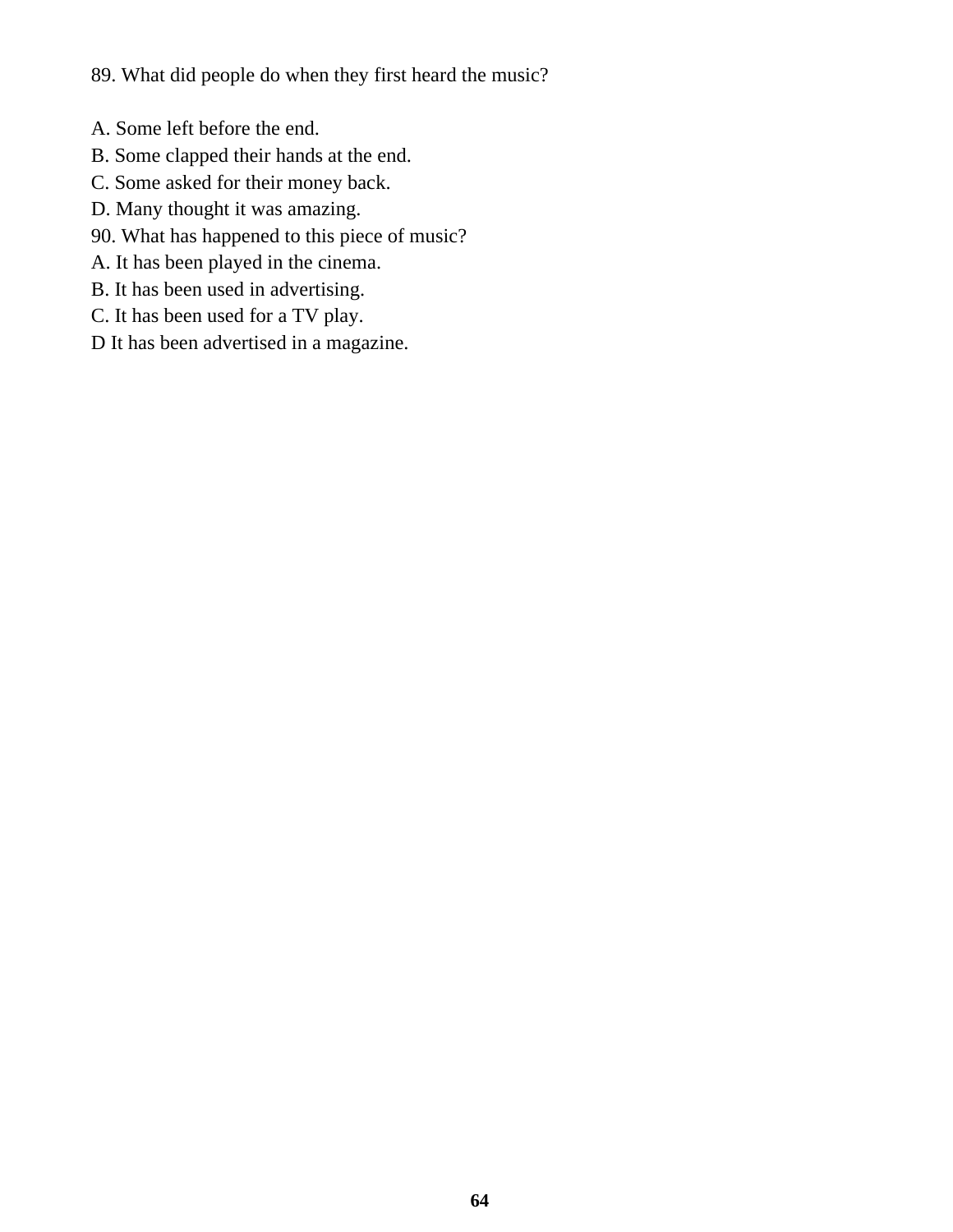89. What did people do when they first heard the music?

A. Some left before the end.
B. Some clapped their hands at the end.
C. Some asked for their money back.
D. Many thought it was amazing.
90. What has happened to this piece of music?
A. It has been played in the cinema.
B. It has been used in advertising.
C. It has been used for a TV play.
D It has been advertised in a magazine.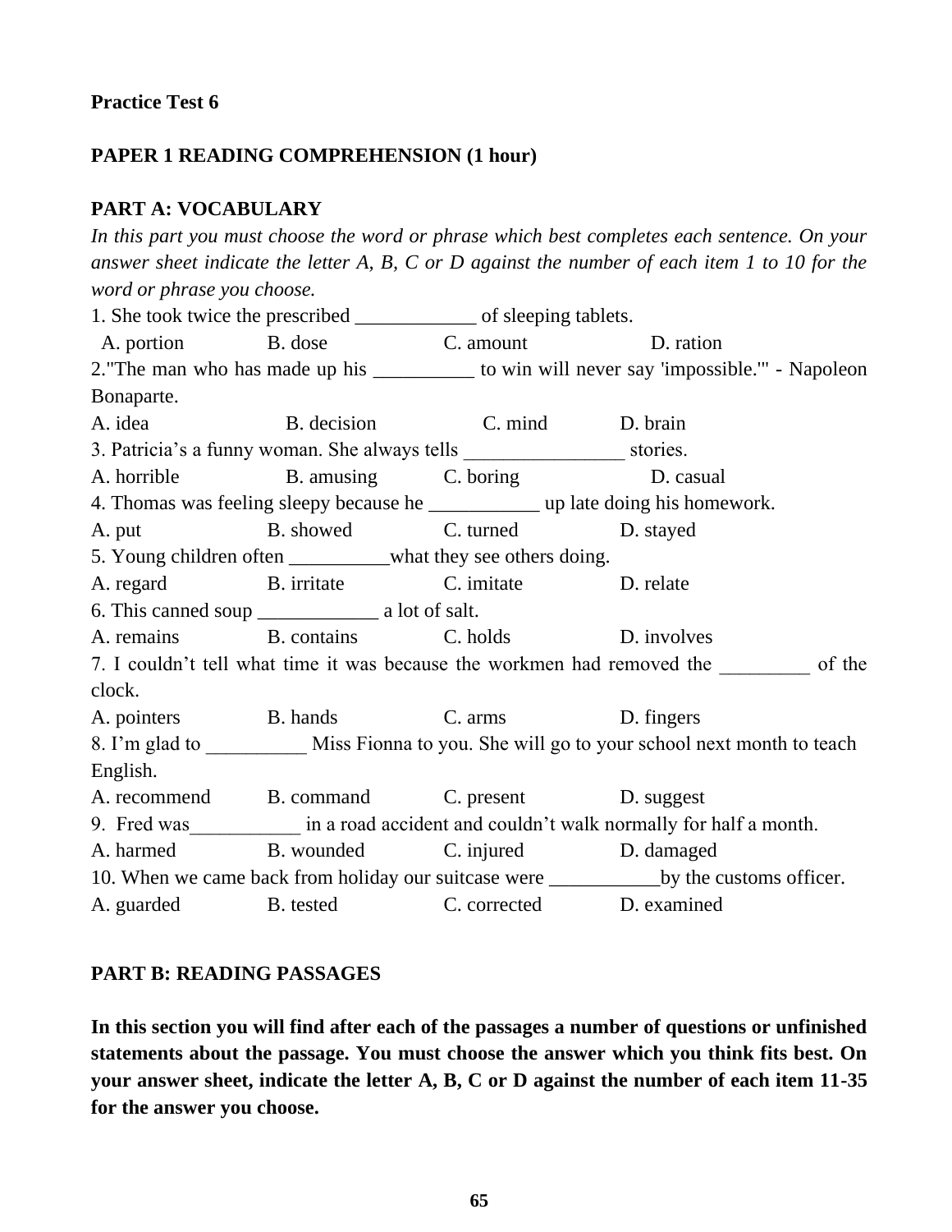**Practice Test 6**

**PAPER 1 READING COMPREHENSION (1 hour)**

**PART A: VOCABULARY**

*In this part you must choose the word or phrase which best completes each sentence. On your answer sheet indicate the letter A, B, C or D against the number of each item 1 to 10 for the word or phrase you choose.*

1. She took twice the prescribed ____________ of sleeping tablets.

A. portion B. dose C. amount D. ration

2."The man who has made up his __________ to win will never say 'impossible.'" - Napoleon Bonaparte.

A. idea B. decision C. mind D. brain

3. Patricia's a funny woman. She always tells ________________ stories.

A. horrible B. amusing C. boring D. casual

4. Thomas was feeling sleepy because he ___________ up late doing his homework.

A. put B. showed C. turned D. stayed

5. Young children often __________what they see others doing.

A. regard B. irritate C. imitate D. relate

6. This canned soup ____________ a lot of salt.

A. remains B. contains C. holds D. involves

7. I couldn't tell what time it was because the workmen had removed the _________ of the clock.

A. pointers B. hands C. arms D. fingers

8. I'm glad to __________ Miss Fionna to you. She will go to your school next month to teach English.

A. recommend B. command C. present D. suggest

9. Fred was___________ in a road accident and couldn't walk normally for half a month.

A. harmed B. wounded C. injured D. damaged

10. When we came back from holiday our suitcase were ___________by the customs officer.

A. guarded B. tested C. corrected D. examined

**PART B: READING PASSAGES**

**In this section you will find after each of the passages a number of questions or unfinished statements about the passage. You must choose the answer which you think fits best. On your answer sheet, indicate the letter A, B, C or D against the number of each item 11-35 for the answer you choose.**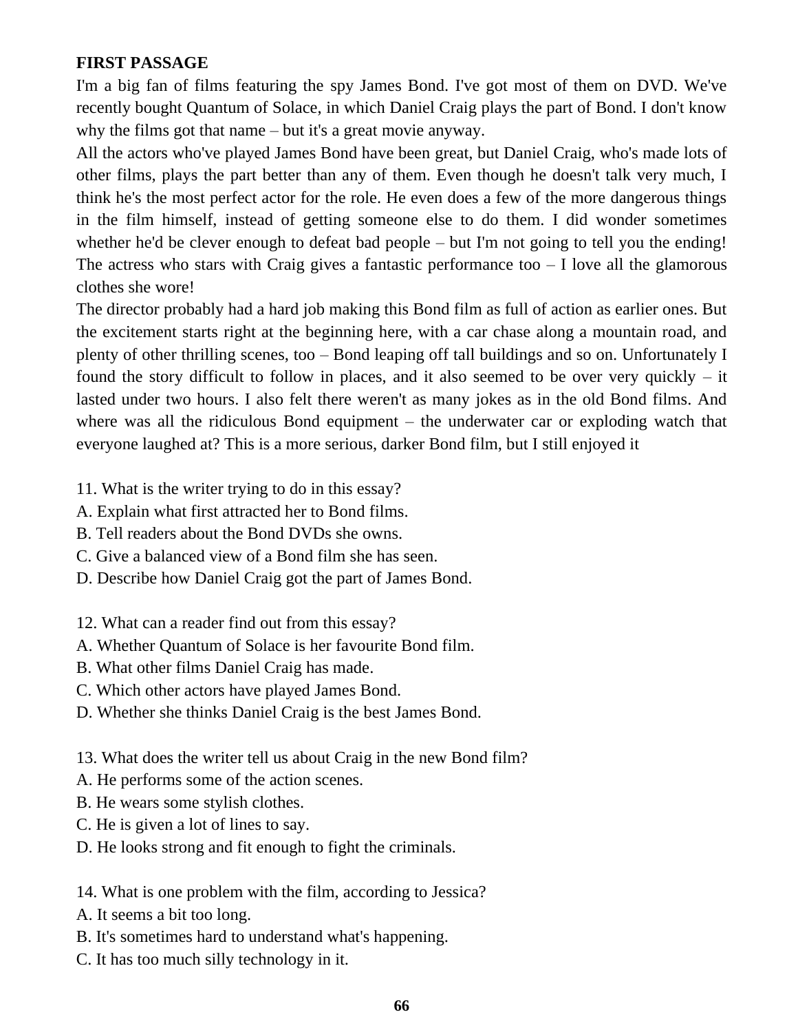**FIRST PASSAGE**

I'm a big fan of films featuring the spy James Bond. I've got most of them on DVD. We've recently bought Quantum of Solace, in which Daniel Craig plays the part of Bond. I don't know why the films got that name – but it's a great movie anyway.

All the actors who've played James Bond have been great, but Daniel Craig, who's made lots of other films, plays the part better than any of them. Even though he doesn't talk very much, I think he's the most perfect actor for the role. He even does a few of the more dangerous things in the film himself, instead of getting someone else to do them. I did wonder sometimes whether he'd be clever enough to defeat bad people – but I'm not going to tell you the ending! The actress who stars with Craig gives a fantastic performance too – I love all the glamorous clothes she wore!

The director probably had a hard job making this Bond film as full of action as earlier ones. But the excitement starts right at the beginning here, with a car chase along a mountain road, and plenty of other thrilling scenes, too – Bond leaping off tall buildings and so on. Unfortunately I found the story difficult to follow in places, and it also seemed to be over very quickly – it lasted under two hours. I also felt there weren't as many jokes as in the old Bond films. And where was all the ridiculous Bond equipment – the underwater car or exploding watch that everyone laughed at? This is a more serious, darker Bond film, but I still enjoyed it

11. What is the writer trying to do in this essay?
A. Explain what first attracted her to Bond films.
B. Tell readers about the Bond DVDs she owns.
C. Give a balanced view of a Bond film she has seen.
D. Describe how Daniel Craig got the part of James Bond.

12. What can a reader find out from this essay?
A. Whether Quantum of Solace is her favourite Bond film.
B. What other films Daniel Craig has made.
C. Which other actors have played James Bond.
D. Whether she thinks Daniel Craig is the best James Bond.

13. What does the writer tell us about Craig in the new Bond film?
A. He performs some of the action scenes.
B. He wears some stylish clothes.
C. He is given a lot of lines to say.
D. He looks strong and fit enough to fight the criminals.

14. What is one problem with the film, according to Jessica?
A. It seems a bit too long.
B. It's sometimes hard to understand what's happening.
C. It has too much silly technology in it.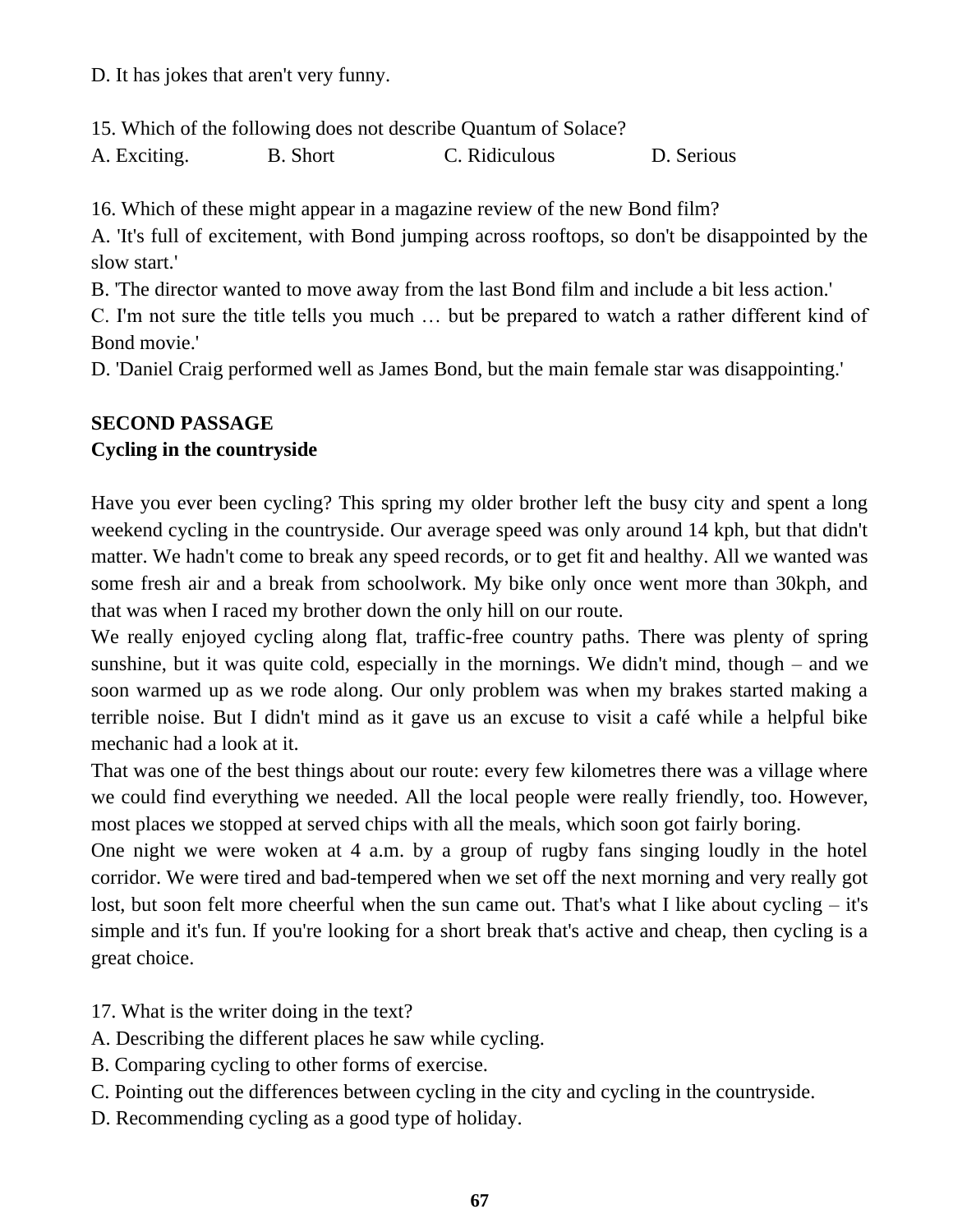D. It has jokes that aren't very funny.

15. Which of the following does not describe Quantum of Solace?

A. Exciting. B. Short C. Ridiculous D. Serious

16. Which of these might appear in a magazine review of the new Bond film?

A. 'It's full of excitement, with Bond jumping across rooftops, so don't be disappointed by the slow start.'

B. 'The director wanted to move away from the last Bond film and include a bit less action.'

C. I'm not sure the title tells you much … but be prepared to watch a rather different kind of Bond movie.'

D. 'Daniel Craig performed well as James Bond, but the main female star was disappointing.'

**SECOND PASSAGE**

**Cycling in the countryside**

Have you ever been cycling? This spring my older brother left the busy city and spent a long weekend cycling in the countryside. Our average speed was only around 14 kph, but that didn't matter. We hadn't come to break any speed records, or to get fit and healthy. All we wanted was some fresh air and a break from schoolwork. My bike only once went more than 30kph, and that was when I raced my brother down the only hill on our route.

We really enjoyed cycling along flat, traffic-free country paths. There was plenty of spring sunshine, but it was quite cold, especially in the mornings. We didn't mind, though – and we soon warmed up as we rode along. Our only problem was when my brakes started making a terrible noise. But I didn't mind as it gave us an excuse to visit a café while a helpful bike mechanic had a look at it.

That was one of the best things about our route: every few kilometres there was a village where we could find everything we needed. All the local people were really friendly, too. However, most places we stopped at served chips with all the meals, which soon got fairly boring.

One night we were woken at 4 a.m. by a group of rugby fans singing loudly in the hotel corridor. We were tired and bad-tempered when we set off the next morning and very really got lost, but soon felt more cheerful when the sun came out. That's what I like about cycling – it's simple and it's fun. If you're looking for a short break that's active and cheap, then cycling is a great choice.

17. What is the writer doing in the text?

A. Describing the different places he saw while cycling.

B. Comparing cycling to other forms of exercise.

C. Pointing out the differences between cycling in the city and cycling in the countryside.

D. Recommending cycling as a good type of holiday.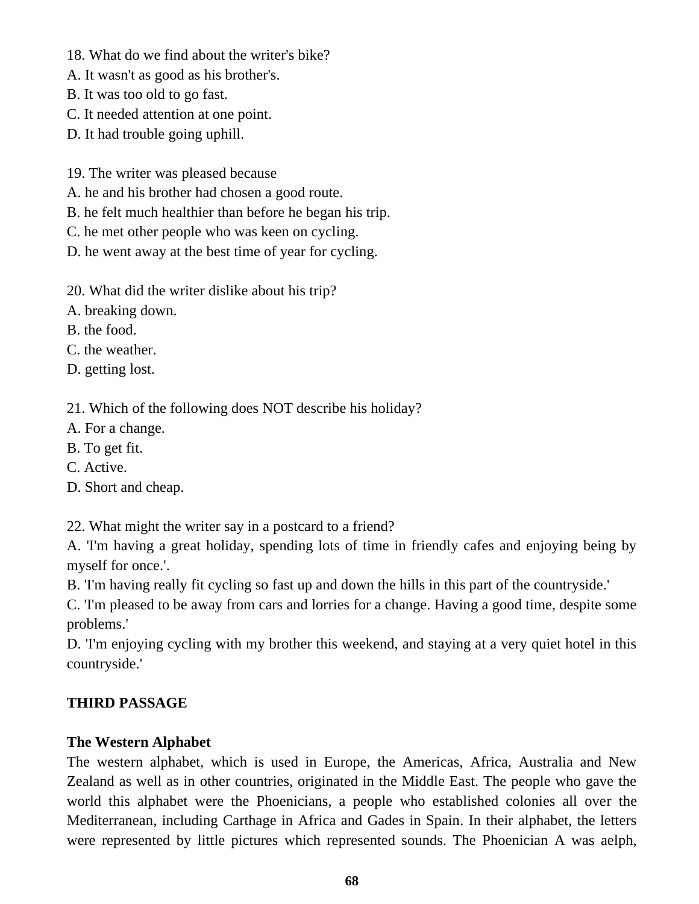18. What do we find about the writer's bike?
A. It wasn't as good as his brother's.
B. It was too old to go fast.
C. It needed attention at one point.
D. It had trouble going uphill.

19. The writer was pleased because
A. he and his brother had chosen a good route.
B. he felt much healthier than before he began his trip.
C. he met other people who was keen on cycling.
D. he went away at the best time of year for cycling.

20. What did the writer dislike about his trip?
A. breaking down.
B. the food.
C. the weather.
D. getting lost.

21. Which of the following does NOT describe his holiday?
A. For a change.
B. To get fit.
C. Active.
D. Short and cheap.

22. What might the writer say in a postcard to a friend?
A. 'I'm having a great holiday, spending lots of time in friendly cafes and enjoying being by myself for once.'.
B. 'I'm having really fit cycling so fast up and down the hills in this part of the countryside.'
C. 'I'm pleased to be away from cars and lorries for a change. Having a good time, despite some problems.'
D. 'I'm enjoying cycling with my brother this weekend, and staying at a very quiet hotel in this countryside.'

**THIRD PASSAGE**

**The Western Alphabet**

The western alphabet, which is used in Europe, the Americas, Africa, Australia and New Zealand as well as in other countries, originated in the Middle East. The people who gave the world this alphabet were the Phoenicians, a people who established colonies all over the Mediterranean, including Carthage in Africa and Gades in Spain. In their alphabet, the letters were represented by little pictures which represented sounds. The Phoenician A was aelph,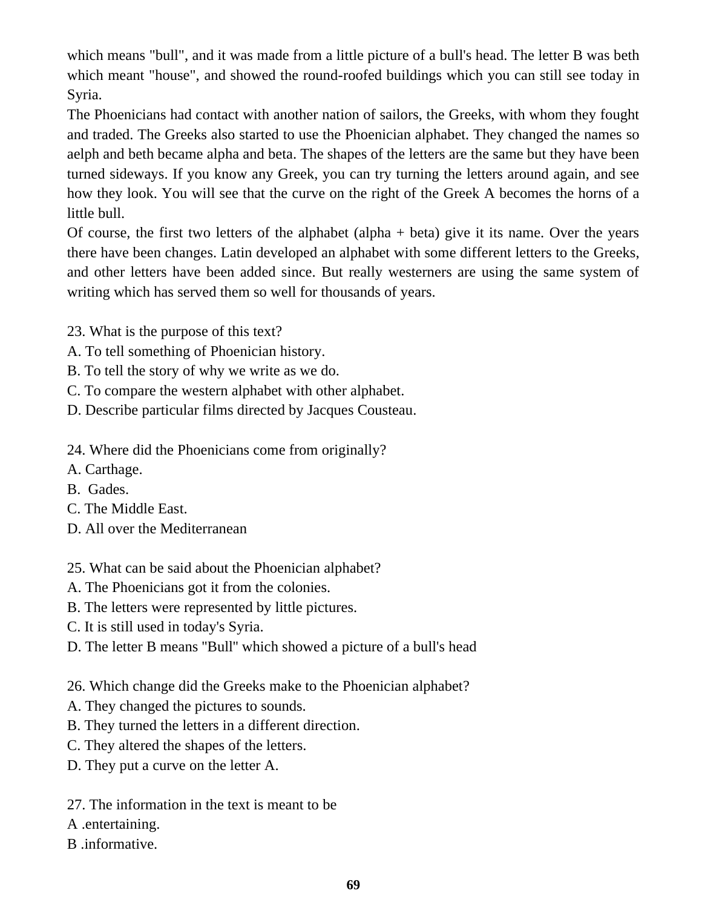which means "bull", and it was made from a little picture of a bull's head. The letter B was beth which meant "house", and showed the round-roofed buildings which you can still see today in Syria.

The Phoenicians had contact with another nation of sailors, the Greeks, with whom they fought and traded. The Greeks also started to use the Phoenician alphabet. They changed the names so aelph and beth became alpha and beta. The shapes of the letters are the same but they have been turned sideways. If you know any Greek, you can try turning the letters around again, and see how they look. You will see that the curve on the right of the Greek A becomes the horns of a little bull.

Of course, the first two letters of the alphabet (alpha + beta) give it its name. Over the years there have been changes. Latin developed an alphabet with some different letters to the Greeks, and other letters have been added since. But really westerners are using the same system of writing which has served them so well for thousands of years.

23. What is the purpose of this text?
A. To tell something of Phoenician history.
B. To tell the story of why we write as we do.
C. To compare the western alphabet with other alphabet.
D. Describe particular films directed by Jacques Cousteau.

24. Where did the Phoenicians come from originally?
A. Carthage.
B. Gades.
C. The Middle East.
D. All over the Mediterranean

25. What can be said about the Phoenician alphabet?
A. The Phoenicians got it from the colonies.
B. The letters were represented by little pictures.
C. It is still used in today's Syria.
D. The letter B means "Bull" which showed a picture of a bull's head

26. Which change did the Greeks make to the Phoenician alphabet?
A. They changed the pictures to sounds.
B. They turned the letters in a different direction.
C. They altered the shapes of the letters.
D. They put a curve on the letter A.

27. The information in the text is meant to be
A .entertaining.
B .informative.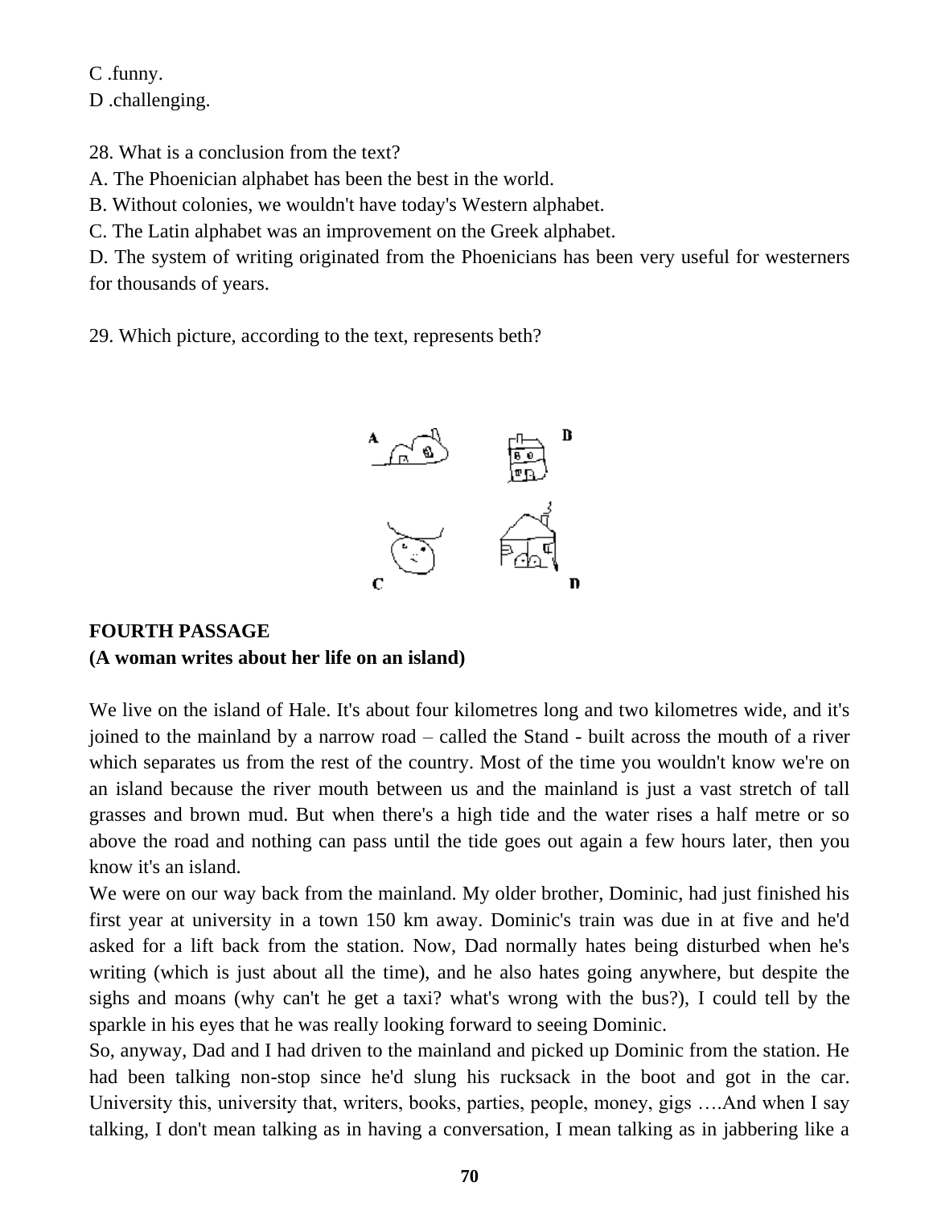C .funny.
D .challenging.

28. What is a conclusion from the text?
A. The Phoenician alphabet has been the best in the world.
B. Without colonies, we wouldn't have today's Western alphabet.
C. The Latin alphabet was an improvement on the Greek alphabet.
D. The system of writing originated from the Phoenicians has been very useful for westerners for thousands of years.

29. Which picture, according to the text, represents beth?

**FOURTH PASSAGE**
**(A woman writes about her life on an island)**

We live on the island of Hale. It's about four kilometres long and two kilometres wide, and it's joined to the mainland by a narrow road – called the Stand - built across the mouth of a river which separates us from the rest of the country. Most of the time you wouldn't know we're on an island because the river mouth between us and the mainland is just a vast stretch of tall grasses and brown mud. But when there's a high tide and the water rises a half metre or so above the road and nothing can pass until the tide goes out again a few hours later, then you know it's an island.

We were on our way back from the mainland. My older brother, Dominic, had just finished his first year at university in a town 150 km away. Dominic's train was due in at five and he'd asked for a lift back from the station. Now, Dad normally hates being disturbed when he's writing (which is just about all the time), and he also hates going anywhere, but despite the sighs and moans (why can't he get a taxi? what's wrong with the bus?), I could tell by the sparkle in his eyes that he was really looking forward to seeing Dominic.

So, anyway, Dad and I had driven to the mainland and picked up Dominic from the station. He had been talking non-stop since he'd slung his rucksack in the boot and got in the car. University this, university that, writers, books, parties, people, money, gigs ….And when I say talking, I don't mean talking as in having a conversation, I mean talking as in jabbering like a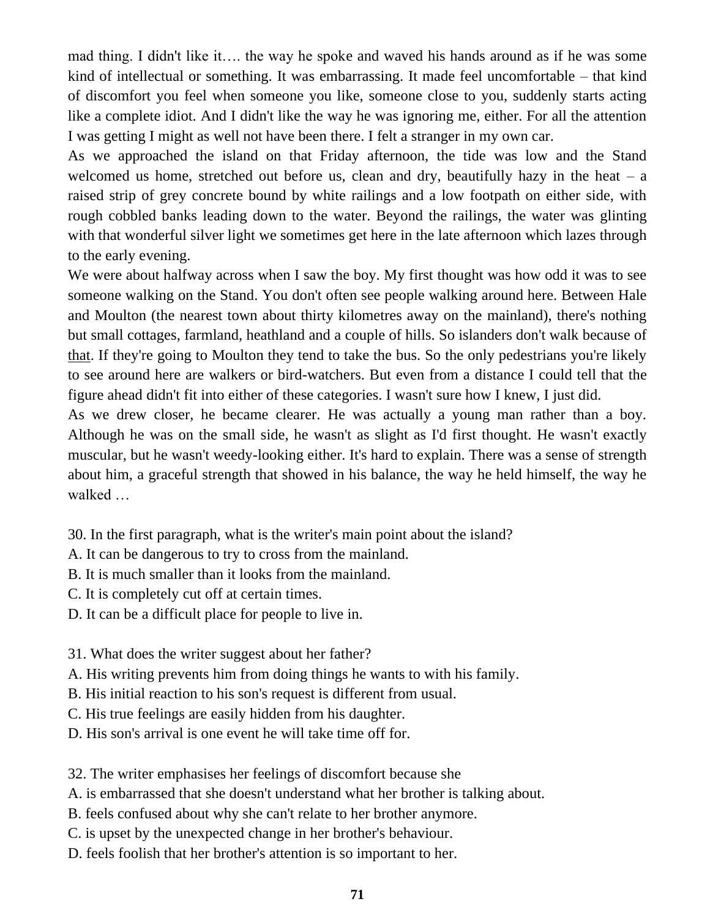mad thing. I didn't like it…. the way he spoke and waved his hands around as if he was some kind of intellectual or something. It was embarrassing. It made feel uncomfortable – that kind of discomfort you feel when someone you like, someone close to you, suddenly starts acting like a complete idiot. And I didn't like the way he was ignoring me, either. For all the attention I was getting I might as well not have been there. I felt a stranger in my own car.

As we approached the island on that Friday afternoon, the tide was low and the Stand welcomed us home, stretched out before us, clean and dry, beautifully hazy in the heat – a raised strip of grey concrete bound by white railings and a low footpath on either side, with rough cobbled banks leading down to the water. Beyond the railings, the water was glinting with that wonderful silver light we sometimes get here in the late afternoon which lazes through to the early evening.

We were about halfway across when I saw the boy. My first thought was how odd it was to see someone walking on the Stand. You don't often see people walking around here. Between Hale and Moulton (the nearest town about thirty kilometres away on the mainland), there's nothing but small cottages, farmland, heathland and a couple of hills. So islanders don't walk because of <u>that</u>. If they're going to Moulton they tend to take the bus. So the only pedestrians you're likely to see around here are walkers or bird-watchers. But even from a distance I could tell that the figure ahead didn't fit into either of these categories. I wasn't sure how I knew, I just did.

As we drew closer, he became clearer. He was actually a young man rather than a boy. Although he was on the small side, he wasn't as slight as I'd first thought. He wasn't exactly muscular, but he wasn't weedy-looking either. It's hard to explain. There was a sense of strength about him, a graceful strength that showed in his balance, the way he held himself, the way he walked …

30. In the first paragraph, what is the writer's main point about the island?
A. It can be dangerous to try to cross from the mainland.
B. It is much smaller than it looks from the mainland.
C. It is completely cut off at certain times.
D. It can be a difficult place for people to live in.

31. What does the writer suggest about her father?
A. His writing prevents him from doing things he wants to with his family.
B. His initial reaction to his son's request is different from usual.
C. His true feelings are easily hidden from his daughter.
D. His son's arrival is one event he will take time off for.

32. The writer emphasises her feelings of discomfort because she
A. is embarrassed that she doesn't understand what her brother is talking about.
B. feels confused about why she can't relate to her brother anymore.
C. is upset by the unexpected change in her brother's behaviour.
D. feels foolish that her brother's attention is so important to her.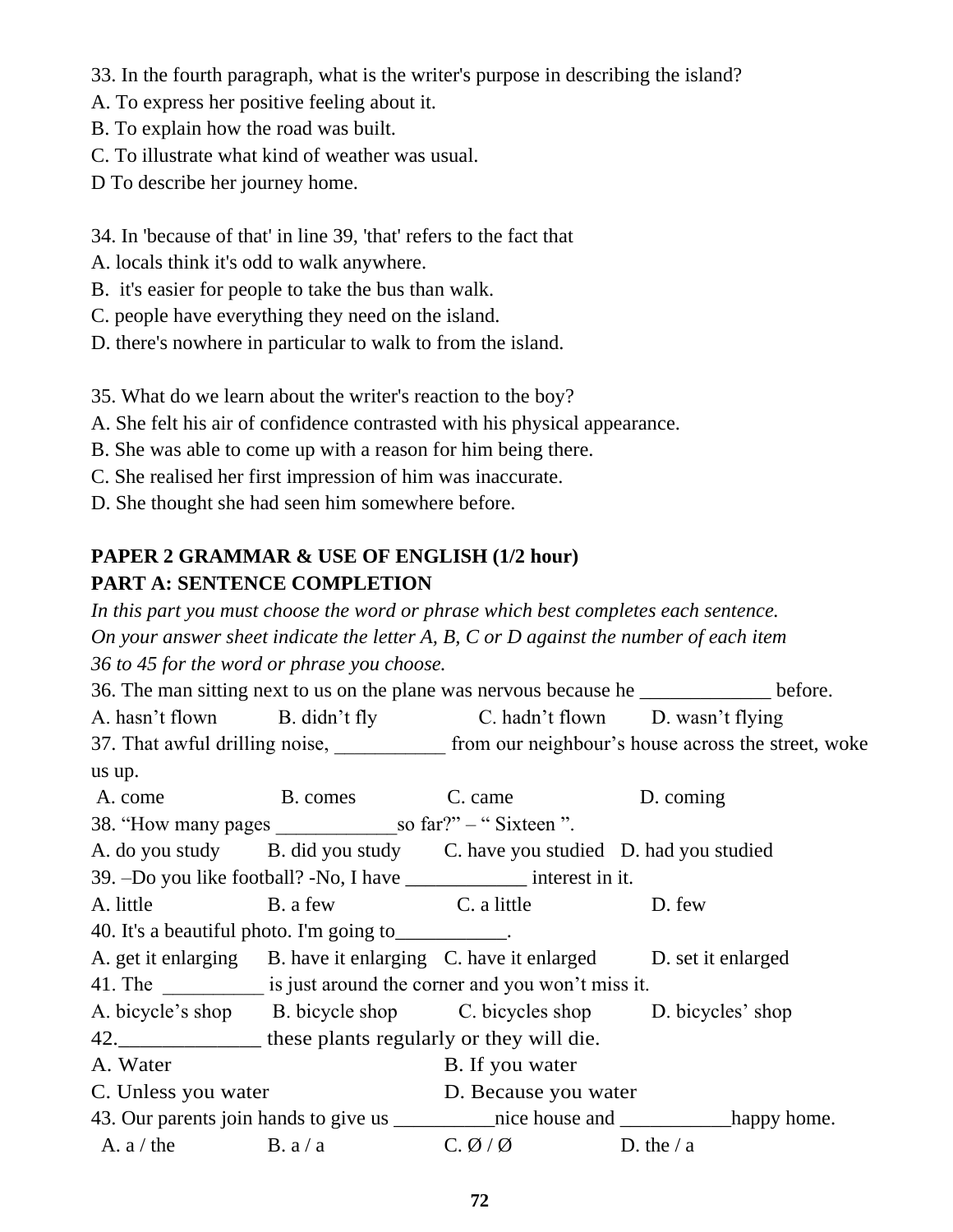33. In the fourth paragraph, what is the writer's purpose in describing the island?
A. To express her positive feeling about it.
B. To explain how the road was built.
C. To illustrate what kind of weather was usual.
D To describe her journey home.

34. In 'because of that' in line 39, 'that' refers to the fact that
A. locals think it's odd to walk anywhere.
B. it's easier for people to take the bus than walk.
C. people have everything they need on the island.
D. there's nowhere in particular to walk to from the island.

35. What do we learn about the writer's reaction to the boy?
A. She felt his air of confidence contrasted with his physical appearance.
B. She was able to come up with a reason for him being there.
C. She realised her first impression of him was inaccurate.
D. She thought she had seen him somewhere before.

**PAPER 2 GRAMMAR & USE OF ENGLISH (1/2 hour)**
**PART A: SENTENCE COMPLETION**

*In this part you must choose the word or phrase which best completes each sentence. On your answer sheet indicate the letter A, B, C or D against the number of each item 36 to 45 for the word or phrase you choose.*

36. The man sitting next to us on the plane was nervous because he _____________ before.
A. hasn't flown B. didn't fly C. hadn't flown D. wasn't flying

37. That awful drilling noise, ___________ from our neighbour's house across the street, woke us up.
A. come B. comes C. came D. coming

38. "How many pages ____________so far?" – " Sixteen ".
A. do you study B. did you study C. have you studied D. had you studied

39. –Do you like football? -No, I have ____________ interest in it.
A. little B. a few C. a little D. few

40. It's a beautiful photo. I'm going to___________.
A. get it enlarging B. have it enlarging C. have it enlarged D. set it enlarged

41. The __________ is just around the corner and you won't miss it.
A. bicycle's shop B. bicycle shop C. bicycles shop D. bicycles' shop

42._____________ these plants regularly or they will die.
A. Water B. If you water
C. Unless you water D. Because you water

43. Our parents join hands to give us __________nice house and ___________happy home.
A. a / the B. a / a C. Ø / Ø D. the / a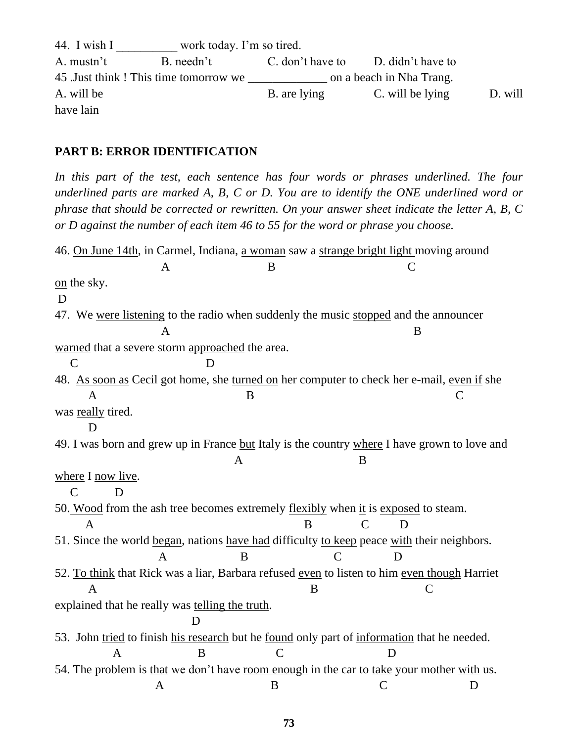44. I wish I __________ work today. I'm so tired.

A. mustn't  B. needn't  C. don't have to  D. didn't have to

45 .Just think ! This time tomorrow we _____________ on a beach in Nha Trang.

A. will be  B. are lying  C. will be lying  D. will have lain

**PART B: ERROR IDENTIFICATION**

*In this part of the test, each sentence has four words or phrases underlined. The four underlined parts are marked A, B, C or D. You are to identify the ONE underlined word or phrase that should be corrected or rewritten. On your answer sheet indicate the letter A, B, C or D against the number of each item 46 to 55 for the word or phrase you choose.*

46. <u>On June 14th</u> (A), in Carmel, Indiana, <u>a woman</u> (B) saw a <u>strange bright light</u> (C) moving around <u>on</u> (D) the sky.

47. We <u>were listening</u> (A) to the radio when suddenly the music <u>stopped</u> (B) and the announcer <u>warned</u> (C) that a severe storm <u>approached</u> (D) the area.

48. <u>As soon as</u> (A) Cecil got home, she <u>turned on</u> (B) her computer to check her e-mail, <u>even if</u> (C) she was <u>really</u> (D) tired.

49. I was born and grew up in France <u>but</u> (A) Italy is the country <u>where</u> (B) I have grown to love and <u>where</u> (C) I <u>now live</u> (D).

50. <u>Wood</u> (A) from the ash tree becomes extremely <u>flexibly</u> (B) when <u>it</u> (C) is <u>exposed</u> (D) to steam.

51. Since the world <u>began</u> (A), nations <u>have had</u> (B) difficulty <u>to keep</u> (C) peace <u>with</u> (D) their neighbors.

52. <u>To think</u> (A) that Rick was a liar, Barbara refused <u>even</u> (B) to listen to him <u>even though</u> (C) Harriet explained that he really was <u>telling the truth</u> (D).

53. John <u>tried</u> (A) to finish <u>his research</u> (B) but he <u>found</u> (C) only part of <u>information</u> (D) that he needed.

54. The problem is <u>that</u> (A) we don't have <u>room enough</u> (B) in the car to <u>take</u> (C) your mother <u>with</u> (D) us.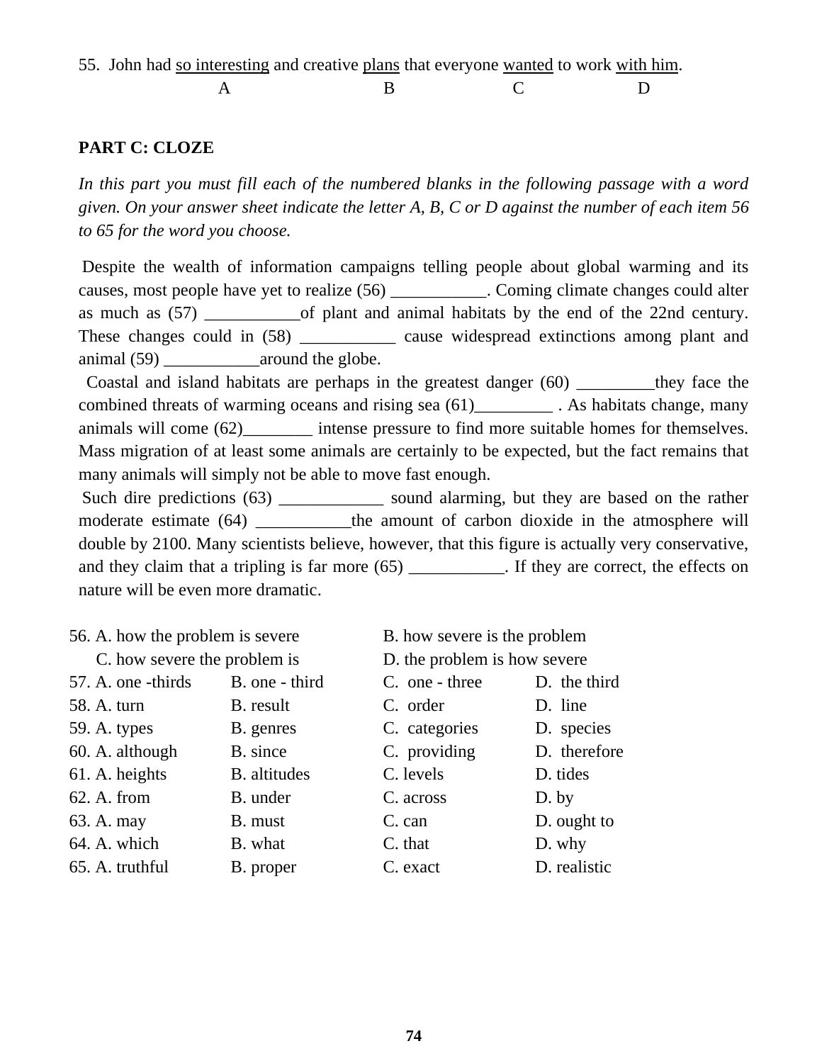55. John had <u>so interesting</u> and creative <u>plans</u> that everyone <u>wanted</u> to work <u>with him</u>.
A B C D

**PART C: CLOZE**

*In this part you must fill each of the numbered blanks in the following passage with a word given. On your answer sheet indicate the letter A, B, C or D against the number of each item 56 to 65 for the word you choose.*

Despite the wealth of information campaigns telling people about global warming and its causes, most people have yet to realize (56) ___________. Coming climate changes could alter as much as (57) ___________of plant and animal habitats by the end of the 22nd century. These changes could in (58) ___________ cause widespread extinctions among plant and animal (59) ___________around the globe.

Coastal and island habitats are perhaps in the greatest danger (60) _________they face the combined threats of warming oceans and rising sea (61)_________ . As habitats change, many animals will come (62)________ intense pressure to find more suitable homes for themselves. Mass migration of at least some animals are certainly to be expected, but the fact remains that many animals will simply not be able to move fast enough.

Such dire predictions (63) ____________ sound alarming, but they are based on the rather moderate estimate (64) ___________the amount of carbon dioxide in the atmosphere will double by 2100. Many scientists believe, however, that this figure is actually very conservative, and they claim that a tripling is far more (65) ___________. If they are correct, the effects on nature will be even more dramatic.

56. A. how the problem is severe B. how severe is the problem
C. how severe the problem is D. the problem is how severe

57. A. one -thirds B. one - third C. one - three D. the third

58. A. turn B. result C. order D. line

59. A. types B. genres C. categories D. species

60. A. although B. since C. providing D. therefore

61. A. heights B. altitudes C. levels D. tides

62. A. from B. under C. across D. by

63. A. may B. must C. can D. ought to

64. A. which B. what C. that D. why

65. A. truthful B. proper C. exact D. realistic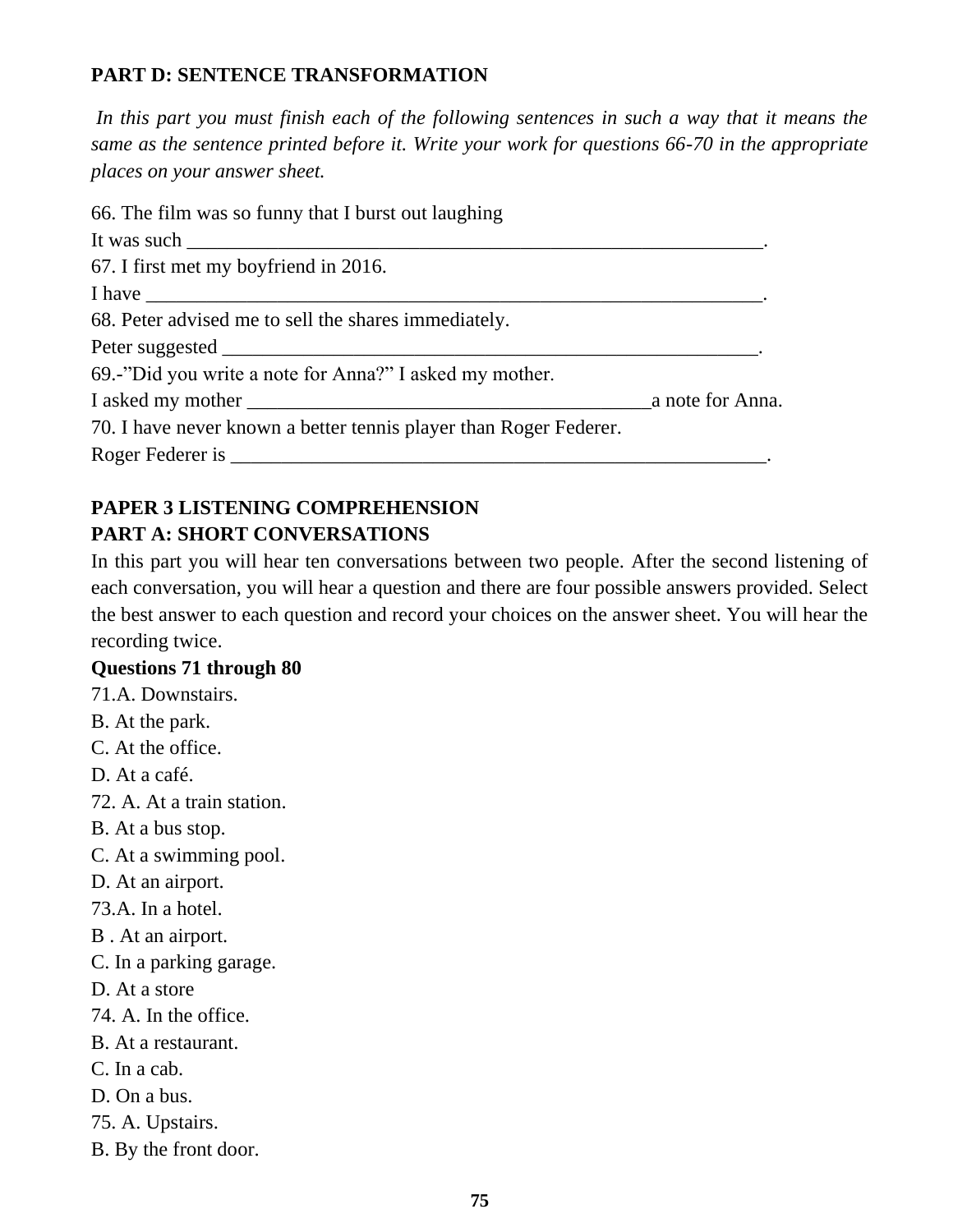**PART D: SENTENCE TRANSFORMATION**

*In this part you must finish each of the following sentences in such a way that it means the same as the sentence printed before it. Write your work for questions 66-70 in the appropriate places on your answer sheet.*

66. The film was so funny that I burst out laughing

It was such ___________________________________________________________.

67. I first met my boyfriend in 2016.

I have _______________________________________________________________.

68. Peter advised me to sell the shares immediately.

Peter suggested _______________________________________________________.

69.-"Did you write a note for Anna?" I asked my mother.

I asked my mother ________________________________________a note for Anna.

70. I have never known a better tennis player than Roger Federer.

Roger Federer is ______________________________________________________.

**PAPER 3 LISTENING COMPREHENSION**

**PART A: SHORT CONVERSATIONS**

In this part you will hear ten conversations between two people. After the second listening of each conversation, you will hear a question and there are four possible answers provided. Select the best answer to each question and record your choices on the answer sheet. You will hear the recording twice.

**Questions 71 through 80**

71.A. Downstairs.

B. At the park.

C. At the office.

D. At a café.

72. A. At a train station.

B. At a bus stop.

C. At a swimming pool.

D. At an airport.

73.A. In a hotel.

B . At an airport.

C. In a parking garage.

D. At a store

74. A. In the office.

B. At a restaurant.

C. In a cab.

D. On a bus.

75. A. Upstairs.

B. By the front door.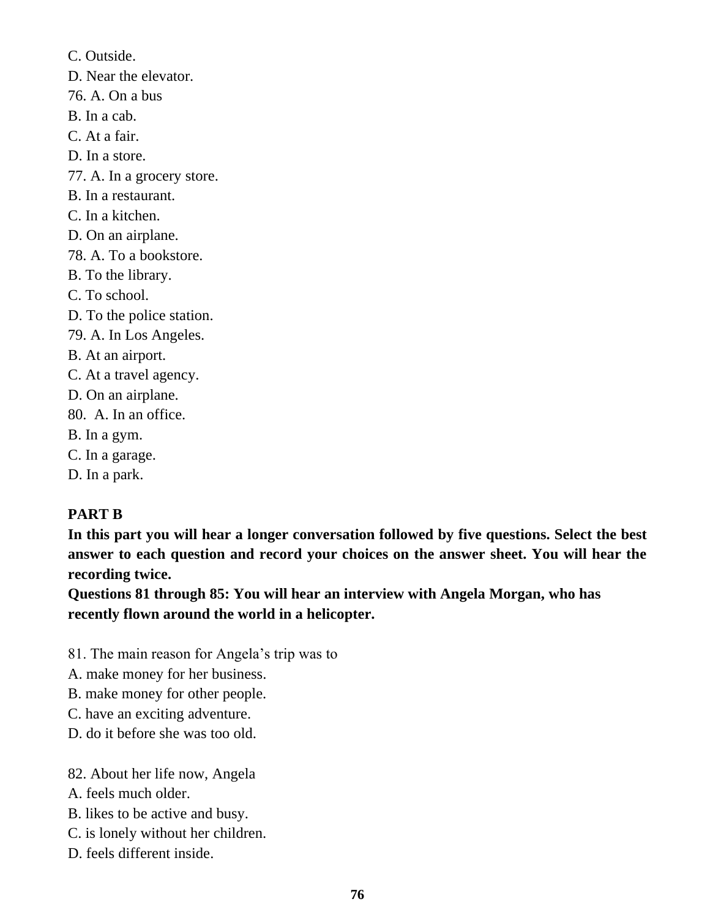C. Outside.
D. Near the elevator.
76. A. On a bus
B. In a cab.
C. At a fair.
D. In a store.
77. A. In a grocery store.
B. In a restaurant.
C. In a kitchen.
D. On an airplane.
78. A. To a bookstore.
B. To the library.
C. To school.
D. To the police station.
79. A. In Los Angeles.
B. At an airport.
C. At a travel agency.
D. On an airplane.
80. A. In an office.
B. In a gym.
C. In a garage.
D. In a park.

## PART B

**In this part you will hear a longer conversation followed by five questions. Select the best answer to each question and record your choices on the answer sheet. You will hear the recording twice.**

**Questions 81 through 85: You will hear an interview with Angela Morgan, who has recently flown around the world in a helicopter.**

81. The main reason for Angela's trip was to
A. make money for her business.
B. make money for other people.
C. have an exciting adventure.
D. do it before she was too old.

82. About her life now, Angela
A. feels much older.
B. likes to be active and busy.
C. is lonely without her children.
D. feels different inside.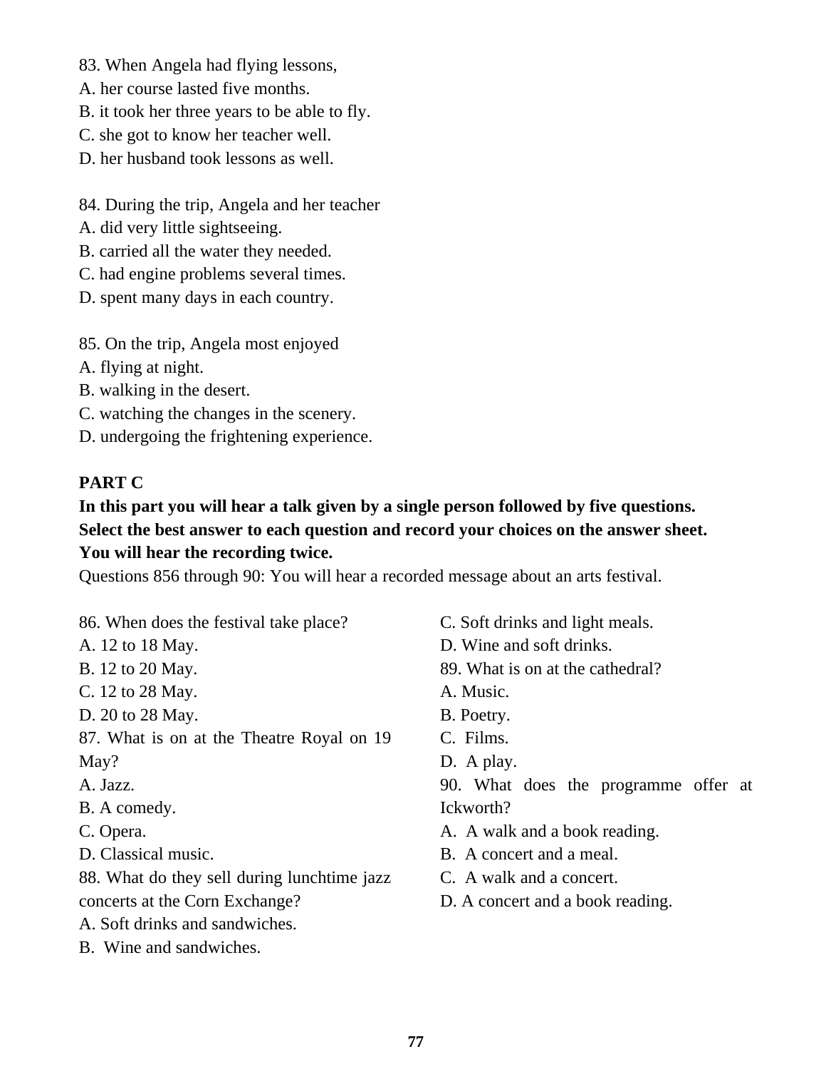83. When Angela had flying lessons,
A. her course lasted five months.
B. it took her three years to be able to fly.
C. she got to know her teacher well.
D. her husband took lessons as well.

84. During the trip, Angela and her teacher
A. did very little sightseeing.
B. carried all the water they needed.
C. had engine problems several times.
D. spent many days in each country.

85. On the trip, Angela most enjoyed
A. flying at night.
B. walking in the desert.
C. watching the changes in the scenery.
D. undergoing the frightening experience.

**PART C**

**In this part you will hear a talk given by a single person followed by five questions. Select the best answer to each question and record your choices on the answer sheet. You will hear the recording twice.**

Questions 856 through 90: You will hear a recorded message about an arts festival.

86. When does the festival take place?
A. 12 to 18 May.
B. 12 to 20 May.
C. 12 to 28 May.
D. 20 to 28 May.

87. What is on at the Theatre Royal on 19 May?
A. Jazz.
B. A comedy.
C. Opera.
D. Classical music.

88. What do they sell during lunchtime jazz concerts at the Corn Exchange?
A. Soft drinks and sandwiches.
B. Wine and sandwiches.
C. Soft drinks and light meals.
D. Wine and soft drinks.

89. What is on at the cathedral?
A. Music.
B. Poetry.
C. Films.
D. A play.

90. What does the programme offer at Ickworth?
A. A walk and a book reading.
B. A concert and a meal.
C. A walk and a concert.
D. A concert and a book reading.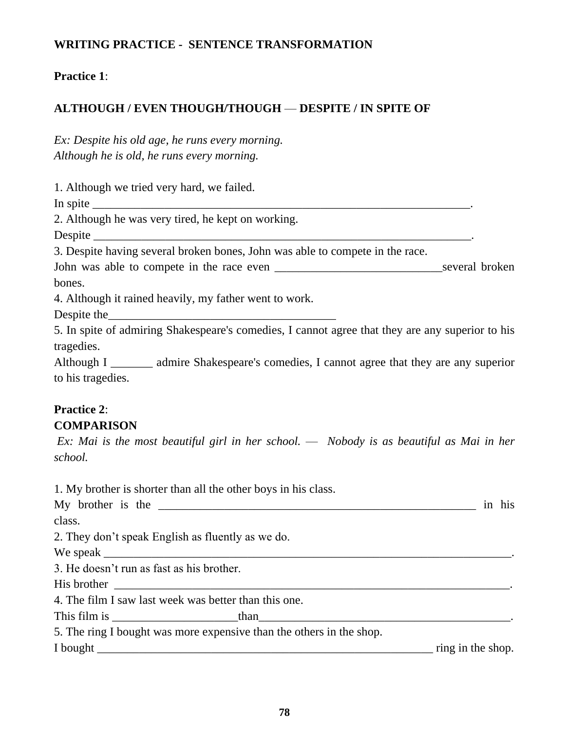**WRITING PRACTICE - SENTENCE TRANSFORMATION**

**Practice 1**:

**ALTHOUGH / EVEN THOUGH/THOUGH — DESPITE / IN SPITE OF**

*Ex: Despite his old age, he runs every morning.*
*Although he is old, he runs every morning.*

1. Although we tried very hard, we failed.
In spite ____________________________________________________________________.
2. Although he was very tired, he kept on working.
Despite ____________________________________________________________________.
3. Despite having several broken bones, John was able to compete in the race.
John was able to compete in the race even _____________________________several broken bones.
4. Although it rained heavily, my father went to work.
Despite the_________________________________________
5. In spite of admiring Shakespeare's comedies, I cannot agree that they are any superior to his tragedies.
Although I _______ admire Shakespeare's comedies, I cannot agree that they are any superior to his tragedies.

**Practice 2**:
**COMPARISON**
*Ex: Mai is the most beautiful girl in her school. — Nobody is as beautiful as Mai in her school.*

1. My brother is shorter than all the other boys in his class.
My brother is the __________________________________________________________ in his class.
2. They don't speak English as fluently as we do.
We speak ___________________________________________________________________________.
3. He doesn't run as fast as his brother.
His brother _________________________________________________________________________.
4. The film I saw last week was better than this one.
This film is _____________________than_____________________________________________.
5. The ring I bought was more expensive than the others in the shop.
I bought ____________________________________________________________ ring in the shop.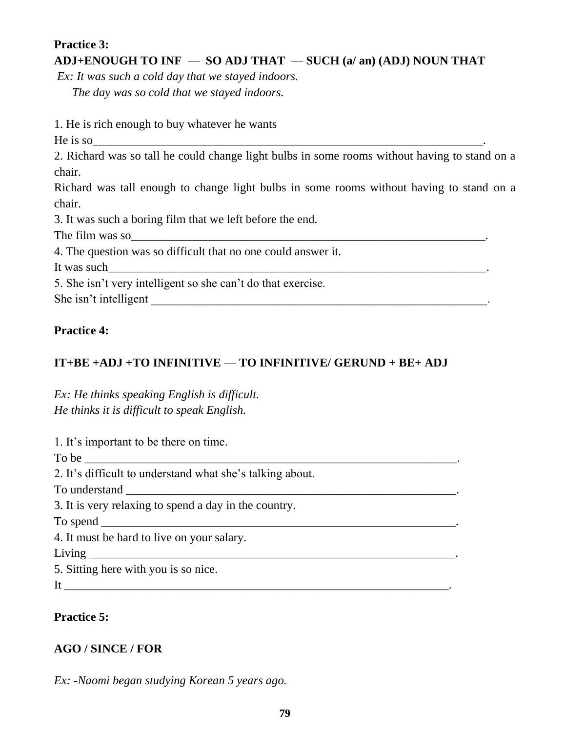**Practice 3:**

**ADJ+ENOUGH TO INF — SO ADJ THAT — SUCH (a/ an) (ADJ) NOUN THAT**

*Ex: It was such a cold day that we stayed indoors.*
*The day was so cold that we stayed indoors.*

1. He is rich enough to buy whatever he wants
He is so_____________________________________________________________________.
2. Richard was so tall he could change light bulbs in some rooms without having to stand on a chair.
Richard was tall enough to change light bulbs in some rooms without having to stand on a chair.
3. It was such a boring film that we left before the end.
The film was so_______________________________________________________________.
4. The question was so difficult that no one could answer it.
It was such__________________________________________________________________.
5. She isn't very intelligent so she can't do that exercise.
She isn't intelligent _____________________________________________________________.

**Practice 4:**

**IT+BE +ADJ +TO INFINITIVE — TO INFINITIVE/ GERUND + BE+ ADJ**

*Ex: He thinks speaking English is difficult.*
*He thinks it is difficult to speak English.*

1. It's important to be there on time.
To be ____________________________________________________________________.
2. It's difficult to understand what she's talking about.
To understand _____________________________________________________________.
3. It is very relaxing to spend a day in the country.
To spend _________________________________________________________________.
4. It must be hard to live on your salary.
Living ___________________________________________________________________.
5. Sitting here with you is so nice.
It _______________________________________________________________________.

**Practice 5:**

**AGO / SINCE / FOR**

*Ex: -Naomi began studying Korean 5 years ago.*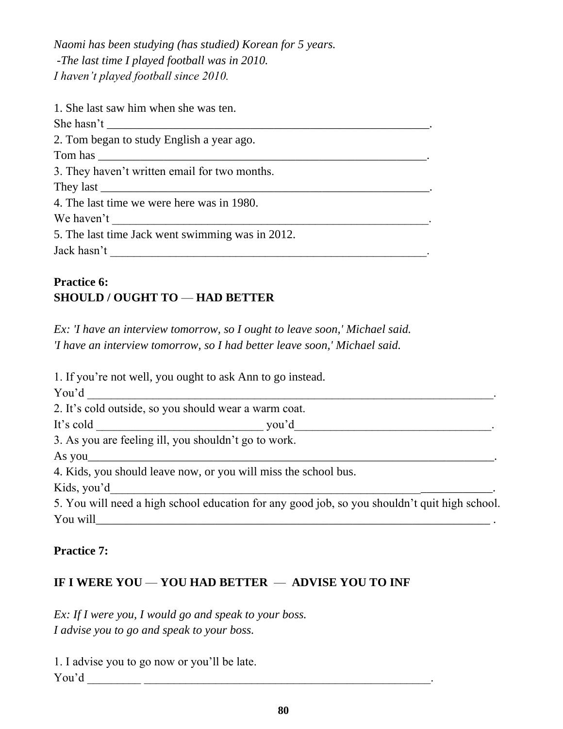*Naomi has been studying (has studied) Korean for 5 years.*
*-The last time I played football was in 2010.*
*I haven't played football since 2010.*

1. She last saw him when she was ten.
She hasn't ________________________________________________________.
2. Tom began to study English a year ago.
Tom has __________________________________________________________.
3. They haven't written email for two months.
They last _________________________________________________________.
4. The last time we were here was in 1980.
We haven't ________________________________________________________.
5. The last time Jack went swimming was in 2012.
Jack hasn't ________________________________________________________.

**Practice 6:**
**SHOULD / OUGHT TO — HAD BETTER**

*Ex: 'I have an interview tomorrow, so I ought to leave soon,' Michael said.*
*'I have an interview tomorrow, so I had better leave soon,' Michael said.*

1. If you're not well, you ought to ask Ann to go instead.
You'd ____________________________________________________________________.
2. It's cold outside, so you should wear a warm coat.
It's cold ______________________________ you'd______________________________.
3. As you are feeling ill, you shouldn't go to work.
As you____________________________________________________________________.
4. Kids, you should leave now, or you will miss the school bus.
Kids, you'd_________________________________________________________________.
5. You will need a high school education for any good job, so you shouldn't quit high school.
You will___________________________________________________________________ .

**Practice 7:**

**IF I WERE YOU — YOU HAD BETTER — ADVISE YOU TO INF**

*Ex: If I were you, I would go and speak to your boss.*
*I advise you to go and speak to your boss.*

1. I advise you to go now or you'll be late.
You'd _________ ____________________________________________________.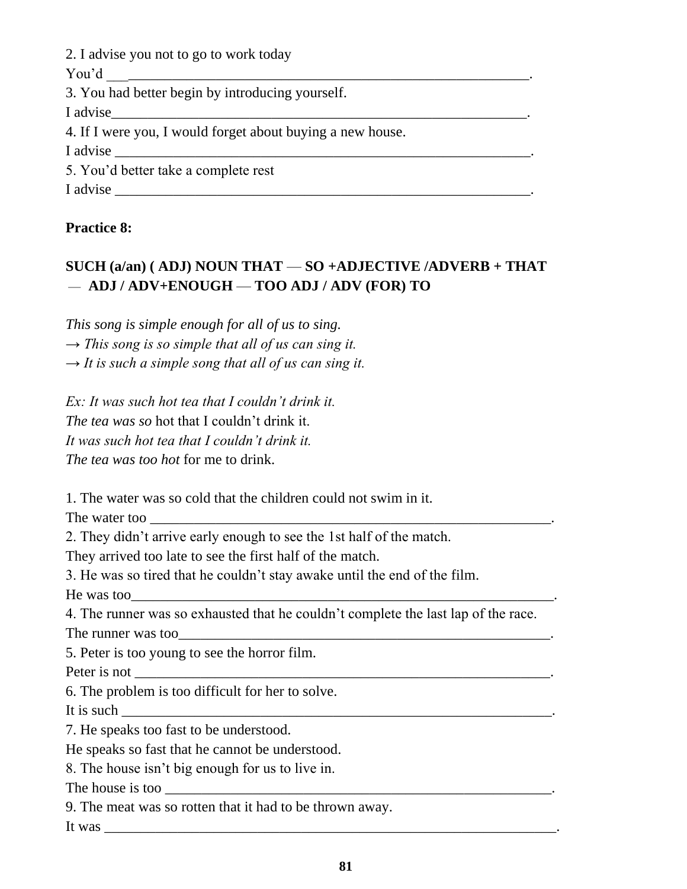2. I advise you not to go to work today

You'd ___________________________________________________________.

3. You had better begin by introducing yourself.

I advise___________________________________________________________.

4. If I were you, I would forget about buying a new house.

I advise ___________________________________________________________.

5. You'd better take a complete rest

I advise ___________________________________________________________.

**Practice 8:**

**SUCH (a/an) ( ADJ) NOUN THAT — SO +ADJECTIVE /ADVERB + THAT — ADJ / ADV+ENOUGH — TOO ADJ / ADV (FOR) TO**

*This song is simple enough for all of us to sing.*

*→ This song is so simple that all of us can sing it.*

*→ It is such a simple song that all of us can sing it.*

*Ex: It was such hot tea that I couldn't drink it.*

*The tea was so* hot that I couldn't drink it.

*It was such hot tea that I couldn't drink it.*

*The tea was too hot* for me to drink.

1. The water was so cold that the children could not swim in it.

The water too ___________________________________________________________.

2. They didn't arrive early enough to see the 1st half of the match.

They arrived too late to see the first half of the match.

3. He was so tired that he couldn't stay awake until the end of the film.

He was too___________________________________________________________.

4. The runner was so exhausted that he couldn't complete the last lap of the race.

The runner was too___________________________________________________________.

5. Peter is too young to see the horror film.

Peter is not ___________________________________________________________.

6. The problem is too difficult for her to solve.

It is such ___________________________________________________________.

7. He speaks too fast to be understood.

He speaks so fast that he cannot be understood.

8. The house isn't big enough for us to live in.

The house is too ___________________________________________________________.

9. The meat was so rotten that it had to be thrown away.

It was ___________________________________________________________.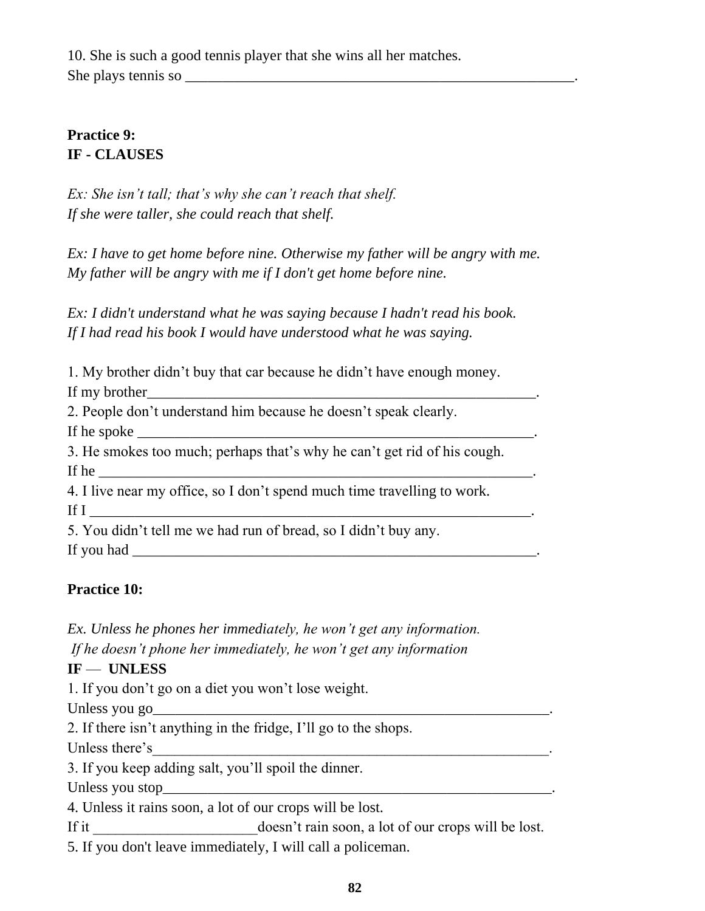10. She is such a good tennis player that she wins all her matches.
She plays tennis so ________________________________________________________.

**Practice 9:**
**IF - CLAUSES**

*Ex: She isn't tall; that's why she can't reach that shelf.*
*If she were taller, she could reach that shelf.*

*Ex: I have to get home before nine. Otherwise my father will be angry with me.*
*My father will be angry with me if I don't get home before nine.*

*Ex: I didn't understand what he was saying because I hadn't read his book.*
*If I had read his book I would have understood what he was saying.*

1. My brother didn't buy that car because he didn't have enough money.
If my brother_______________________________________________________.
2. People don't understand him because he doesn't speak clearly.
If he spoke ________________________________________________________.
3. He smokes too much; perhaps that's why he can't get rid of his cough.
If he ____________________________________________________________.
4. I live near my office, so I don't spend much time travelling to work.
If I _____________________________________________________________.
5. You didn't tell me we had run of bread, so I didn't buy any.
If you had _________________________________________________________.

**Practice 10:**

*Ex. Unless he phones her immediately, he won't get any information.*
*If he doesn't phone her immediately, he won't get any information*

**IF — UNLESS**

1. If you don't go on a diet you won't lose weight.
Unless you go_______________________________________________________.
2. If there isn't anything in the fridge, I'll go to the shops.
Unless there's______________________________________________________.
3. If you keep adding salt, you'll spoil the dinner.
Unless you stop_____________________________________________________.
4. Unless it rains soon, a lot of our crops will be lost.
If it ______________________doesn't rain soon, a lot of our crops will be lost.
5. If you don't leave immediately, I will call a policeman.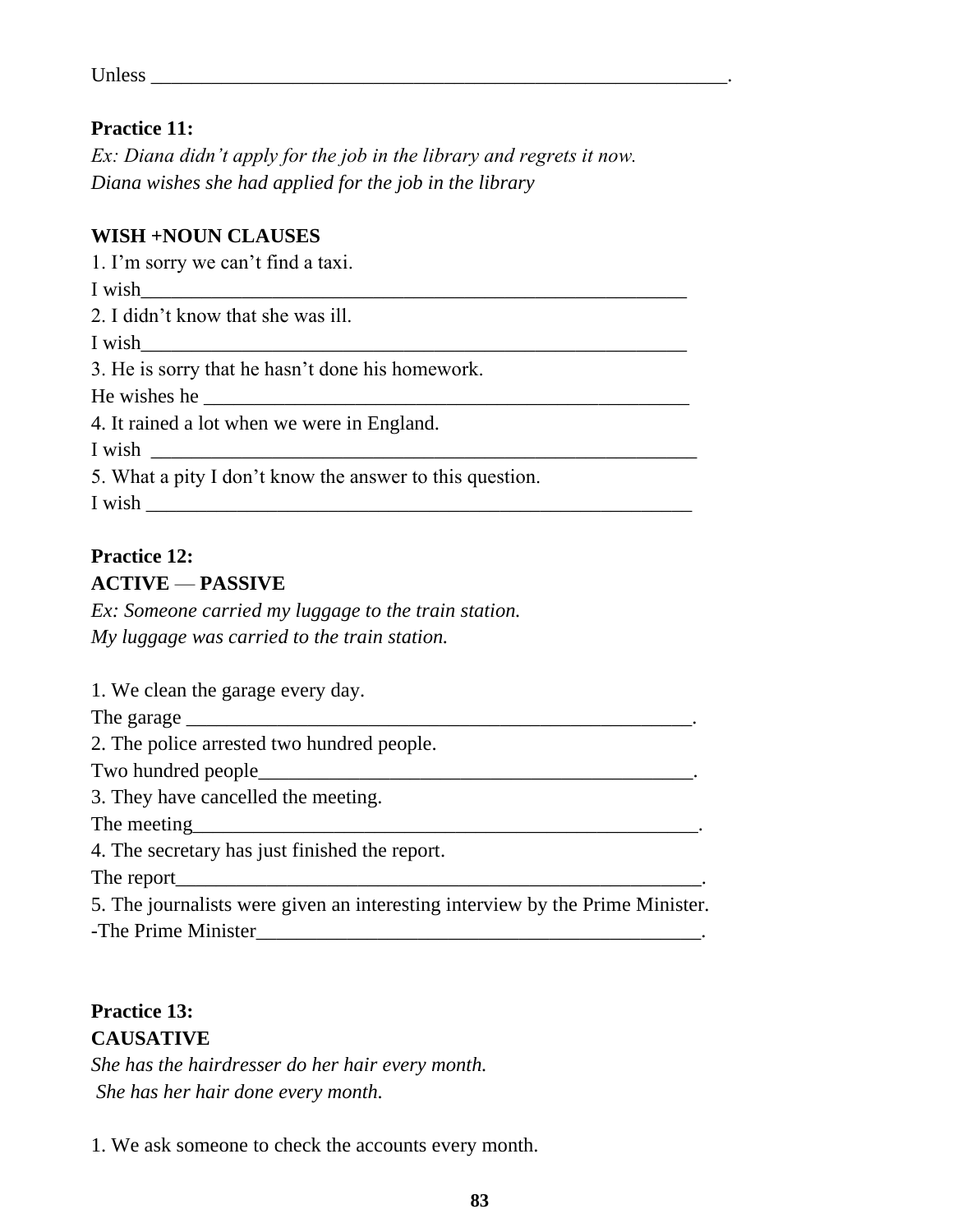Unless _____________________________________________________________.

**Practice 11:**

*Ex: Diana didn't apply for the job in the library and regrets it now.*
*Diana wishes she had applied for the job in the library*

**WISH +NOUN CLAUSES**

1. I'm sorry we can't find a taxi.
I wish__________________________________________________________
2. I didn't know that she was ill.
I wish__________________________________________________________
3. He is sorry that he hasn't done his homework.
He wishes he ____________________________________________________
4. It rained a lot when we were in England.
I wish __________________________________________________________
5. What a pity I don't know the answer to this question.
I wish __________________________________________________________

**Practice 12:**

**ACTIVE — PASSIVE**

*Ex: Someone carried my luggage to the train station.*
*My luggage was carried to the train station.*

1. We clean the garage every day.
The garage _____________________________________________________.
2. The police arrested two hundred people.
Two hundred people_______________________________________________.
3. They have cancelled the meeting.
The meeting_____________________________________________________.
4. The secretary has just finished the report.
The report______________________________________________________.
5. The journalists were given an interesting interview by the Prime Minister.
-The Prime Minister_______________________________________________.

**Practice 13:**

**CAUSATIVE**

*She has the hairdresser do her hair every month.*
*She has her hair done every month.*

1. We ask someone to check the accounts every month.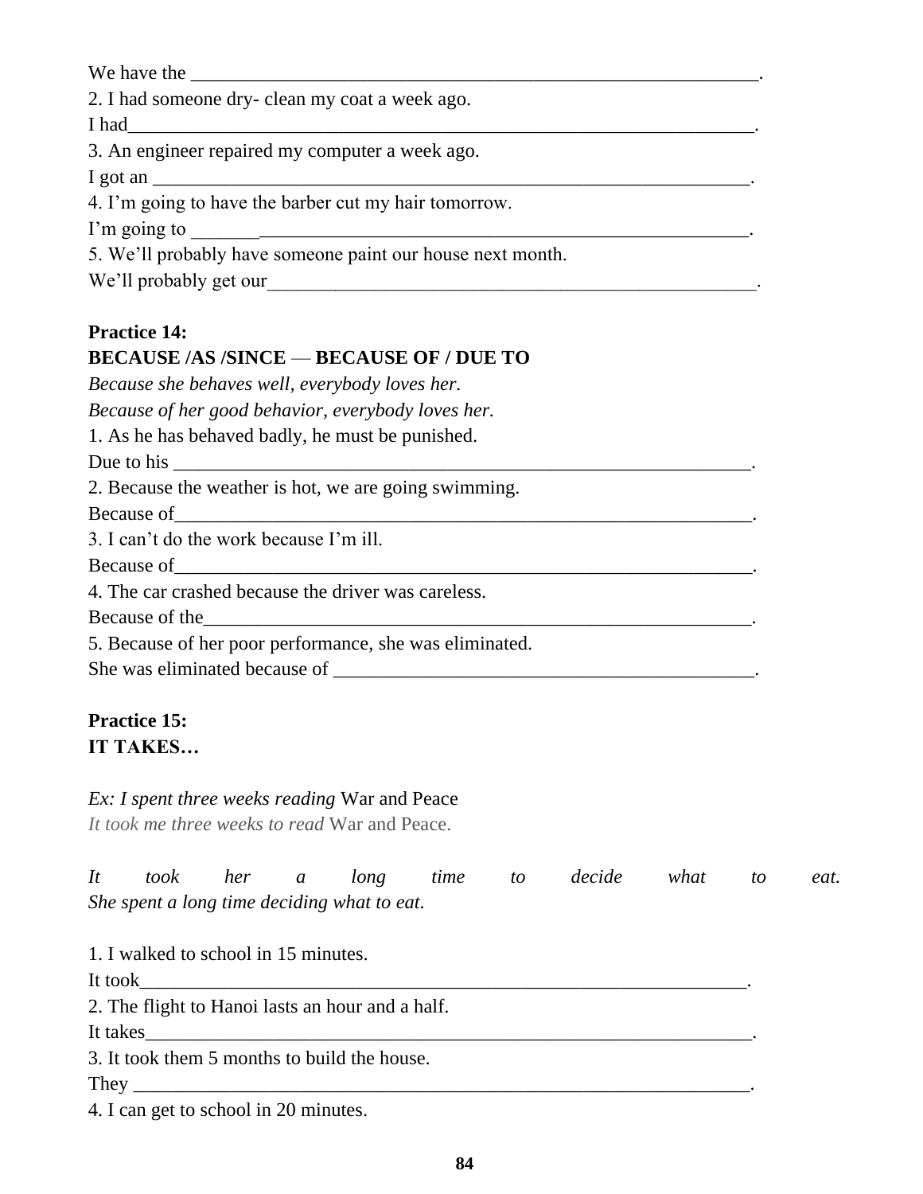We have the ______________________________________________________________.

2. I had someone dry- clean my coat a week ago.

I had_______________________________________________________________.

3. An engineer repaired my computer a week ago.

I got an ____________________________________________________________.

4. I'm going to have the barber cut my hair tomorrow.

I'm going to _______________________________________________________.

5. We'll probably have someone paint our house next month.

We'll probably get our_________________________________________________.

**Practice 14:**

**BECAUSE /AS /SINCE — BECAUSE OF / DUE TO**

*Because she behaves well, everybody loves her.*

*Because of her good behavior, everybody loves her.*

1. As he has behaved badly, he must be punished.

Due to his __________________________________________________________.

2. Because the weather is hot, we are going swimming.

Because of__________________________________________________________.

3. I can't do the work because I'm ill.

Because of__________________________________________________________.

4. The car crashed because the driver was careless.

Because of the_______________________________________________________.

5. Because of her poor performance, she was eliminated.

She was eliminated because of ________________________________________.

**Practice 15:**

**IT TAKES…**

*Ex: I spent three weeks reading* War and Peace

*It took me three weeks to read* War and Peace.

*It took her a long time to decide what to eat.*
*She spent a long time deciding what to eat.*

1. I walked to school in 15 minutes.

It took______________________________________________________________.

2. The flight to Hanoi lasts an hour and a half.

It takes_____________________________________________________________.

3. It took them 5 months to build the house.

They ______________________________________________________________.

4. I can get to school in 20 minutes.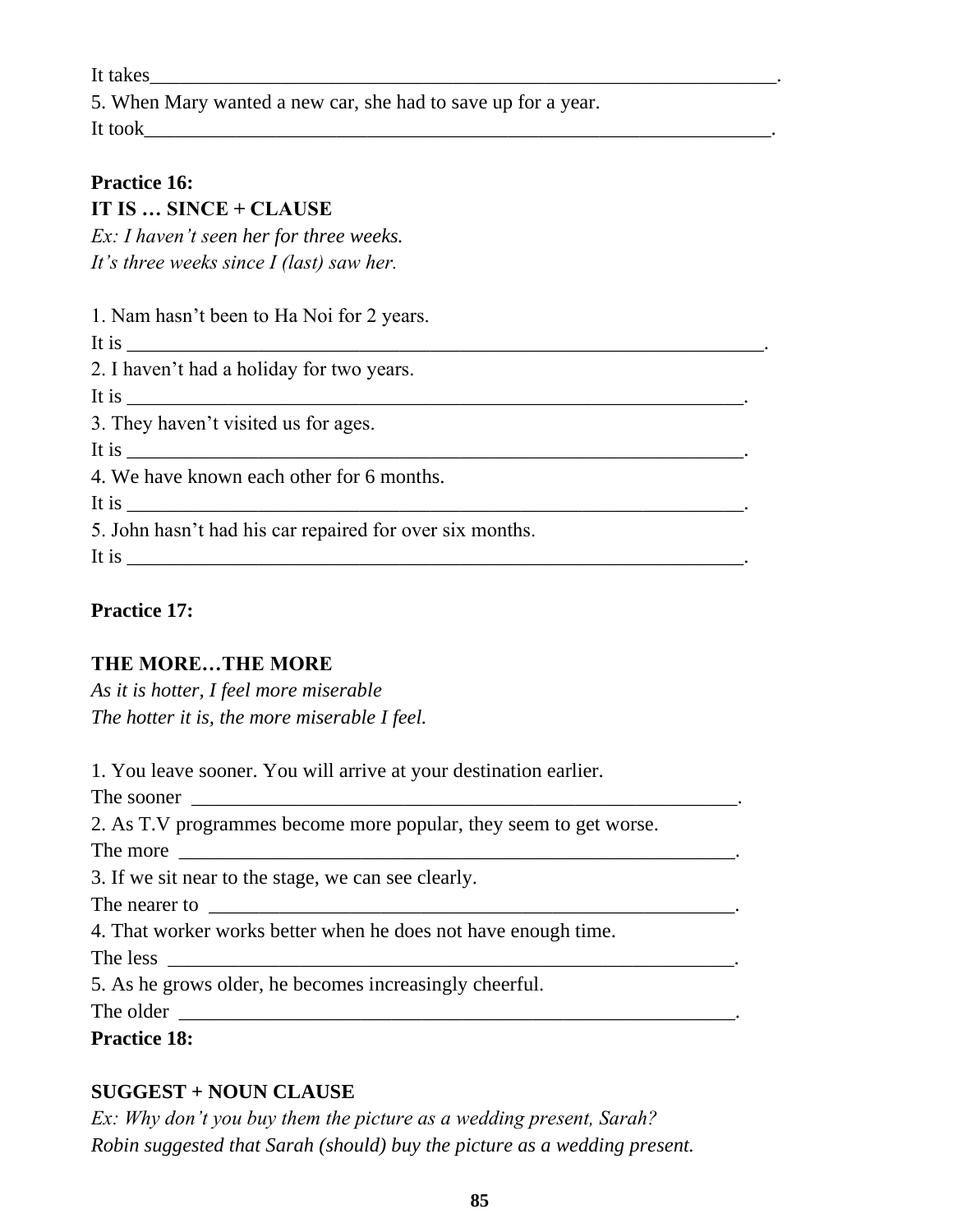It takes_________________________________________________________________.

5. When Mary wanted a new car, she had to save up for a year.

It took_________________________________________________________________.

**Practice 16:**

**IT IS … SINCE + CLAUSE**

*Ex: I haven't seen her for three weeks.*

*It's three weeks since I (last) saw her.*

1. Nam hasn't been to Ha Noi for 2 years.

It is _________________________________________________________________.

2. I haven't had a holiday for two years.

It is ________________________________________________________________.

3. They haven't visited us for ages.

It is ________________________________________________________________.

4. We have known each other for 6 months.

It is ________________________________________________________________.

5. John hasn't had his car repaired for over six months.

It is ________________________________________________________________.

**Practice 17:**

**THE MORE…THE MORE**

*As it is hotter, I feel more miserable*

*The hotter it is, the more miserable I feel.*

1. You leave sooner. You will arrive at your destination earlier.

The sooner ____________________________________________________________.

2. As T.V programmes become more popular, they seem to get worse.

The more _____________________________________________________________.

3. If we sit near to the stage, we can see clearly.

The nearer to __________________________________________________________.

4. That worker works better when he does not have enough time.

The less ______________________________________________________________.

5. As he grows older, he becomes increasingly cheerful.

The older _____________________________________________________________.

**Practice 18:**

**SUGGEST + NOUN CLAUSE**

*Ex: Why don't you buy them the picture as a wedding present, Sarah?*

*Robin suggested that Sarah (should) buy the picture as a wedding present.*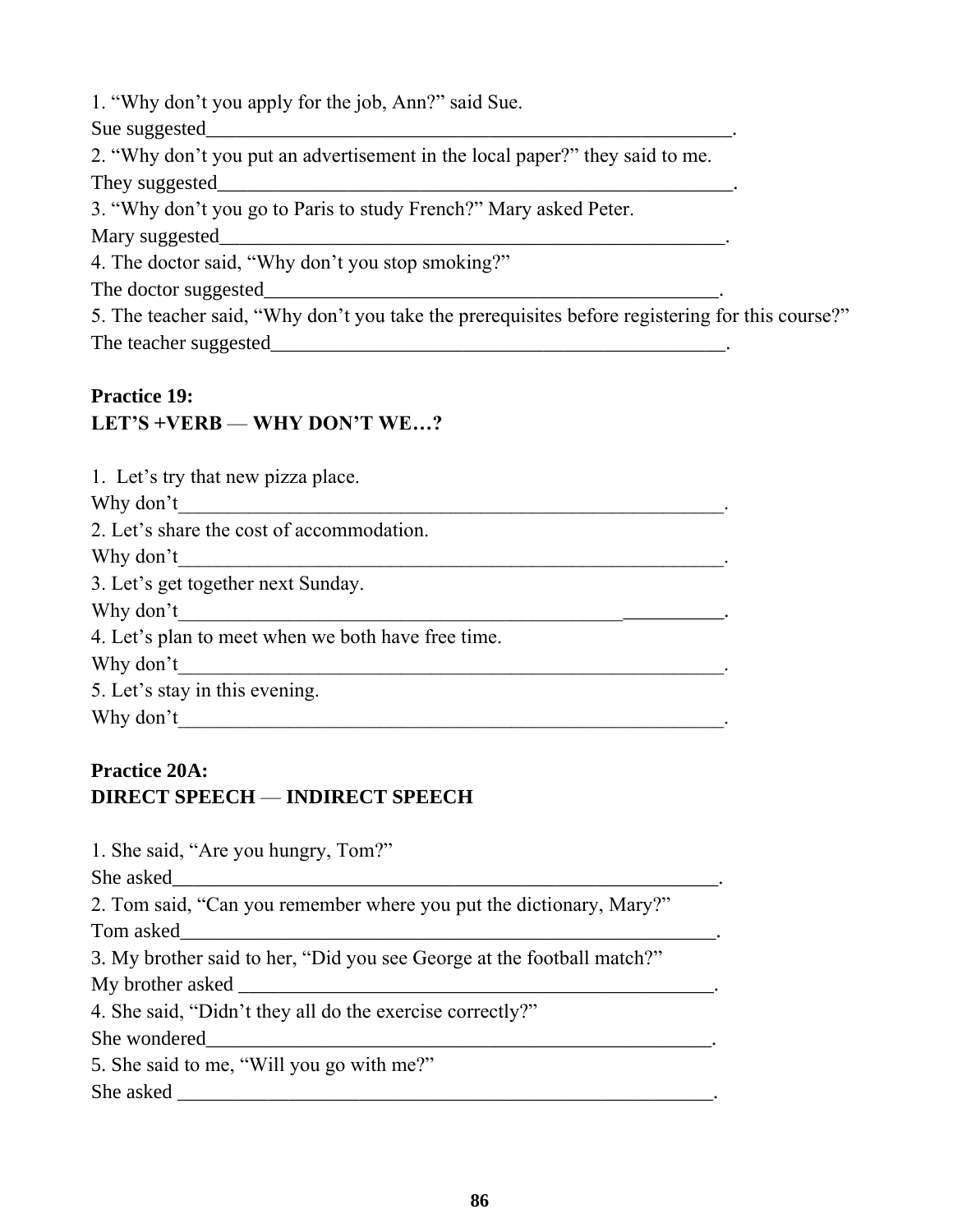1. "Why don't you apply for the job, Ann?" said Sue.
Sue suggested_______________________________________________________.
2. "Why don't you put an advertisement in the local paper?" they said to me.
They suggested_______________________________________________________.
3. "Why don't you go to Paris to study French?" Mary asked Peter.
Mary suggested______________________________________________________.
4. The doctor said, "Why don't you stop smoking?"
The doctor suggested_______________________________________________.
5. The teacher said, "Why don't you take the prerequisites before registering for this course?"
The teacher suggested_______________________________________________.

**Practice 19:**
**LET'S +VERB — WHY DON'T WE…?**

1. Let's try that new pizza place.
Why don't_________________________________________________________.
2. Let's share the cost of accommodation.
Why don't_________________________________________________________.
3. Let's get together next Sunday.
Why don't_________________________________________________________.
4. Let's plan to meet when we both have free time.
Why don't_________________________________________________________.
5. Let's stay in this evening.
Why don't_________________________________________________________.

**Practice 20A:**
**DIRECT SPEECH — INDIRECT SPEECH**

1. She said, "Are you hungry, Tom?"
She asked_________________________________________________________.
2. Tom said, "Can you remember where you put the dictionary, Mary?"
Tom asked_________________________________________________________.
3. My brother said to her, "Did you see George at the football match?"
My brother asked ___________________________________________________.
4. She said, "Didn't they all do the exercise correctly?"
She wondered______________________________________________________.
5. She said to me, "Will you go with me?"
She asked _________________________________________________________.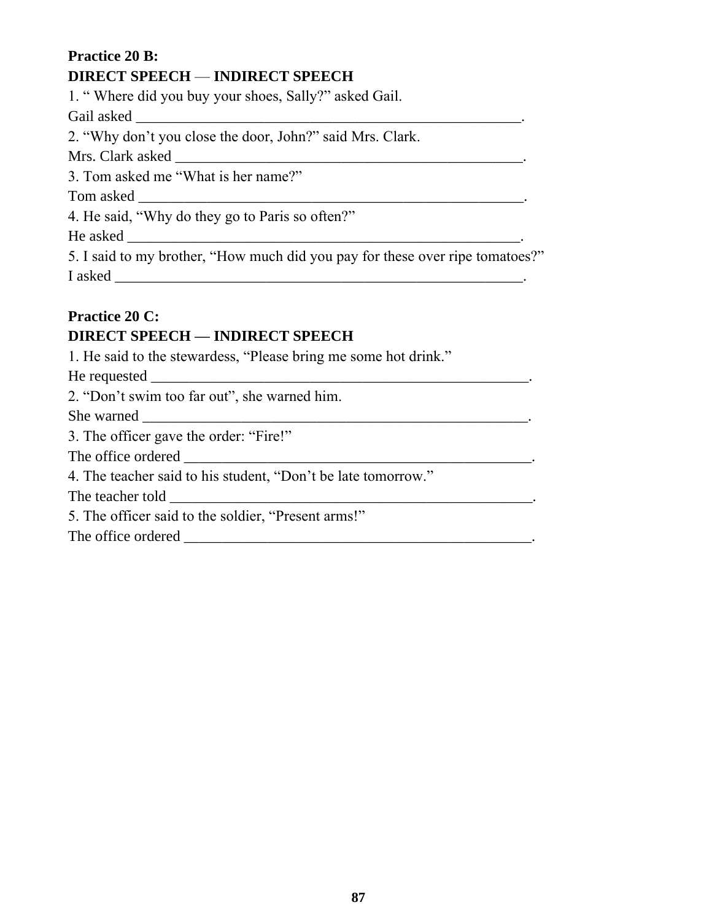**Practice 20 B:**
**DIRECT SPEECH — INDIRECT SPEECH**

1. " Where did you buy your shoes, Sally?" asked Gail.
Gail asked ______________________________________________________.
2. "Why don't you close the door, John?" said Mrs. Clark.
Mrs. Clark asked ________________________________________________.
3. Tom asked me "What is her name?"
Tom asked ______________________________________________________.
4. He said, "Why do they go to Paris so often?"
He asked ________________________________________________________.
5. I said to my brother, "How much did you pay for these over ripe tomatoes?"
I asked __________________________________________________________.

**Practice 20 C:**
**DIRECT SPEECH — INDIRECT SPEECH**

1. He said to the stewardess, "Please bring me some hot drink."
He requested _____________________________________________________.
2. "Don't swim too far out", she warned him.
She warned _______________________________________________________.
3. The officer gave the order: "Fire!"
The office ordered _________________________________________________.
4. The teacher said to his student, "Don't be late tomorrow."
The teacher told ___________________________________________________.
5. The officer said to the soldier, "Present arms!"
The office ordered _________________________________________________.